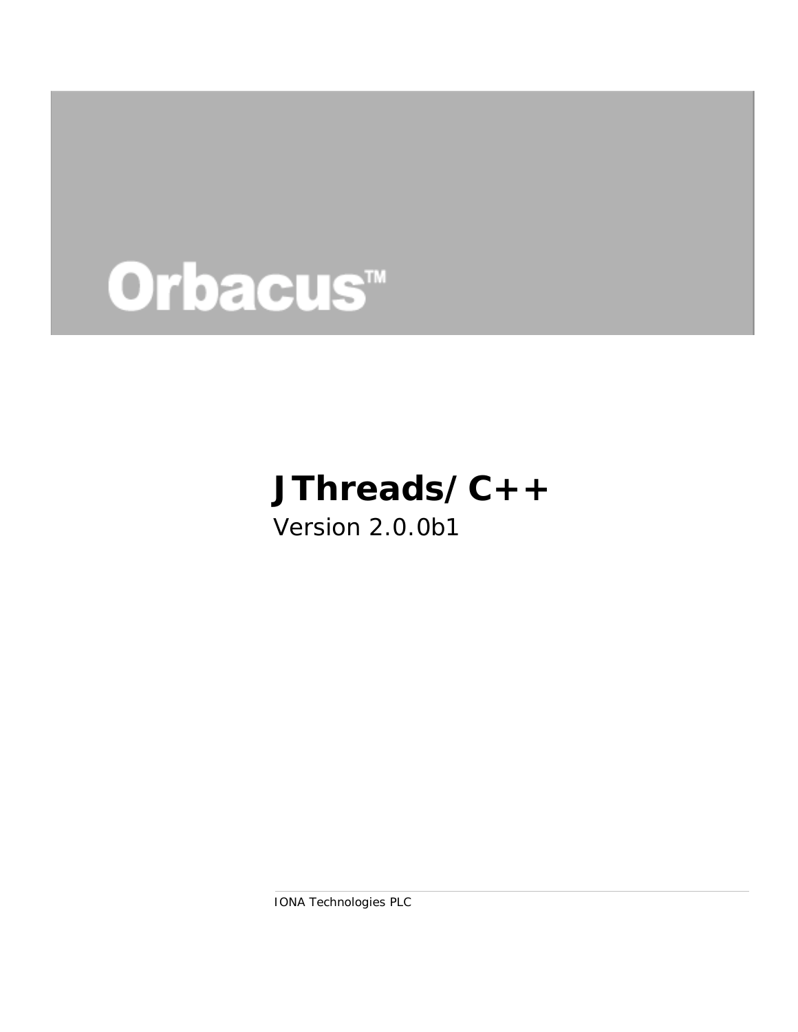Orbacus™

# JThreads/C++

Version 2.0.0b1

IONA Technologies PLC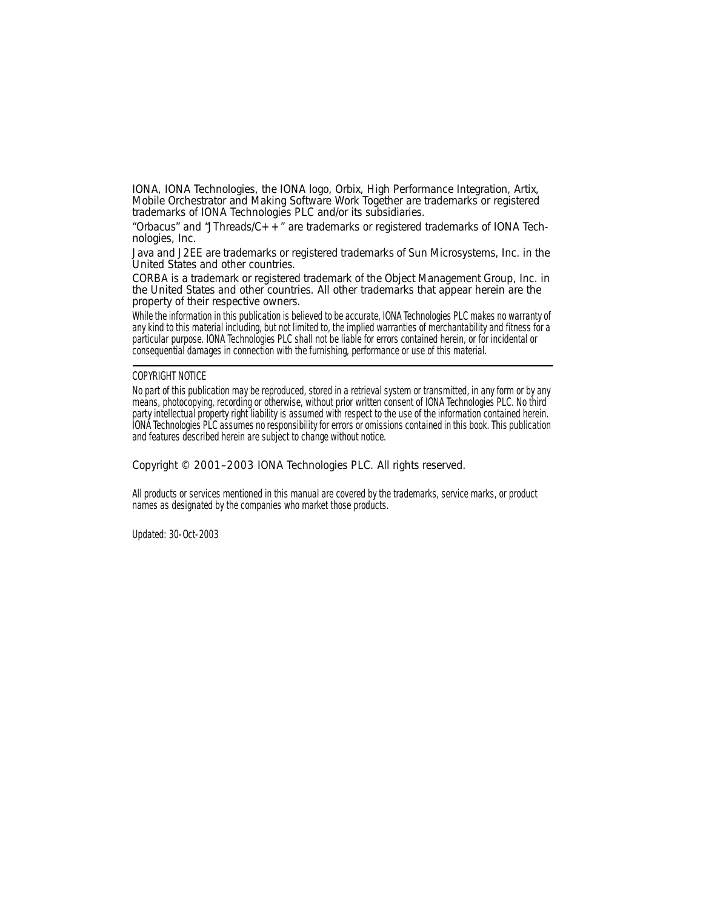IONA, IONA Technologies, the IONA logo, Orbix, High Performance Integration, Artix, Mobile Orchestrator and Making Software Work Together are trademarks or registered trademarks of IONA Technologies PLC and/or its subsidiaries.

"Orbacus" and "JThreads/C++" are trademarks or registered trademarks of IONA Technologies, Inc.

Java and J2EE are trademarks or registered trademarks of Sun Microsystems, Inc. in the United States and other countries.

CORBA is a trademark or registered trademark of the Object Management Group, Inc. in the United States and other countries. All other trademarks that appear herein are the property of their respective owners.

*While the information in this publication is believed to be accurate, IONA Technologies PLC makes no warranty of any kind to this material including, but not limited to, the implied warranties of merchantability and fitness for a particular purpose. IONA Technologies PLC shall not be liable for errors contained herein, or for incidental or consequential damages in connection with the furnishing, performance or use of this material.*

---

*COPYRIGHT NOTICE*

*No part of this publication may be reproduced, stored in a retrieval system or transmitted, in any form or by any means, photocopying, recording or otherwise, without prior written consent of IONA Technologies PLC. No third party intellectual property right liability is assumed with respect to the use of the information contained herein. IONA Technologies PLC assumes no responsibility for errors or omissions contained in this book. This publication and features described herein are subject to change without notice.*

Copyright © 2001–2003 IONA Technologies PLC. All rights reserved.

*All products or services mentioned in this manual are covered by the trademarks, service marks, or product names as designated by the companies who market those products.*

*Updated: 30-Oct-2003*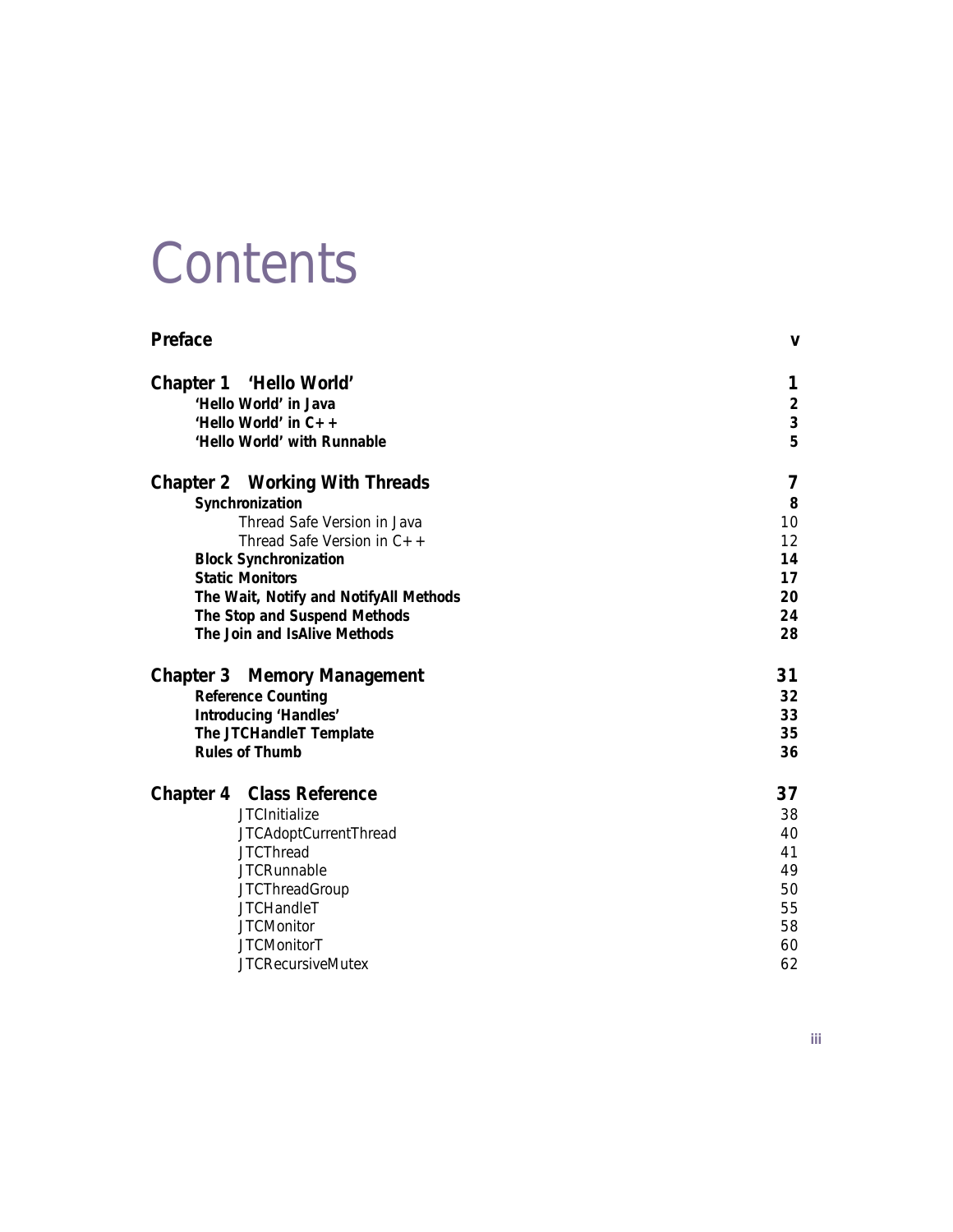# Contents

| | |
|---|---|
| **Preface** | **v** |
| **Chapter 1 'Hello World'** | **1** |
| **'Hello World' in Java** | **2** |
| **'Hello World' in C++** | **3** |
| **'Hello World' with Runnable** | **5** |
| **Chapter 2 Working With Threads** | **7** |
| **Synchronization** | **8** |
| Thread Safe Version in Java | 10 |
| Thread Safe Version in C++ | 12 |
| **Block Synchronization** | **14** |
| **Static Monitors** | **17** |
| **The Wait, Notify and NotifyAll Methods** | **20** |
| **The Stop and Suspend Methods** | **24** |
| **The Join and IsAlive Methods** | **28** |
| **Chapter 3 Memory Management** | **31** |
| **Reference Counting** | **32** |
| **Introducing 'Handles'** | **33** |
| **The JTCHandleT Template** | **35** |
| **Rules of Thumb** | **36** |
| **Chapter 4 Class Reference** | **37** |
| JTCInitialize | 38 |
| JTCAdoptCurrentThread | 40 |
| JTCThread | 41 |
| JTCRunnable | 49 |
| JTCThreadGroup | 50 |
| JTCHandleT | 55 |
| JTCMonitor | 58 |
| JTCMonitorT | 60 |
| JTCRecursiveMutex | 62 |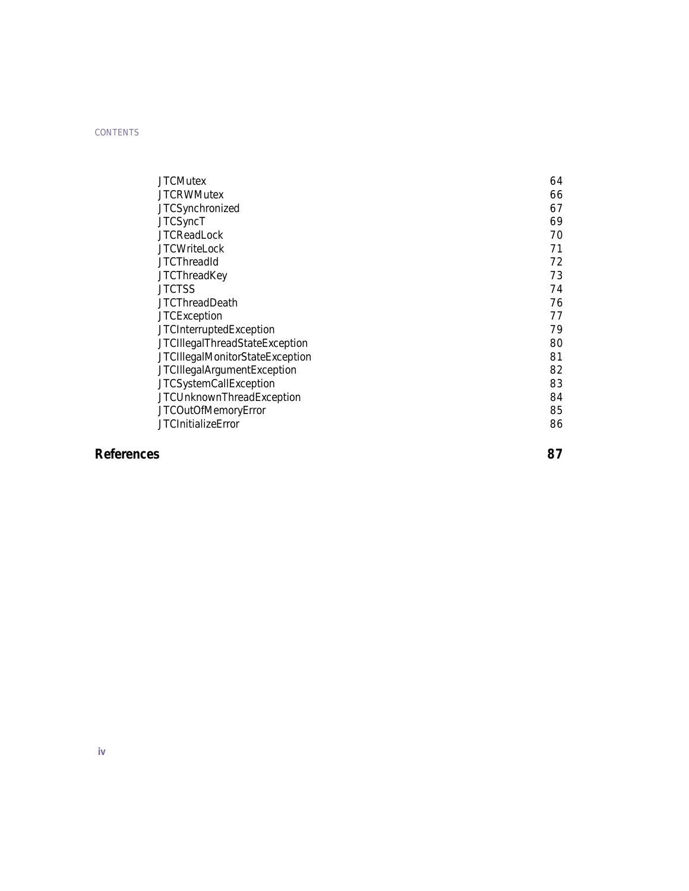| | |
|---|---|
| JTCMutex | 64 |
| JTCRWMutex | 66 |
| JTCSynchronized | 67 |
| JTCSyncT | 69 |
| JTCReadLock | 70 |
| JTCWriteLock | 71 |
| JTCThreadId | 72 |
| JTCThreadKey | 73 |
| JTCTSS | 74 |
| JTCThreadDeath | 76 |
| JTCException | 77 |
| JTCInterruptedException | 79 |
| JTCIllegalThreadStateException | 80 |
| JTCIllegalMonitorStateException | 81 |
| JTCIllegalArgumentException | 82 |
| JTCSystemCallException | 83 |
| JTCUnknownThreadException | 84 |
| JTCOutOfMemoryError | 85 |
| JTCInitializeError | 86 |

**References** **87**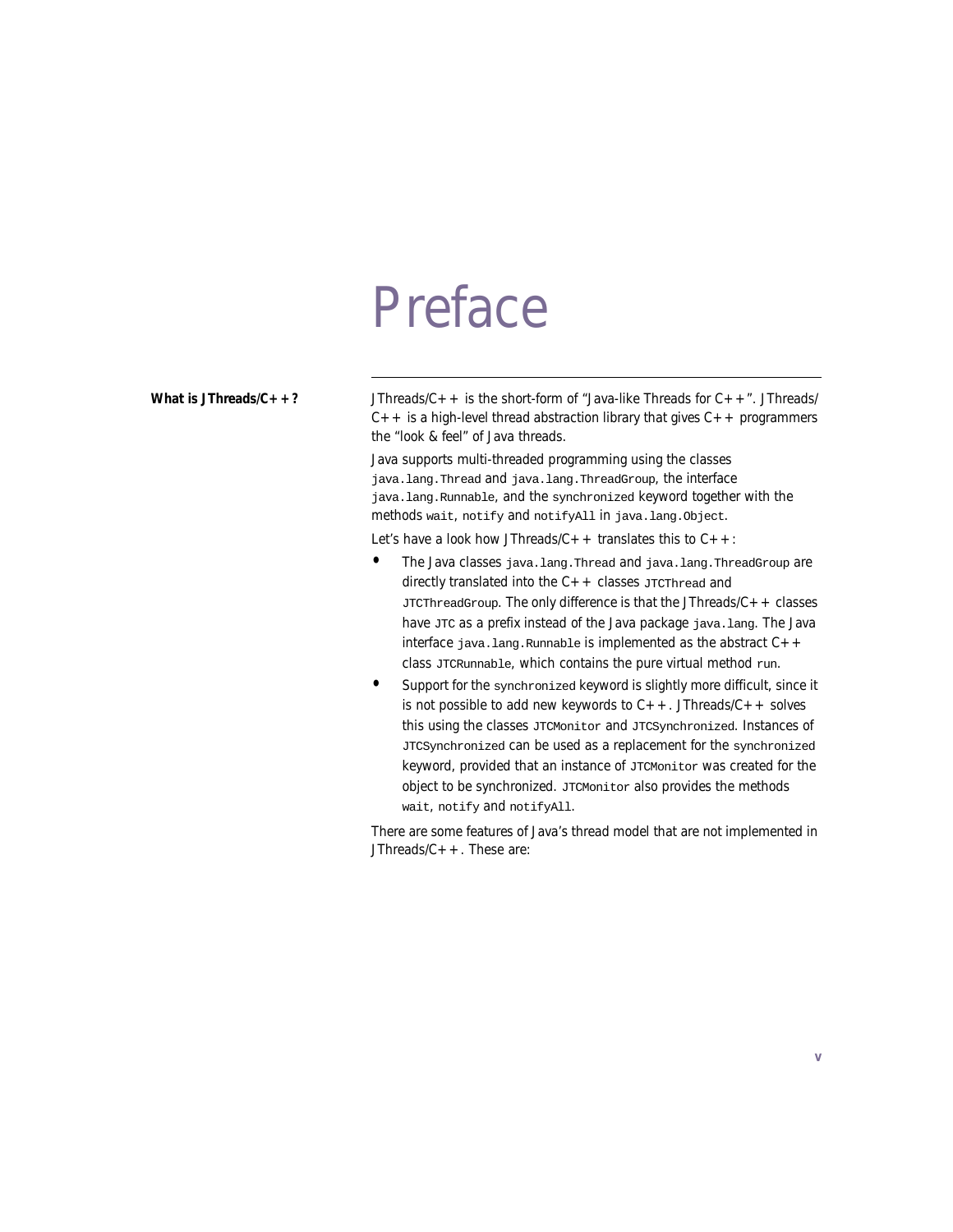# Preface

## What is JThreads/C++?

JThreads/C++ is the short-form of “Java-like Threads for C++”. JThreads/C++ is a high-level thread abstraction library that gives C++ programmers the “look & feel” of Java threads.

Java supports multi-threaded programming using the classes `java.lang.Thread` and `java.lang.ThreadGroup`, the interface `java.lang.Runnable`, and the `synchronized` keyword together with the methods `wait`, `notify` and `notifyAll` in `java.lang.Object`.

Let’s have a look how JThreads/C++ translates this to C++:

- The Java classes `java.lang.Thread` and `java.lang.ThreadGroup` are directly translated into the C++ classes `JTCThread` and `JTCThreadGroup`. The only difference is that the JThreads/C++ classes have `JTC` as a prefix instead of the Java package `java.lang`. The Java interface `java.lang.Runnable` is implemented as the abstract C++ class `JTCRunnable`, which contains the pure virtual method `run`.
- Support for the `synchronized` keyword is slightly more difficult, since it is not possible to add new keywords to C++. JThreads/C++ solves this using the classes `JTCMonitor` and `JTCSynchronized`. Instances of `JTCSynchronized` can be used as a replacement for the `synchronized` keyword, provided that an instance of `JTCMonitor` was created for the object to be synchronized. `JTCMonitor` also provides the methods `wait`, `notify` and `notifyAll`.

There are some features of Java’s thread model that are not implemented in JThreads/C++. These are: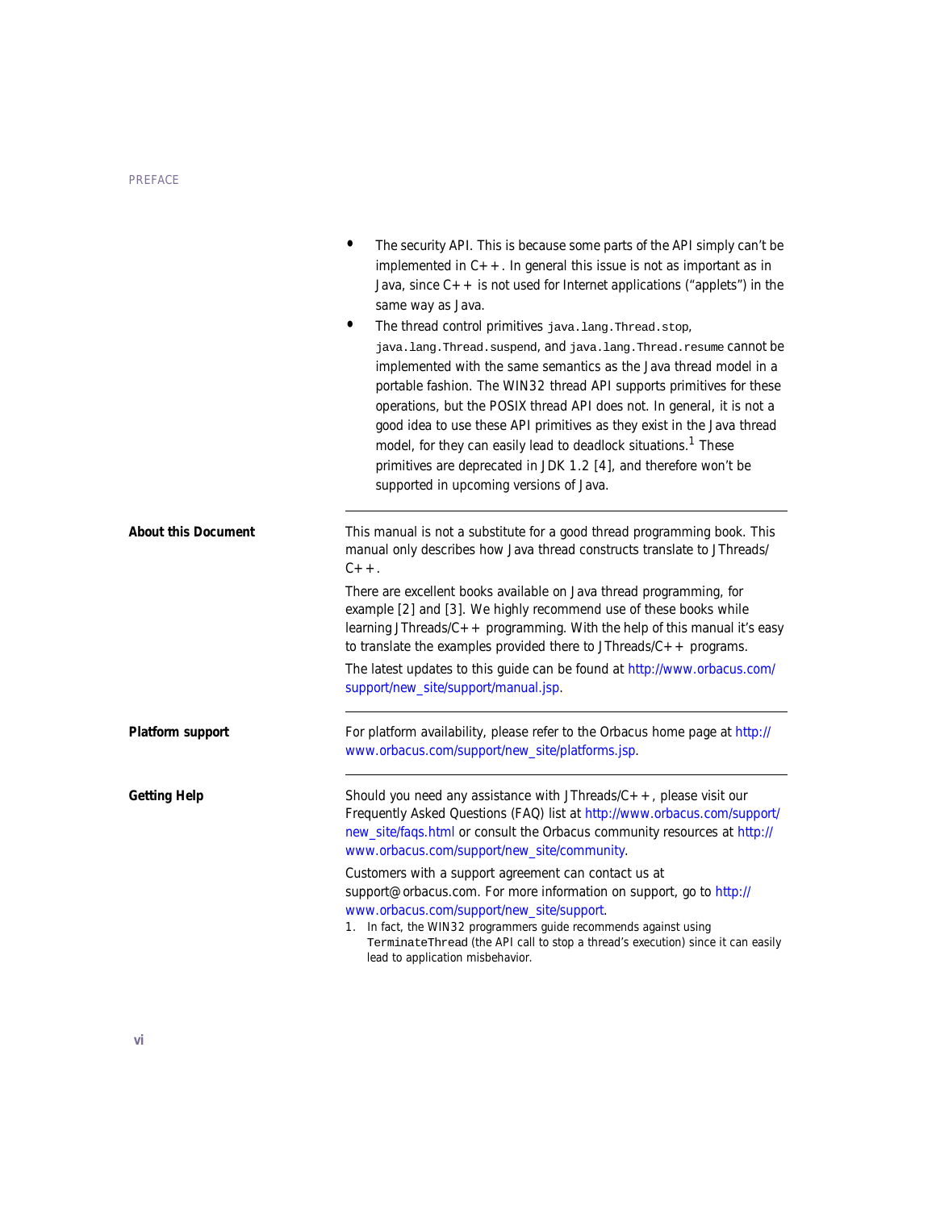- The security API. This is because some parts of the API simply can't be implemented in C++. In general this issue is not as important as in Java, since C++ is not used for Internet applications ("applets") in the same way as Java.
- The thread control primitives `java.lang.Thread.stop`, `java.lang.Thread.suspend`, and `java.lang.Thread.resume` cannot be implemented with the same semantics as the Java thread model in a portable fashion. The WIN32 thread API supports primitives for these operations, but the POSIX thread API does not. In general, it is not a good idea to use these API primitives as they exist in the Java thread model, for they can easily lead to deadlock situations.[1] These primitives are deprecated in JDK 1.2 [4], and therefore won't be supported in upcoming versions of Java.

### About this Document

This manual is not a substitute for a good thread programming book. This manual only describes how Java thread constructs translate to JThreads/C++.

There are excellent books available on Java thread programming, for example [2] and [3]. We highly recommend use of these books while learning JThreads/C++ programming. With the help of this manual it's easy to translate the examples provided there to JThreads/C++ programs.

The latest updates to this guide can be found at http://www.orbacus.com/support/new_site/support/manual.jsp.

### Platform support

For platform availability, please refer to the Orbacus home page at http://www.orbacus.com/support/new_site/platforms.jsp.

### Getting Help

Should you need any assistance with JThreads/C++, please visit our Frequently Asked Questions (FAQ) list at http://www.orbacus.com/support/new_site/faqs.html or consult the Orbacus community resources at http://www.orbacus.com/support/new_site/community.

Customers with a support agreement can contact us at support@orbacus.com. For more information on support, go to http://www.orbacus.com/support/new_site/support.

1. In fact, the WIN32 programmers guide recommends against using `TerminateThread` (the API call to stop a thread's execution) since it can easily lead to application misbehavior.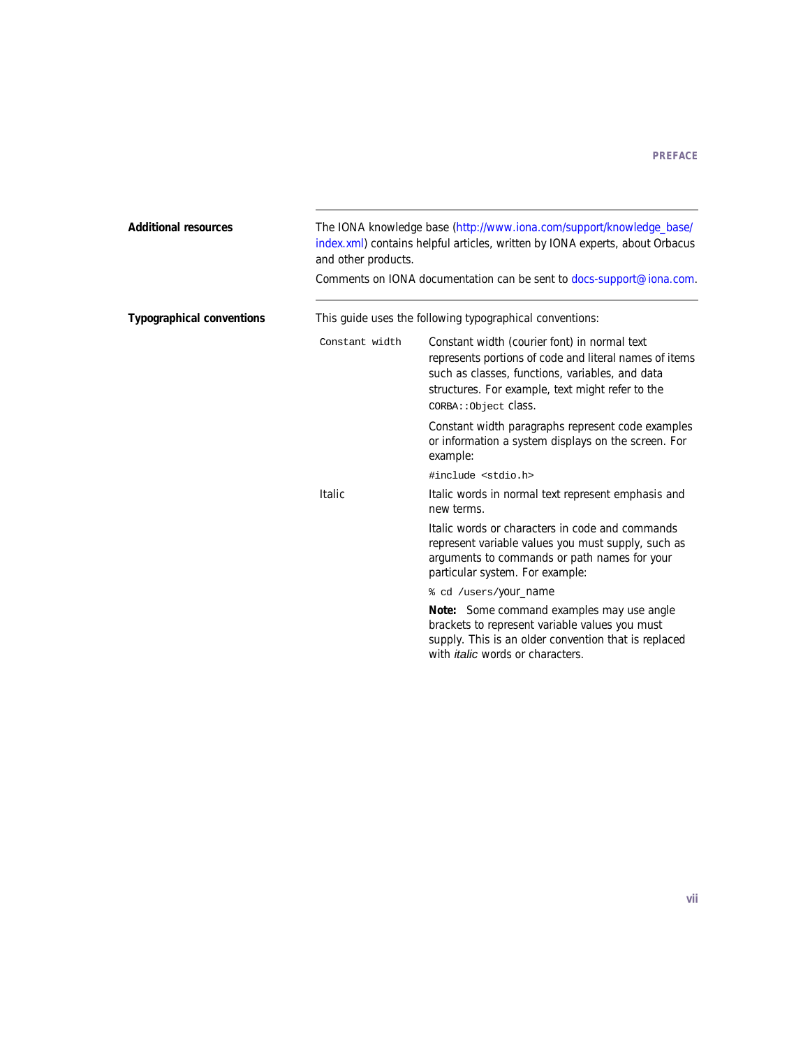## Additional resources

The IONA knowledge base (http://www.iona.com/support/knowledge_base/index.xml) contains helpful articles, written by IONA experts, about Orbacus and other products.

Comments on IONA documentation can be sent to docs-support@iona.com.

## Typographical conventions

This guide uses the following typographical conventions:

`Constant width`

Constant width (courier font) in normal text represents portions of code and literal names of items such as classes, functions, variables, and data structures. For example, text might refer to the `CORBA::Object` class.

Constant width paragraphs represent code examples or information a system displays on the screen. For example:

```
#include <stdio.h>
```

*Italic*

Italic words in normal text represent emphasis and new terms.

Italic words or characters in code and commands represent variable values you must supply, such as arguments to commands or path names for your particular system. For example:

```
% cd /users/your_name
```

**Note:** Some command examples may use angle brackets to represent variable values you must supply. This is an older convention that is replaced with *italic* words or characters.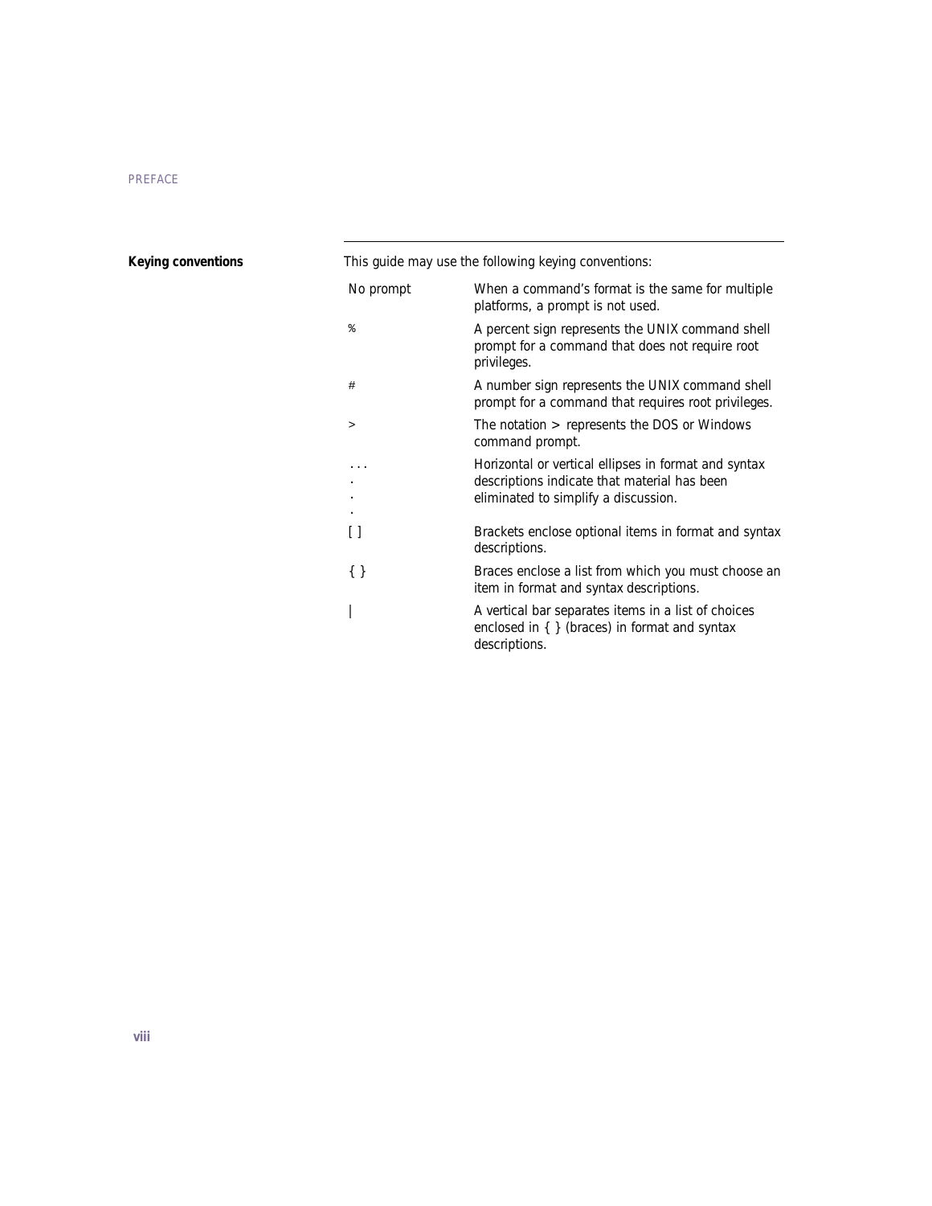## Keying conventions

This guide may use the following keying conventions:

| | |
|---|---|
| No prompt | When a command’s format is the same for multiple platforms, a prompt is not used. |
| % | A percent sign represents the UNIX command shell prompt for a command that does not require root privileges. |
| # | A number sign represents the UNIX command shell prompt for a command that requires root privileges. |
| > | The notation > represents the DOS or Windows command prompt. |
| . . . <br> . <br> . <br> . | Horizontal or vertical ellipses in format and syntax descriptions indicate that material has been eliminated to simplify a discussion. |
| [ ] | Brackets enclose optional items in format and syntax descriptions. |
| { } | Braces enclose a list from which you must choose an item in format and syntax descriptions. |
| \| | A vertical bar separates items in a list of choices enclosed in { } (braces) in format and syntax descriptions. |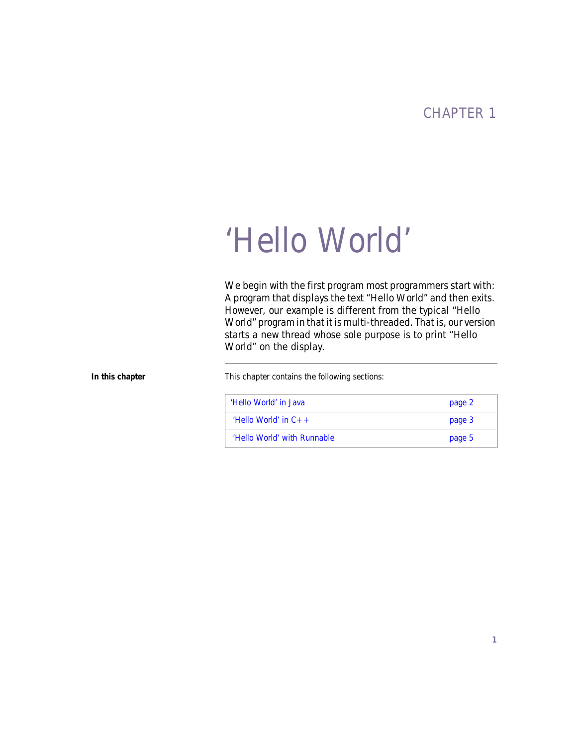CHAPTER 1

# 'Hello World'

We begin with the first program most programmers start with: A program that displays the text "Hello World" and then exits. However, our example is different from the typical "Hello World" program in that it is multi-threaded. That is, our version starts a new thread whose sole purpose is to print "Hello World" on the display.

---

**In this chapter**

This chapter contains the following sections:

| | |
|---|---|
| 'Hello World' in Java | page 2 |
| 'Hello World' in C++ | page 3 |
| 'Hello World' with Runnable | page 5 |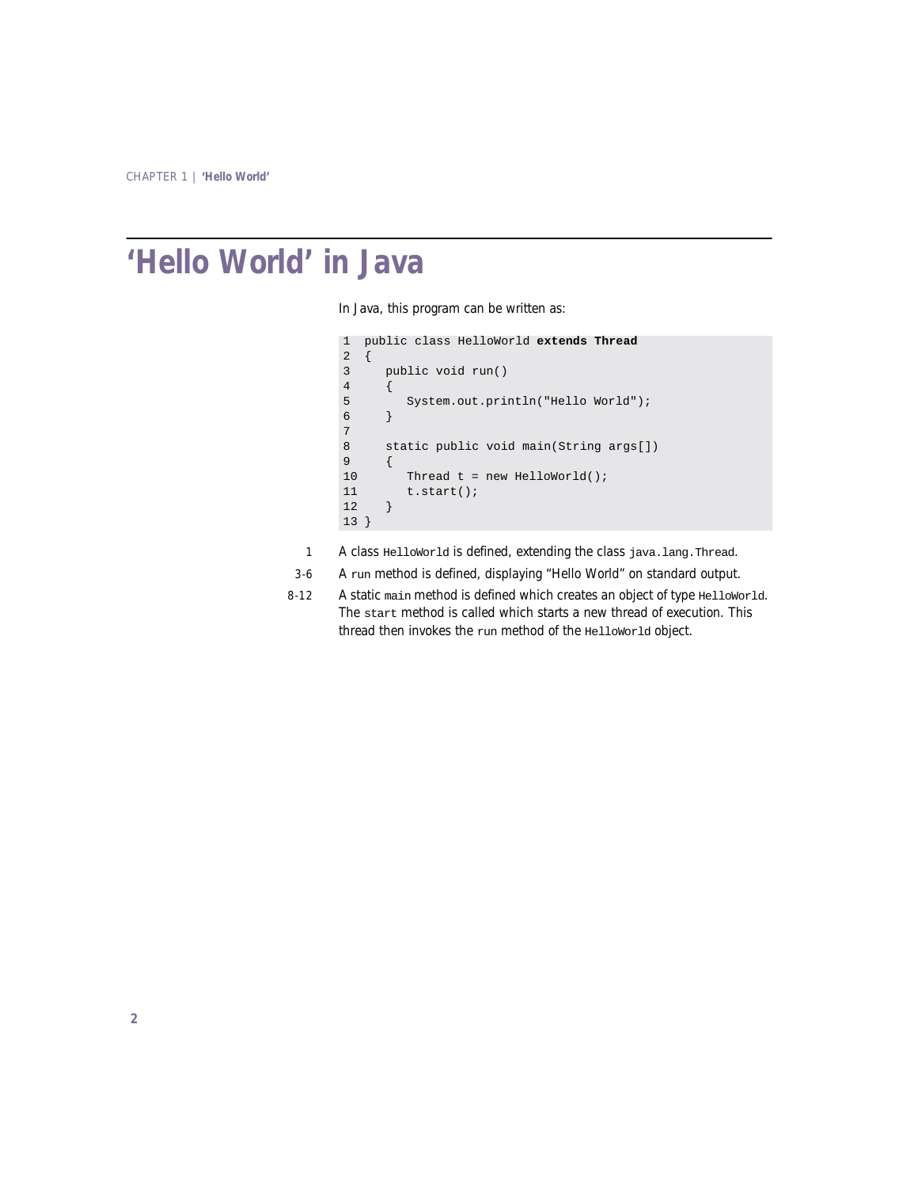# 'Hello World' in Java

In Java, this program can be written as:

```
1  public class HelloWorld extends Thread
2  {
3     public void run()
4     {
5        System.out.println("Hello World");
6     }
7
8     static public void main(String args[])
9     {
10       Thread t = new HelloWorld();
11       t.start();
12    }
13 }
```

1 — A class `HelloWorld` is defined, extending the class `java.lang.Thread`.

3-6 — A `run` method is defined, displaying "Hello World" on standard output.

8-12 — A static `main` method is defined which creates an object of type `HelloWorld`. The `start` method is called which starts a new thread of execution. This thread then invokes the `run` method of the `HelloWorld` object.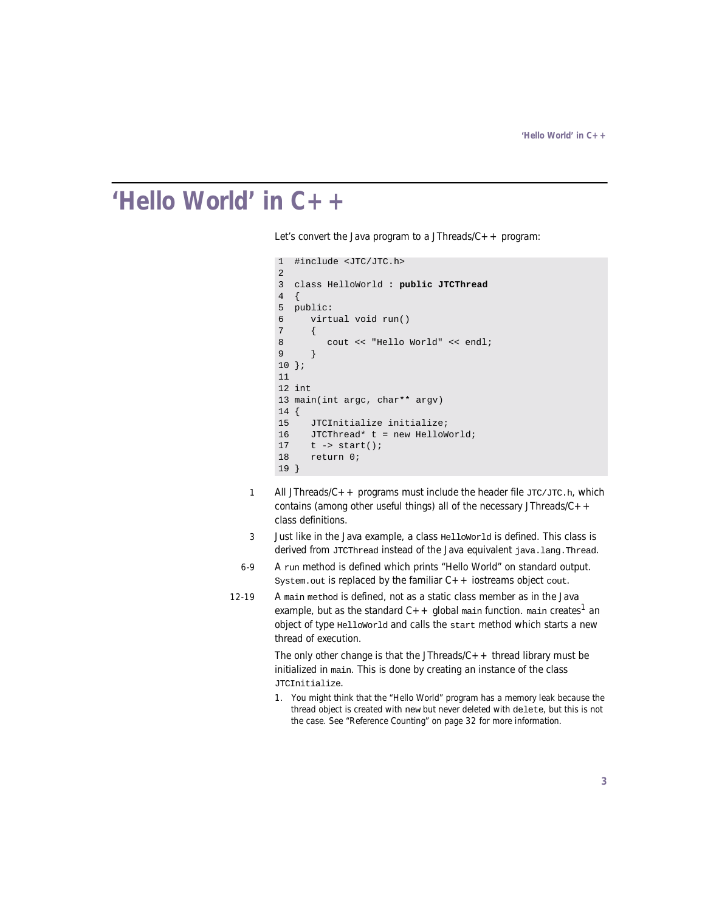# 'Hello World' in C++

Let's convert the Java program to a JThreads/C++ program:

```
1  #include <JTC/JTC.h>
2
3  class HelloWorld : public JTCThread
4  {
5  public:
6     virtual void run()
7     {
8        cout << "Hello World" << endl;
9     }
10 };
11
12 int
13 main(int argc, char** argv)
14 {
15    JTCInitialize initialize;
16    JTCThread* t = new HelloWorld;
17    t -> start();
18    return 0;
19 }
```

1 All JThreads/C++ programs must include the header file `JTC/JTC.h`, which contains (among other useful things) all of the necessary JThreads/C++ class definitions.

3 Just like in the Java example, a class `HelloWorld` is defined. This class is derived from `JTCThread` instead of the Java equivalent `java.lang.Thread`.

6-9 A `run` method is defined which prints "Hello World" on standard output. `System.out` is replaced by the familiar C++ iostreams object `cout`.

12-19 A `main` method is defined, not as a static class member as in the Java example, but as the standard C++ global `main` function. `main` creates[1] an object of type `HelloWorld` and calls the `start` method which starts a new thread of execution.

The only other change is that the JThreads/C++ thread library must be initialized in `main`. This is done by creating an instance of the class `JTCInitialize`.

1. You might think that the "Hello World" program has a memory leak because the thread object is created with new but never deleted with `delete`, but this is not the case. See "Reference Counting" on page 32 for more information.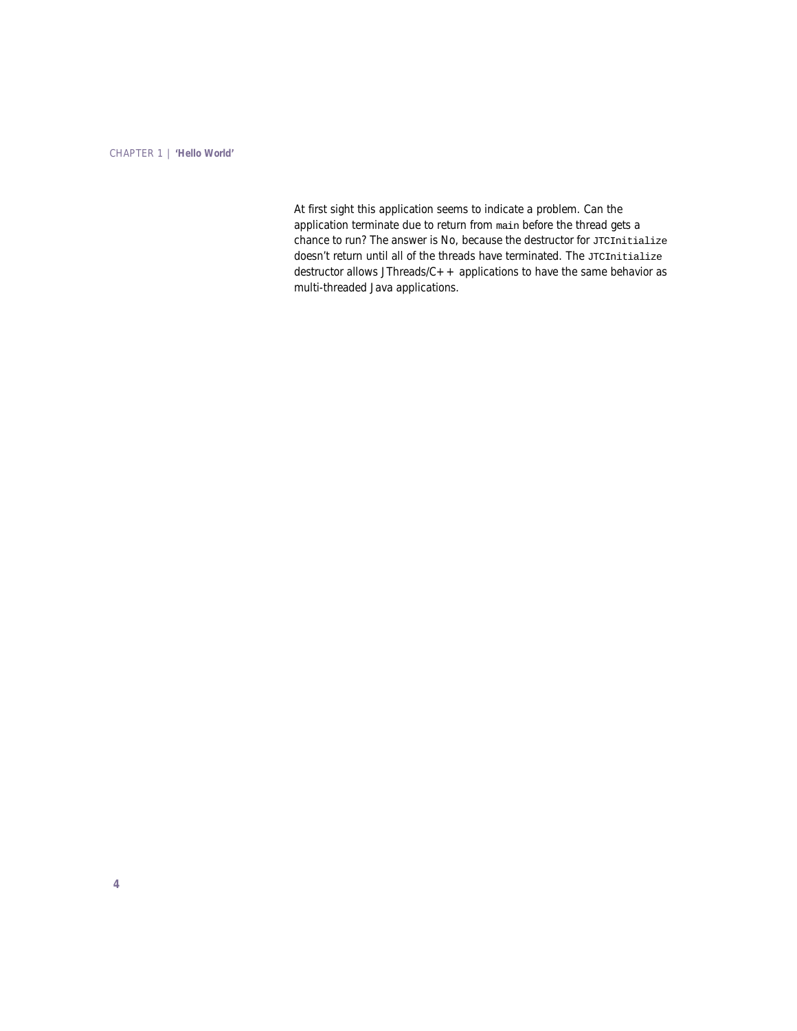At first sight this application seems to indicate a problem. Can the application terminate due to return from `main` before the thread gets a chance to run? The answer is No, because the destructor for `JTCInitialize` doesn't return until all of the threads have terminated. The `JTCInitialize` destructor allows JThreads/C++ applications to have the same behavior as multi-threaded Java applications.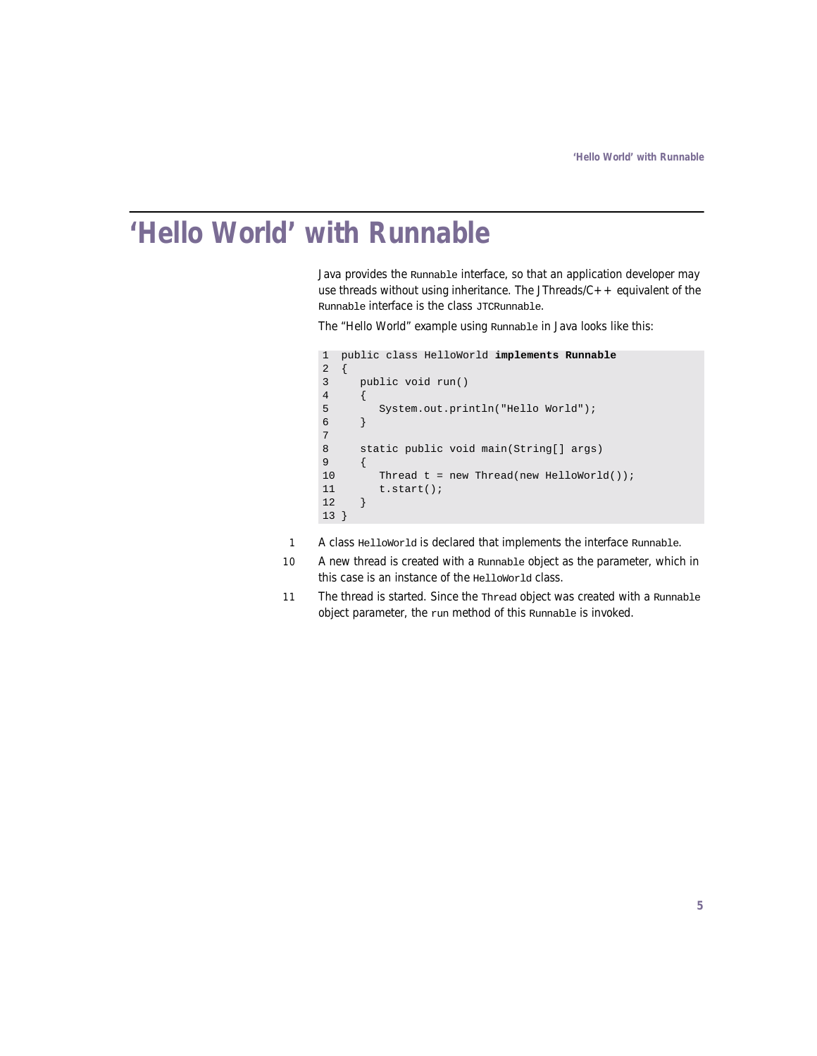# 'Hello World' with Runnable

Java provides the `Runnable` interface, so that an application developer may use threads without using inheritance. The JThreads/C++ equivalent of the `Runnable` interface is the class `JTCRunnable`.

The "Hello World" example using `Runnable` in Java looks like this:

```
1  public class HelloWorld implements Runnable
2  {
3     public void run()
4     {
5        System.out.println("Hello World");
6     }
7
8     static public void main(String[] args)
9     {
10       Thread t = new Thread(new HelloWorld());
11       t.start();
12    }
13 }
```

1 — A class `HelloWorld` is declared that implements the interface `Runnable`.

10 — A new thread is created with a `Runnable` object as the parameter, which in this case is an instance of the `HelloWorld` class.

11 — The thread is started. Since the `Thread` object was created with a `Runnable` object parameter, the `run` method of this `Runnable` is invoked.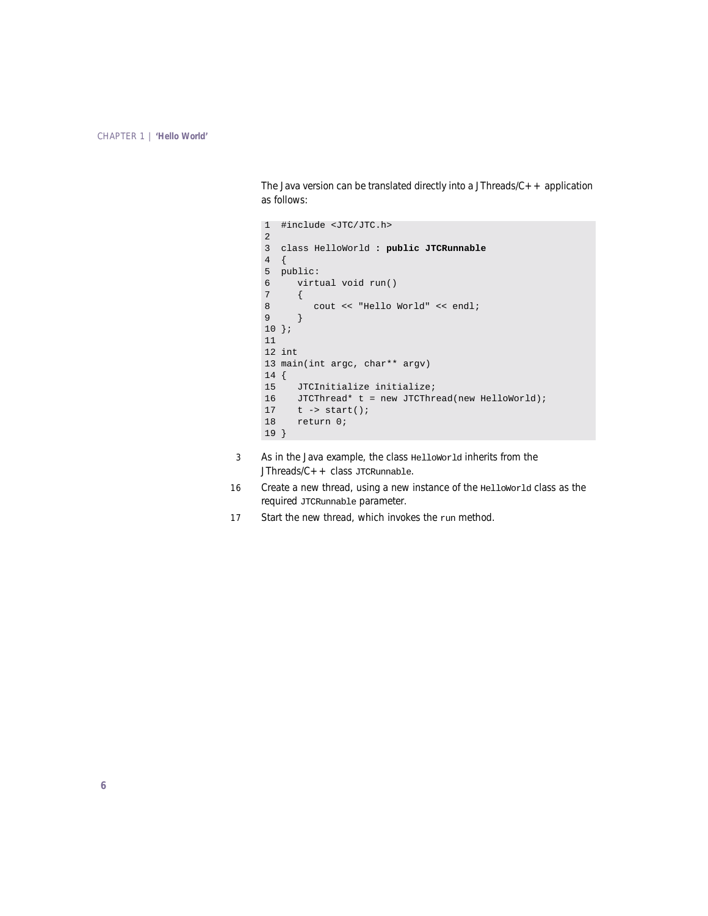The Java version can be translated directly into a JThreads/C++ application as follows:

```
1  #include <JTC/JTC.h>
2
3  class HelloWorld : public JTCRunnable
4  {
5  public:
6     virtual void run()
7     {
8        cout << "Hello World" << endl;
9     }
10 };
11
12 int
13 main(int argc, char** argv)
14 {
15    JTCInitialize initialize;
16    JTCThread* t = new JTCThread(new HelloWorld);
17    t -> start();
18    return 0;
19 }
```

3 As in the Java example, the class `HelloWorld` inherits from the JThreads/C++ class `JTCRunnable`.

16 Create a new thread, using a new instance of the `HelloWorld` class as the required `JTCRunnable` parameter.

17 Start the new thread, which invokes the `run` method.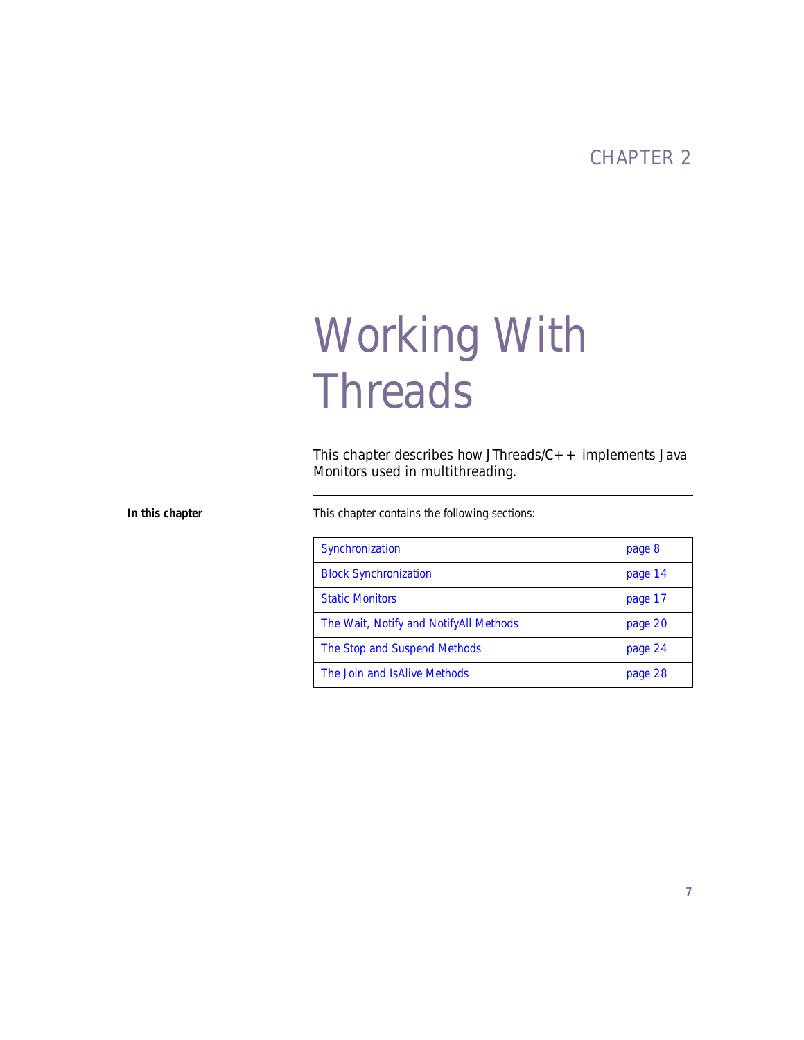CHAPTER 2

# Working With Threads

This chapter describes how JThreads/C++ implements Java Monitors used in multithreading.

**In this chapter**

This chapter contains the following sections:

| | |
|---|---|
| Synchronization | page 8 |
| Block Synchronization | page 14 |
| Static Monitors | page 17 |
| The Wait, Notify and NotifyAll Methods | page 20 |
| The Stop and Suspend Methods | page 24 |
| The Join and IsAlive Methods | page 28 |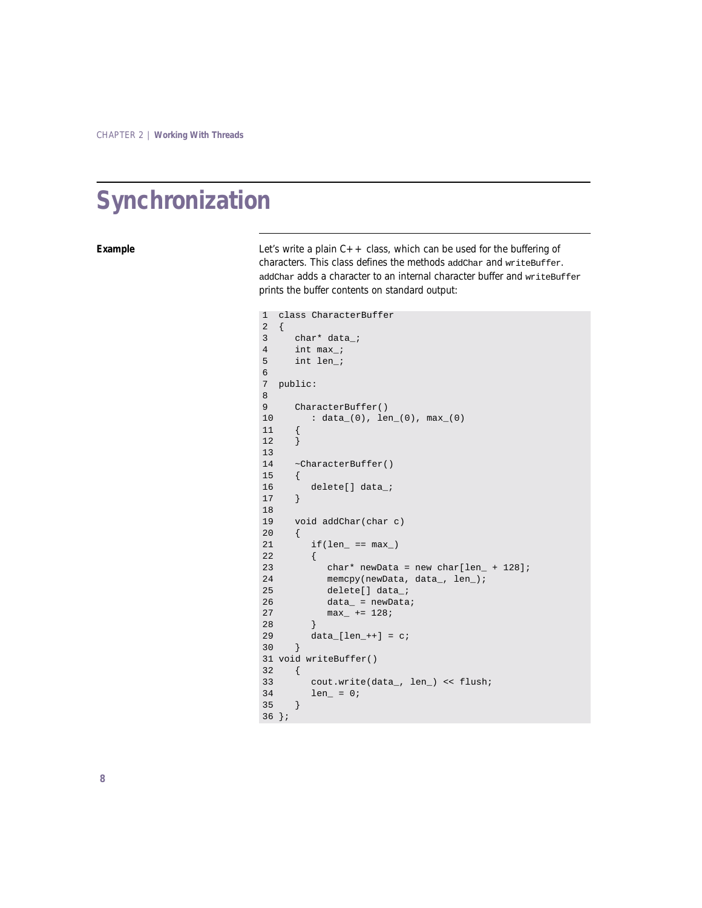# Synchronization

**Example**

Let's write a plain C++ class, which can be used for the buffering of characters. This class defines the methods `addChar` and `writeBuffer`. `addChar` adds a character to an internal character buffer and `writeBuffer` prints the buffer contents on standard output:

```
1  class CharacterBuffer
2  {
3     char* data_;
4     int max_;
5     int len_;
6
7  public:
8
9     CharacterBuffer()
10       : data_(0), len_(0), max_(0)
11    {
12    }
13
14    ~CharacterBuffer()
15    {
16       delete[] data_;
17    }
18
19    void addChar(char c)
20    {
21       if(len_ == max_)
22       {
23          char* newData = new char[len_ + 128];
24          memcpy(newData, data_, len_);
25          delete[] data_;
26          data_ = newData;
27          max_ += 128;
28       }
29       data_[len_++] = c;
30    }
31 void writeBuffer()
32    {
33       cout.write(data_, len_) << flush;
34       len_ = 0;
35    }
36 };
```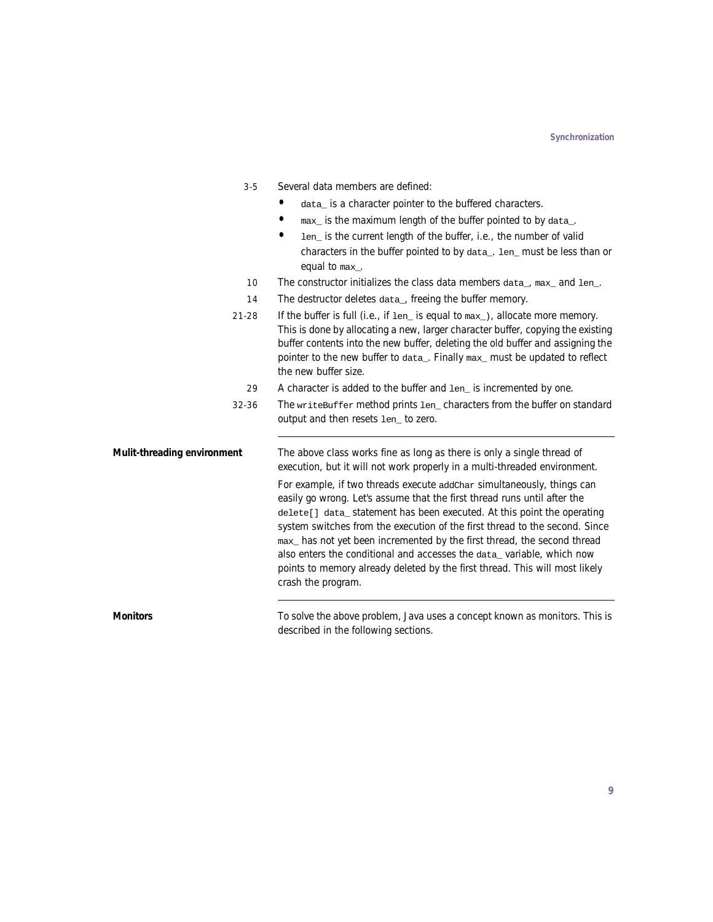3-5 Several data members are defined:

- `data_` is a character pointer to the buffered characters.
- `max_` is the maximum length of the buffer pointed to by `data_`.
- `len_` is the current length of the buffer, i.e., the number of valid characters in the buffer pointed to by `data_`. `len_` must be less than or equal to `max_`.

10 The constructor initializes the class data members `data_`, `max_` and `len_`.

14 The destructor deletes `data_`, freeing the buffer memory.

21-28 If the buffer is full (i.e., if `len_` is equal to `max_`), allocate more memory. This is done by allocating a new, larger character buffer, copying the existing buffer contents into the new buffer, deleting the old buffer and assigning the pointer to the new buffer to `data_`. Finally `max_` must be updated to reflect the new buffer size.

29 A character is added to the buffer and `len_` is incremented by one.

32-36 The `writeBuffer` method prints `len_` characters from the buffer on standard output and then resets `len_` to zero.

---

**Mulit-threading environment**

The above class works fine as long as there is only a single thread of execution, but it will not work properly in a multi-threaded environment.

For example, if two threads execute `addChar` simultaneously, things can easily go wrong. Let's assume that the first thread runs until after the `delete[] data_` statement has been executed. At this point the operating system switches from the execution of the first thread to the second. Since `max_` has not yet been incremented by the first thread, the second thread also enters the conditional and accesses the `data_` variable, which now points to memory already deleted by the first thread. This will most likely crash the program.

---

**Monitors**

To solve the above problem, Java uses a concept known as monitors. This is described in the following sections.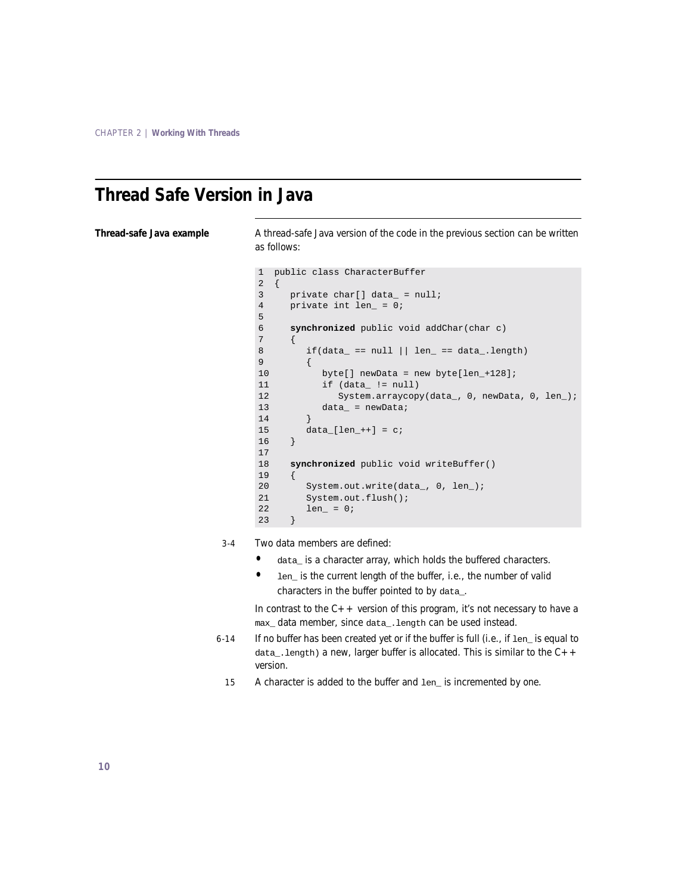# Thread Safe Version in Java

**Thread-safe Java example**

A thread-safe Java version of the code in the previous section can be written as follows:

```
1  public class CharacterBuffer
2  {
3     private char[] data_ = null;
4     private int len_ = 0;
5
6     synchronized public void addChar(char c)
7     {
8        if(data_ == null || len_ == data_.length)
9        {
10          byte[] newData = new byte[len_+128];
11          if (data_ != null)
12             System.arraycopy(data_, 0, newData, 0, len_);
13          data_ = newData;
14       }
15       data_[len_++] = c;
16    }
17
18    synchronized public void writeBuffer()
19    {
20       System.out.write(data_, 0, len_);
21       System.out.flush();
22       len_ = 0;
23    }
```

3-4 Two data members are defined:

- `data_` is a character array, which holds the buffered characters.
- `len_` is the current length of the buffer, i.e., the number of valid characters in the buffer pointed to by `data_`.

In contrast to the C++ version of this program, it's not necessary to have a `max_` data member, since `data_.length` can be used instead.

6-14 If no buffer has been created yet or if the buffer is full (i.e., if `len_` is equal to `data_.length`) a new, larger buffer is allocated. This is similar to the C++ version.

15 A character is added to the buffer and `len_` is incremented by one.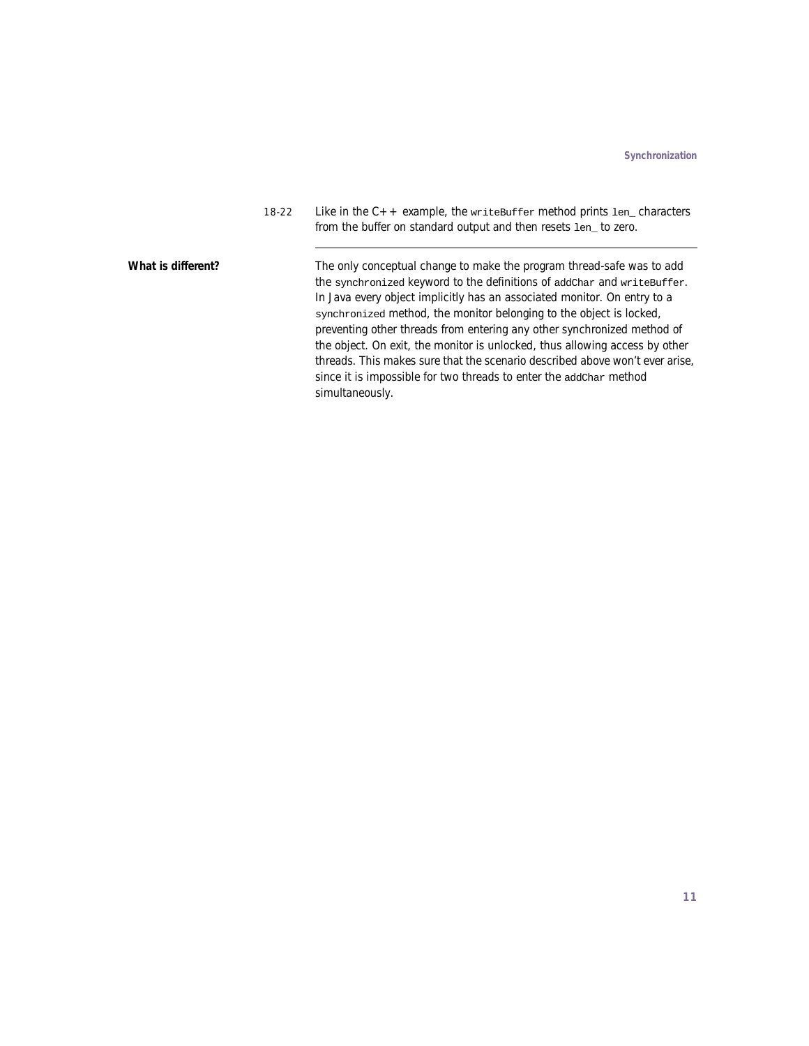18-22 Like in the C++ example, the `writeBuffer` method prints `len_` characters from the buffer on standard output and then resets `len_` to zero.

---

**What is different?**

The only conceptual change to make the program thread-safe was to add the `synchronized` keyword to the definitions of `addChar` and `writeBuffer`. In Java every object implicitly has an associated monitor. On entry to a `synchronized` method, the monitor belonging to the object is locked, preventing other threads from entering any other synchronized method of the object. On exit, the monitor is unlocked, thus allowing access by other threads. This makes sure that the scenario described above won't ever arise, since it is impossible for two threads to enter the `addChar` method simultaneously.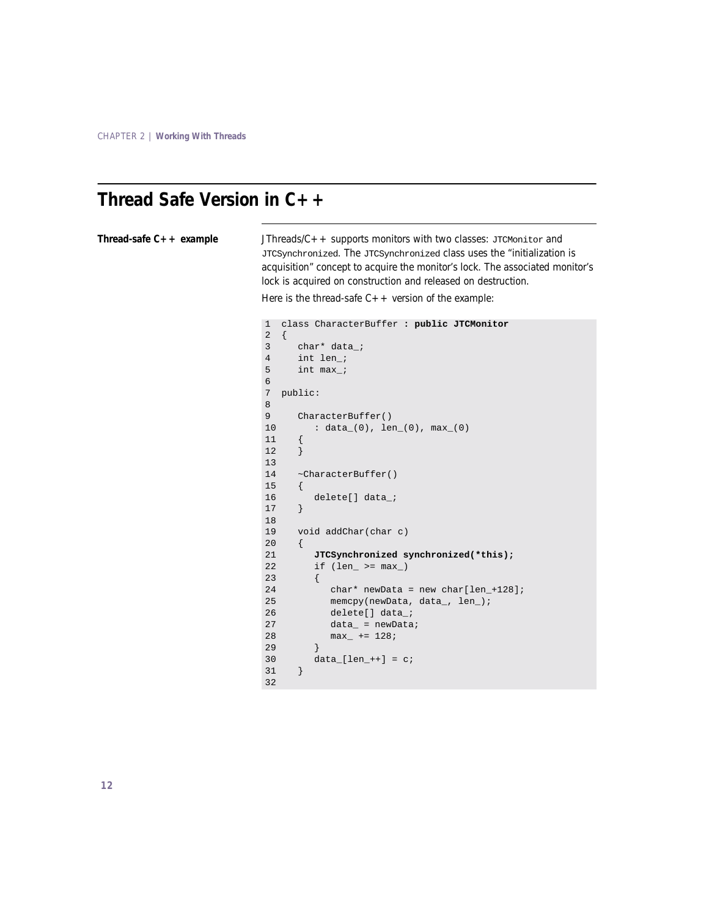## Thread Safe Version in C++

**Thread-safe C++ example**

JThreads/C++ supports monitors with two classes: `JTCMonitor` and `JTCSynchronized`. The `JTCSynchronized` class uses the "initialization is acquisition" concept to acquire the monitor's lock. The associated monitor's lock is acquired on construction and released on destruction.

Here is the thread-safe C++ version of the example:

```
1  class CharacterBuffer : public JTCMonitor
2  {
3     char* data_;
4     int len_;
5     int max_;
6
7  public:
8
9     CharacterBuffer()
10       : data_(0), len_(0), max_(0)
11    {
12    }
13
14    ~CharacterBuffer()
15    {
16       delete[] data_;
17    }
18
19    void addChar(char c)
20    {
21       JTCSynchronized synchronized(*this);
22       if (len_ >= max_)
23       {
24          char* newData = new char[len_+128];
25          memcpy(newData, data_, len_);
26          delete[] data_;
27          data_ = newData;
28          max_ += 128;
29       }
30       data_[len_++] = c;
31    }
32
```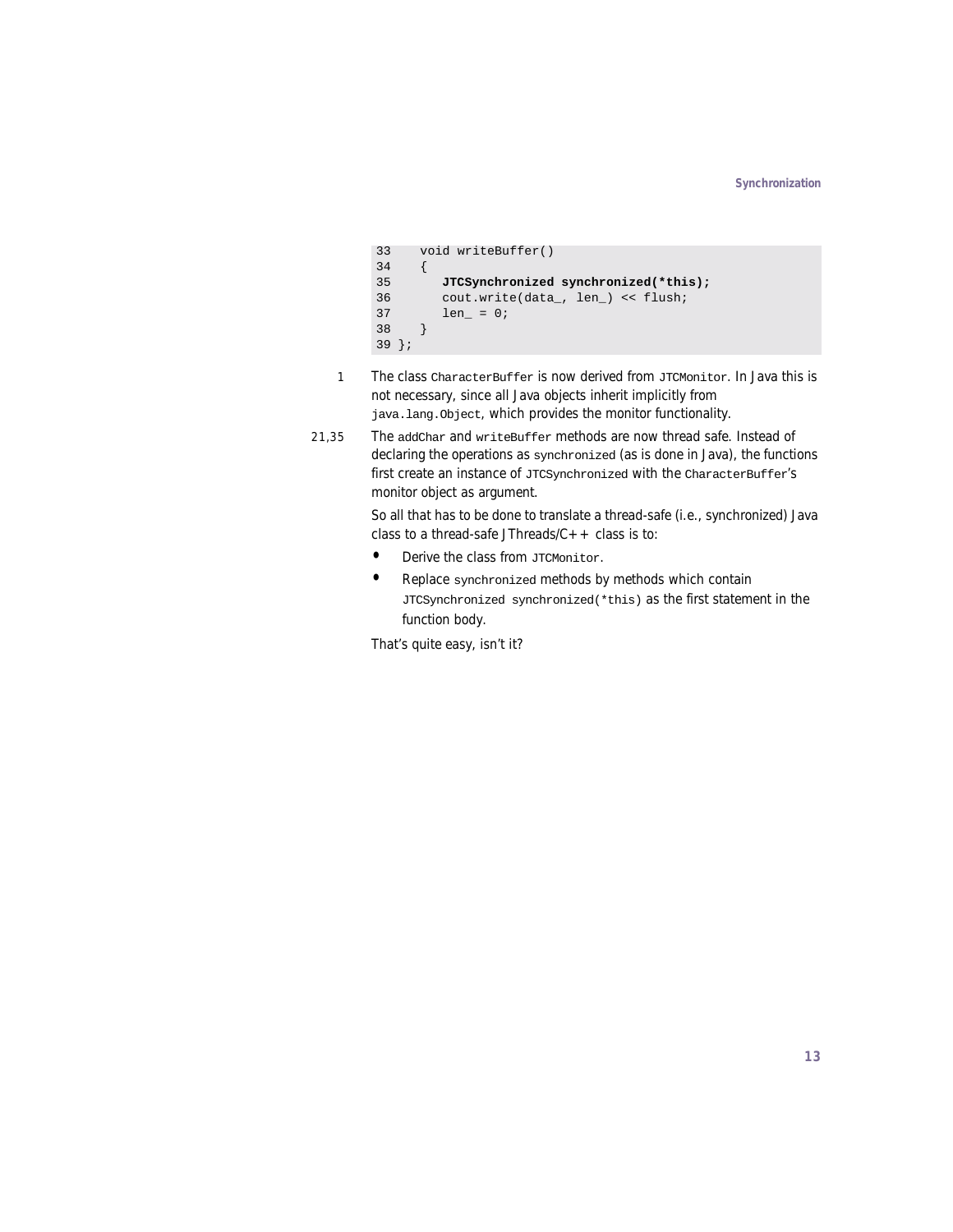```
33    void writeBuffer()
34    {
35       JTCSynchronized synchronized(*this);
36       cout.write(data_, len_) << flush;
37       len_ = 0;
38    }
39 };
```

1 — The class `CharacterBuffer` is now derived from `JTCMonitor`. In Java this is not necessary, since all Java objects inherit implicitly from `java.lang.Object`, which provides the monitor functionality.

21,35 — The `addChar` and `writeBuffer` methods are now thread safe. Instead of declaring the operations as `synchronized` (as is done in Java), the functions first create an instance of `JTCSynchronized` with the `CharacterBuffer`'s monitor object as argument.

So all that has to be done to translate a thread-safe (i.e., synchronized) Java class to a thread-safe JThreads/C++ class is to:

- Derive the class from `JTCMonitor`.
- Replace `synchronized` methods by methods which contain `JTCSynchronized synchronized(*this)` as the first statement in the function body.

That's quite easy, isn't it?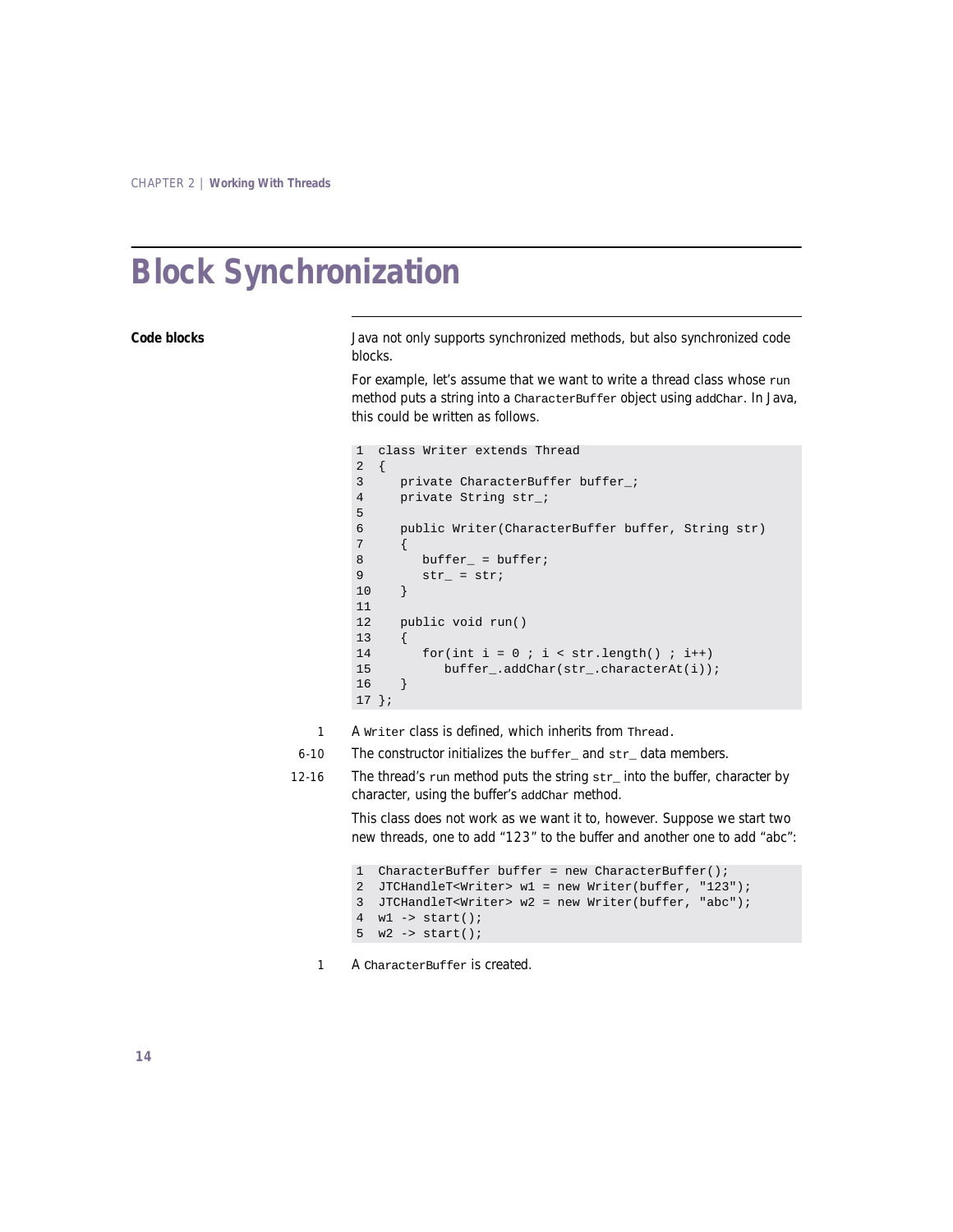# Block Synchronization

**Code blocks**

Java not only supports synchronized methods, but also synchronized code blocks.

For example, let's assume that we want to write a thread class whose `run` method puts a string into a `CharacterBuffer` object using `addChar`. In Java, this could be written as follows.

```
1  class Writer extends Thread
2  {
3     private CharacterBuffer buffer_;
4     private String str_;
5
6     public Writer(CharacterBuffer buffer, String str)
7     {
8        buffer_ = buffer;
9        str_ = str;
10    }
11
12    public void run()
13    {
14       for(int i = 0 ; i < str.length() ; i++)
15          buffer_.addChar(str_.characterAt(i));
16    }
17 };
```

1 — A `Writer` class is defined, which inherits from `Thread`.

6-10 — The constructor initializes the `buffer_` and `str_` data members.

12-16 — The thread's `run` method puts the string `str_` into the buffer, character by character, using the buffer's `addChar` method.

This class does not work as we want it to, however. Suppose we start two new threads, one to add "123" to the buffer and another one to add "abc":

```
1  CharacterBuffer buffer = new CharacterBuffer();
2  JTCHandleT<Writer> w1 = new Writer(buffer, "123");
3  JTCHandleT<Writer> w2 = new Writer(buffer, "abc");
4  w1 -> start();
5  w2 -> start();
```

1 — A `CharacterBuffer` is created.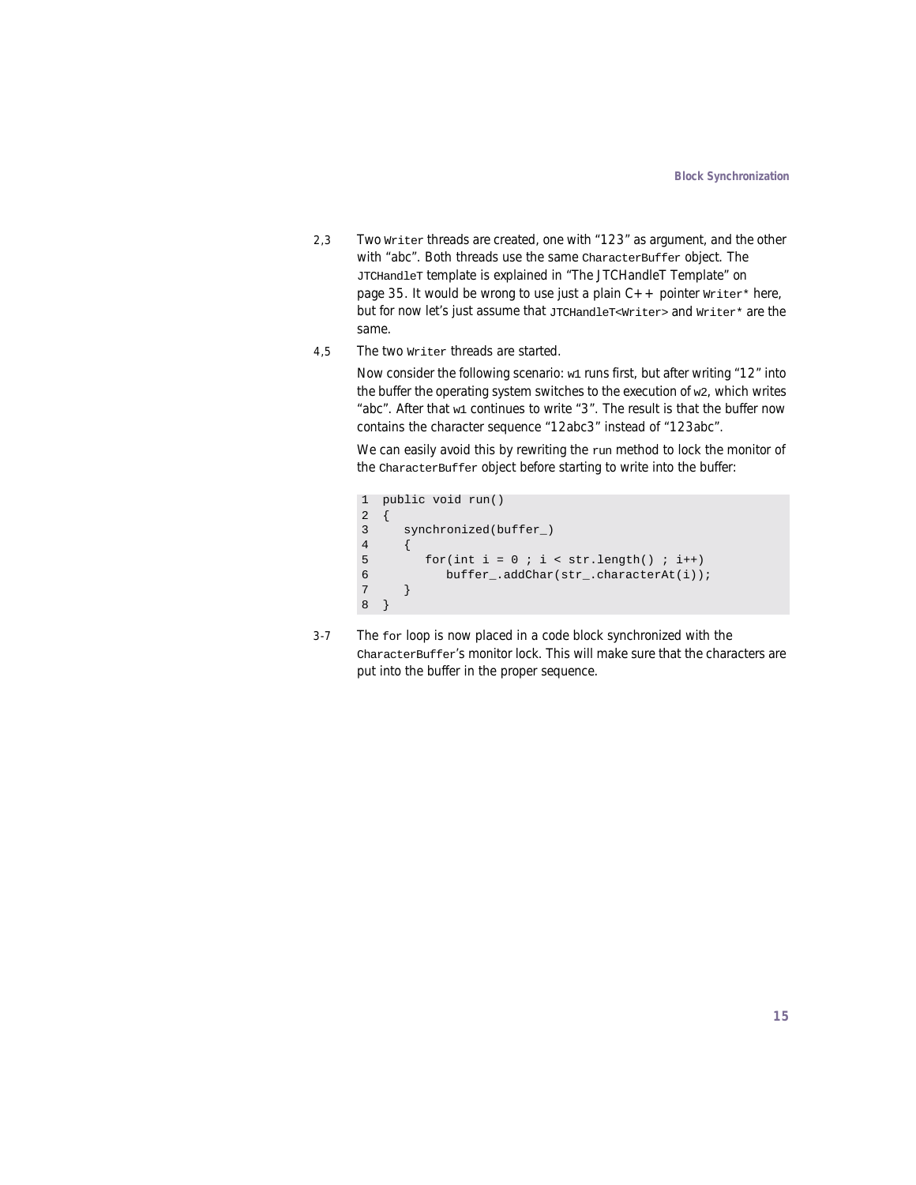2,3 Two `Writer` threads are created, one with "123" as argument, and the other with "abc". Both threads use the same `CharacterBuffer` object. The `JTCHandleT` template is explained in "The JTCHandleT Template" on page 35. It would be wrong to use just a plain C++ pointer `Writer*` here, but for now let's just assume that `JTCHandleT<Writer>` and `Writer*` are the same.

4,5 The two `Writer` threads are started.

Now consider the following scenario: `w1` runs first, but after writing "12" into the buffer the operating system switches to the execution of `w2`, which writes "abc". After that `w1` continues to write "3". The result is that the buffer now contains the character sequence "12abc3" instead of "123abc".

We can easily avoid this by rewriting the `run` method to lock the monitor of the `CharacterBuffer` object before starting to write into the buffer:

```
1  public void run()
2  {
3     synchronized(buffer_)
4     {
5        for(int i = 0 ; i < str.length() ; i++)
6           buffer_.addChar(str_.characterAt(i));
7     }
8  }
```

3-7 The `for` loop is now placed in a code block synchronized with the `CharacterBuffer`'s monitor lock. This will make sure that the characters are put into the buffer in the proper sequence.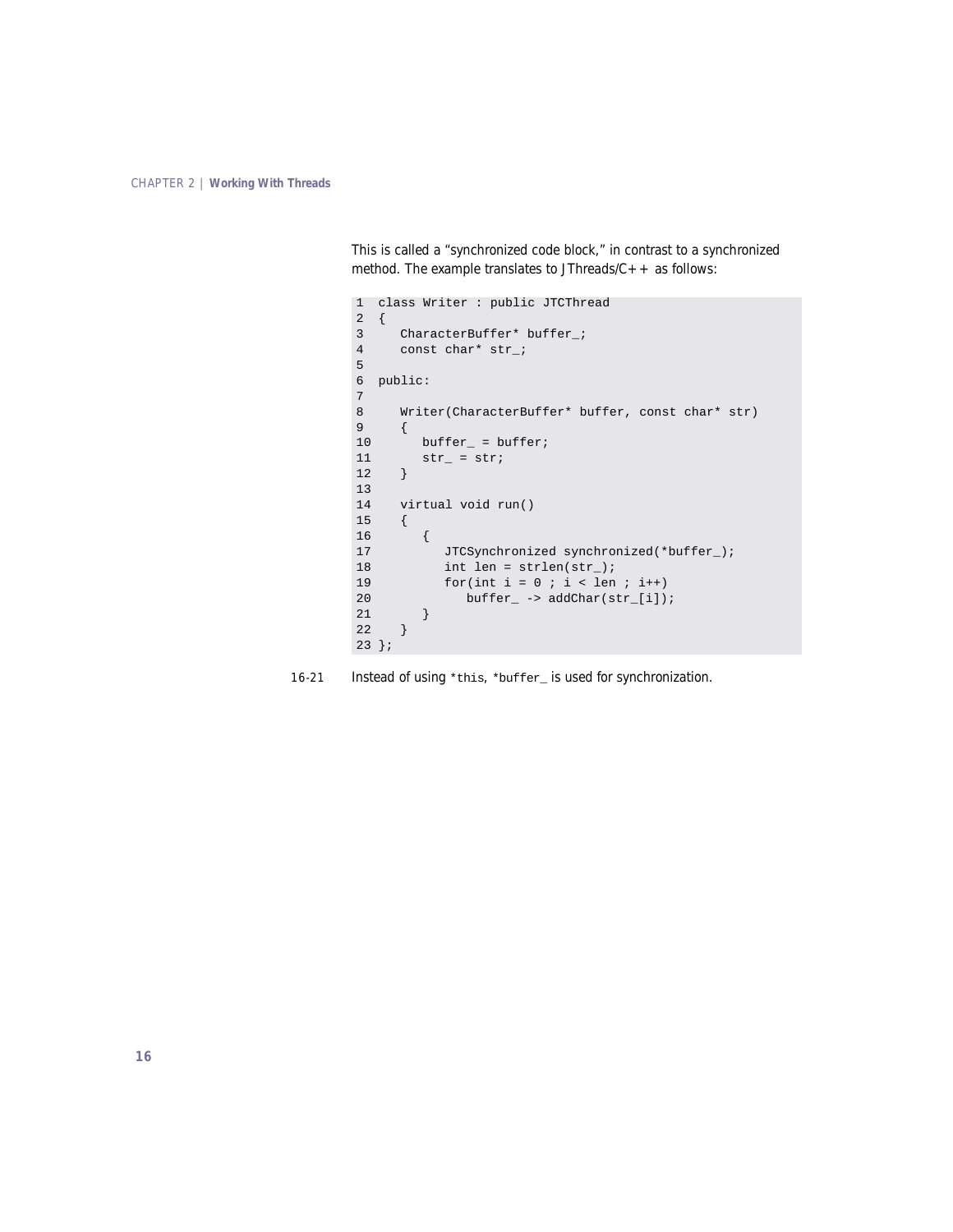This is called a “synchronized code block,” in contrast to a synchronized method. The example translates to JThreads/C++ as follows:

```
1  class Writer : public JTCThread
2  {
3     CharacterBuffer* buffer_;
4     const char* str_;
5
6  public:
7
8     Writer(CharacterBuffer* buffer, const char* str)
9     {
10       buffer_ = buffer;
11       str_ = str;
12    }
13
14    virtual void run()
15    {
16       {
17          JTCSynchronized synchronized(*buffer_);
18          int len = strlen(str_);
19          for(int i = 0 ; i < len ; i++)
20             buffer_ -> addChar(str_[i]);
21       }
22    }
23 };
```

16-21 Instead of using `*this`, `*buffer_` is used for synchronization.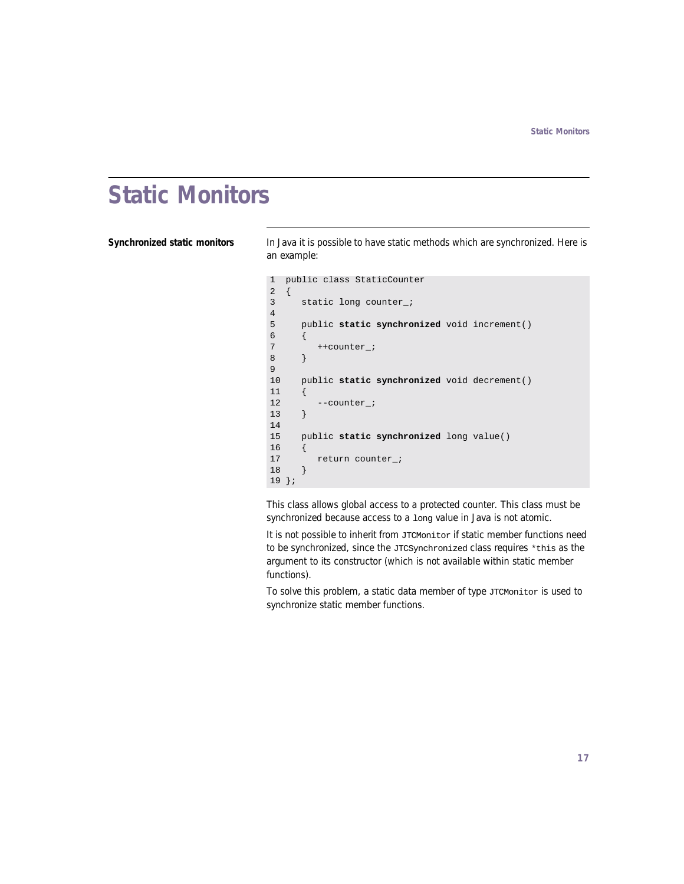# Static Monitors

**Synchronized static monitors**

In Java it is possible to have static methods which are synchronized. Here is an example:

```
1  public class StaticCounter
2  {
3     static long counter_;
4
5     public static synchronized void increment()
6     {
7        ++counter_;
8     }
9
10    public static synchronized void decrement()
11    {
12       --counter_;
13    }
14
15    public static synchronized long value()
16    {
17       return counter_;
18    }
19 };
```

This class allows global access to a protected counter. This class must be synchronized because access to a `long` value in Java is not atomic.

It is not possible to inherit from `JTCMonitor` if static member functions need to be synchronized, since the `JTCSynchronized` class requires `*this` as the argument to its constructor (which is not available within static member functions).

To solve this problem, a static data member of type `JTCMonitor` is used to synchronize static member functions.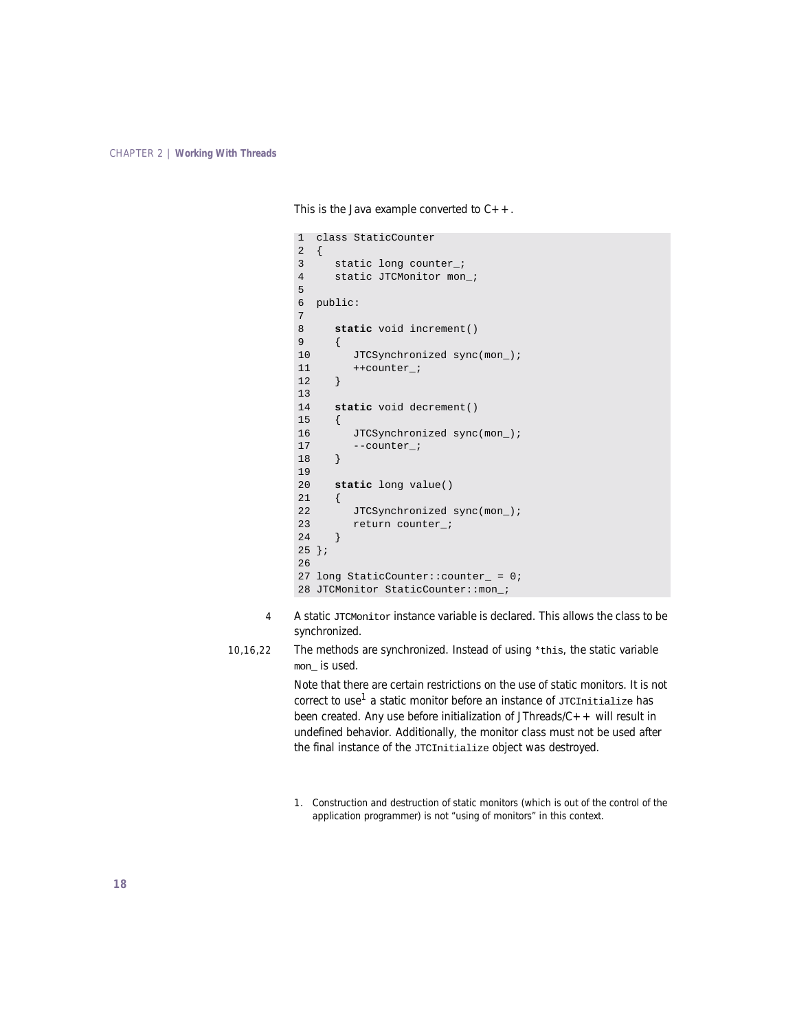This is the Java example converted to C++.

```
1  class StaticCounter
2  {
3     static long counter_;
4     static JTCMonitor mon_;
5
6  public:
7
8     static void increment()
9     {
10       JTCSynchronized sync(mon_);
11       ++counter_;
12    }
13
14    static void decrement()
15    {
16       JTCSynchronized sync(mon_);
17       --counter_;
18    }
19
20    static long value()
21    {
22       JTCSynchronized sync(mon_);
23       return counter_;
24    }
25 };
26
27 long StaticCounter::counter_ = 0;
28 JTCMonitor StaticCounter::mon_;
```

4 A static `JTCMonitor` instance variable is declared. This allows the class to be synchronized.

10,16,22 The methods are synchronized. Instead of using `*this`, the static variable `mon_` is used.

Note that there are certain restrictions on the use of static monitors. It is not correct to use[1] a static monitor before an instance of `JTCInitialize` has been created. Any use before initialization of JThreads/C++ will result in undefined behavior. Additionally, the monitor class must not be used after the final instance of the `JTCInitialize` object was destroyed.

1. Construction and destruction of static monitors (which is out of the control of the application programmer) is not "using of monitors" in this context.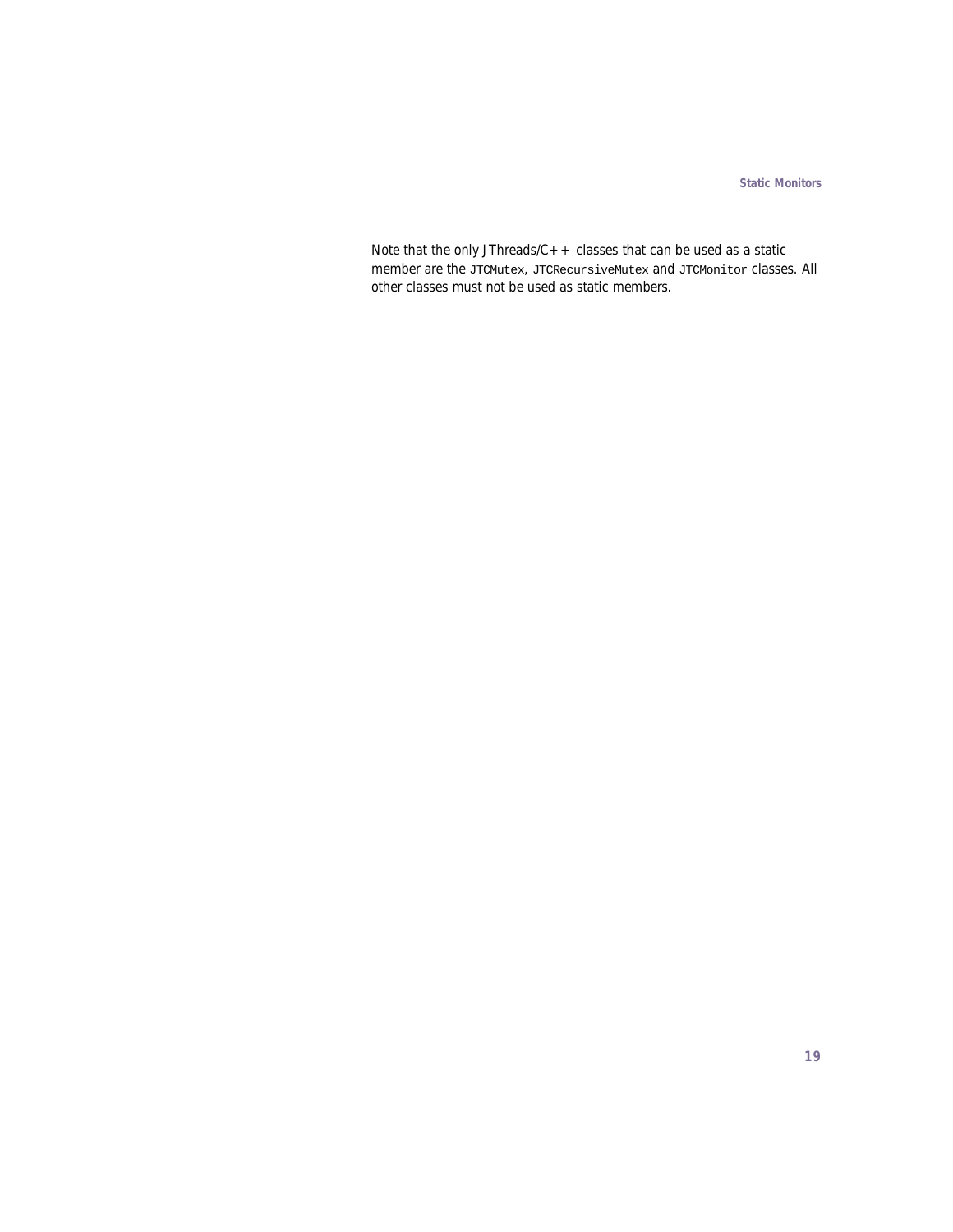Note that the only JThreads/C++ classes that can be used as a static member are the `JTCMutex`, `JTCRecursiveMutex` and `JTCMonitor` classes. All other classes must not be used as static members.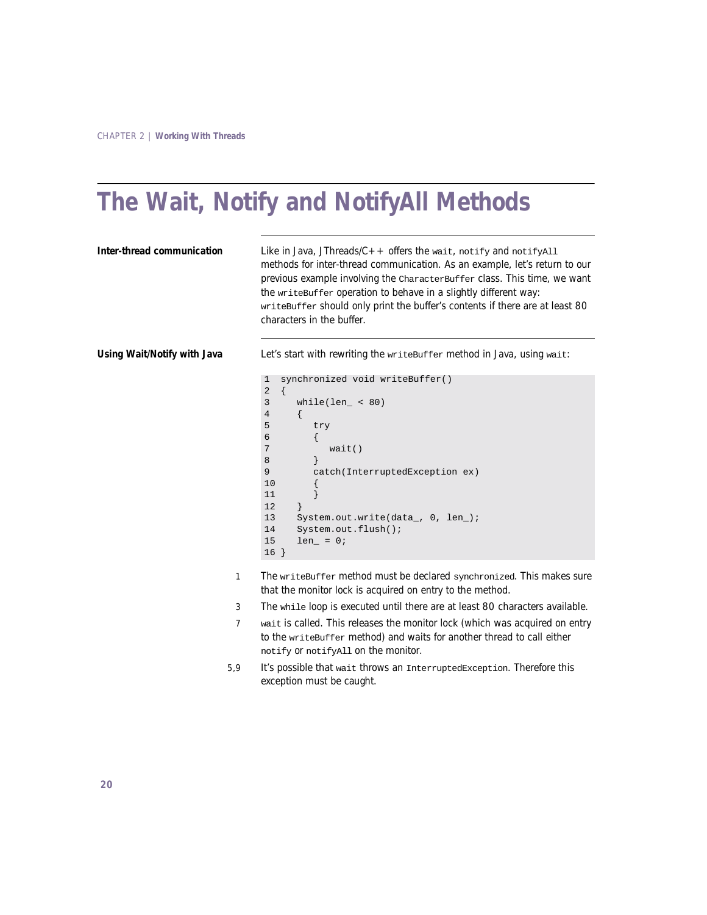# The Wait, Notify and NotifyAll Methods

**Inter-thread communication**

Like in Java, JThreads/C++ offers the `wait`, `notify` and `notifyAll` methods for inter-thread communication. As an example, let's return to our previous example involving the `CharacterBuffer` class. This time, we want the `writeBuffer` operation to behave in a slightly different way: `writeBuffer` should only print the buffer's contents if there are at least 80 characters in the buffer.

**Using Wait/Notify with Java**

Let's start with rewriting the `writeBuffer` method in Java, using `wait`:

```
1  synchronized void writeBuffer()
2  {
3     while(len_ < 80)
4     {
5        try
6        {
7           wait()
8        }
9        catch(InterruptedException ex)
10       {
11       }
12    }
13    System.out.write(data_, 0, len_);
14    System.out.flush();
15    len_ = 0;
16 }
```

1 The `writeBuffer` method must be declared `synchronized`. This makes sure that the monitor lock is acquired on entry to the method.

3 The `while` loop is executed until there are at least 80 characters available.

7 `wait` is called. This releases the monitor lock (which was acquired on entry to the `writeBuffer` method) and waits for another thread to call either `notify` or `notifyAll` on the monitor.

5,9 It's possible that `wait` throws an `InterruptedException`. Therefore this exception must be caught.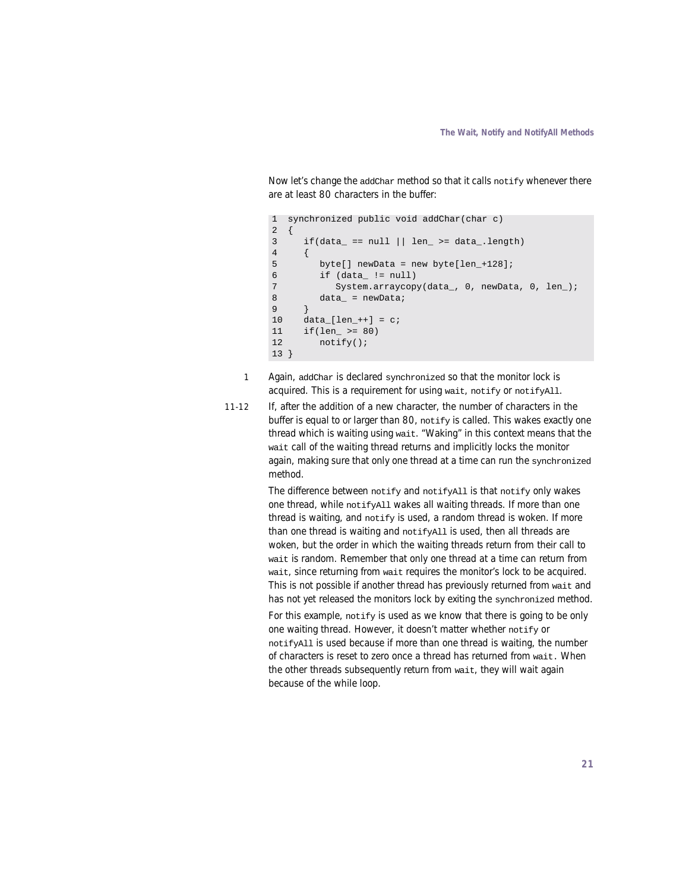Now let's change the addChar method so that it calls notify whenever there are at least 80 characters in the buffer:

```
1  synchronized public void addChar(char c)
2  {
3     if(data_ == null || len_ >= data_.length)
4     {
5        byte[] newData = new byte[len_+128];
6        if (data_ != null)
7           System.arraycopy(data_, 0, newData, 0, len_);
8        data_ = newData;
9     }
10    data_[len_++] = c;
11    if(len_ >= 80)
12       notify();
13 }
```

1 Again, addChar is declared synchronized so that the monitor lock is acquired. This is a requirement for using wait, notify or notifyAll.

11-12 If, after the addition of a new character, the number of characters in the buffer is equal to or larger than 80, notify is called. This wakes exactly one thread which is waiting using wait. "Waking" in this context means that the wait call of the waiting thread returns and implicitly locks the monitor again, making sure that only one thread at a time can run the synchronized method.

The difference between notify and notifyAll is that notify only wakes one thread, while notifyAll wakes all waiting threads. If more than one thread is waiting, and notify is used, a random thread is woken. If more than one thread is waiting and notifyAll is used, then all threads are woken, but the order in which the waiting threads return from their call to wait is random. Remember that only one thread at a time can return from wait, since returning from wait requires the monitor's lock to be acquired. This is not possible if another thread has previously returned from wait and has not yet released the monitors lock by exiting the synchronized method.

For this example, notify is used as we know that there is going to be only one waiting thread. However, it doesn't matter whether notify or notifyAll is used because if more than one thread is waiting, the number of characters is reset to zero once a thread has returned from wait. When the other threads subsequently return from wait, they will wait again because of the while loop.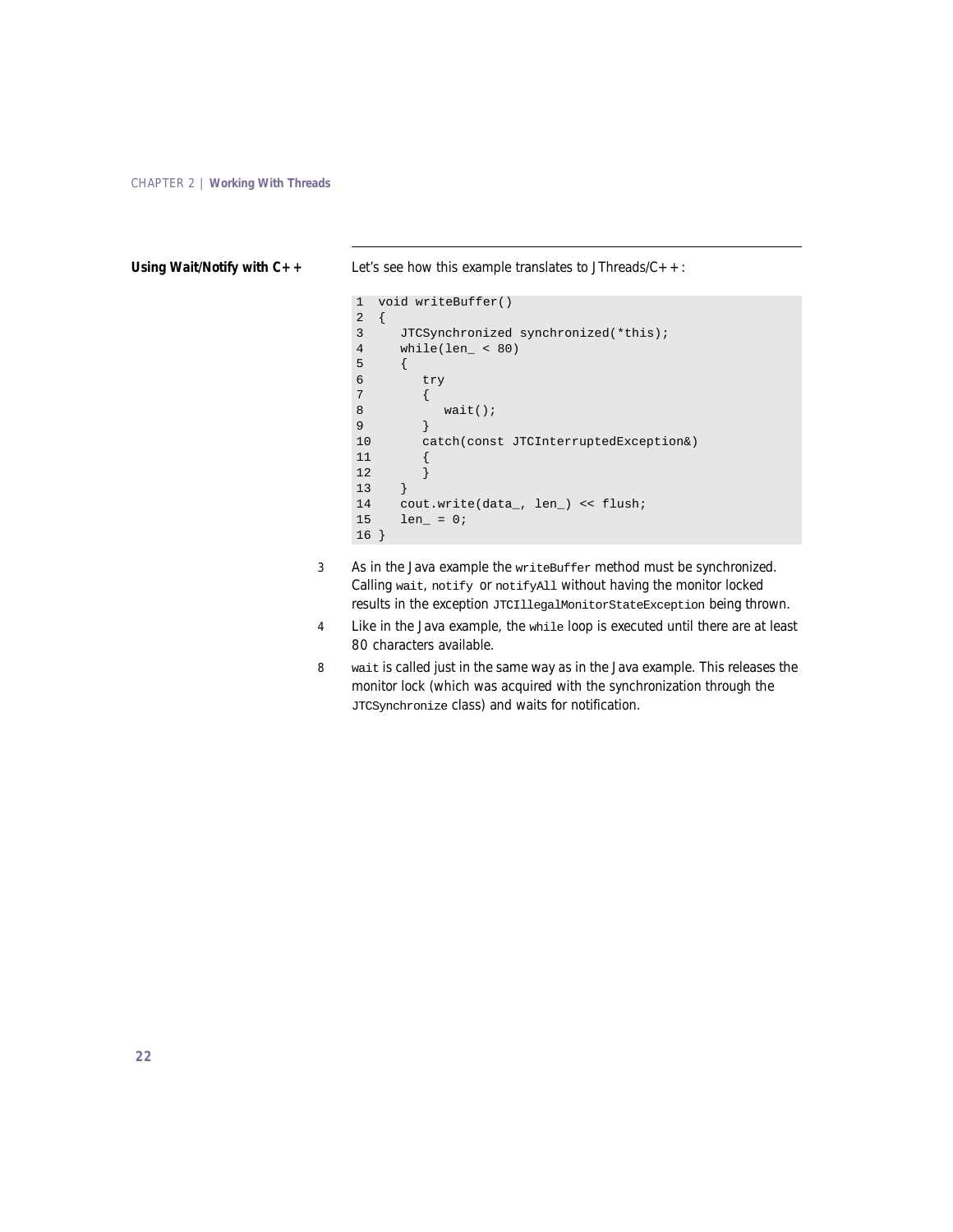**Using Wait/Notify with C++**

Let's see how this example translates to JThreads/C++:

```
1  void writeBuffer()
2  {
3     JTCSynchronized synchronized(*this);
4     while(len_ < 80)
5     {
6        try
7        {
8           wait();
9        }
10       catch(const JTCInterruptedException&)
11       {
12       }
13    }
14    cout.write(data_, len_) << flush;
15    len_ = 0;
16 }
```

3 As in the Java example the `writeBuffer` method must be synchronized. Calling `wait`, `notify` or `notifyAll` without having the monitor locked results in the exception `JTCIllegalMonitorStateException` being thrown.

4 Like in the Java example, the `while` loop is executed until there are at least 80 characters available.

8 `wait` is called just in the same way as in the Java example. This releases the monitor lock (which was acquired with the synchronization through the `JTCSynchronize` class) and waits for notification.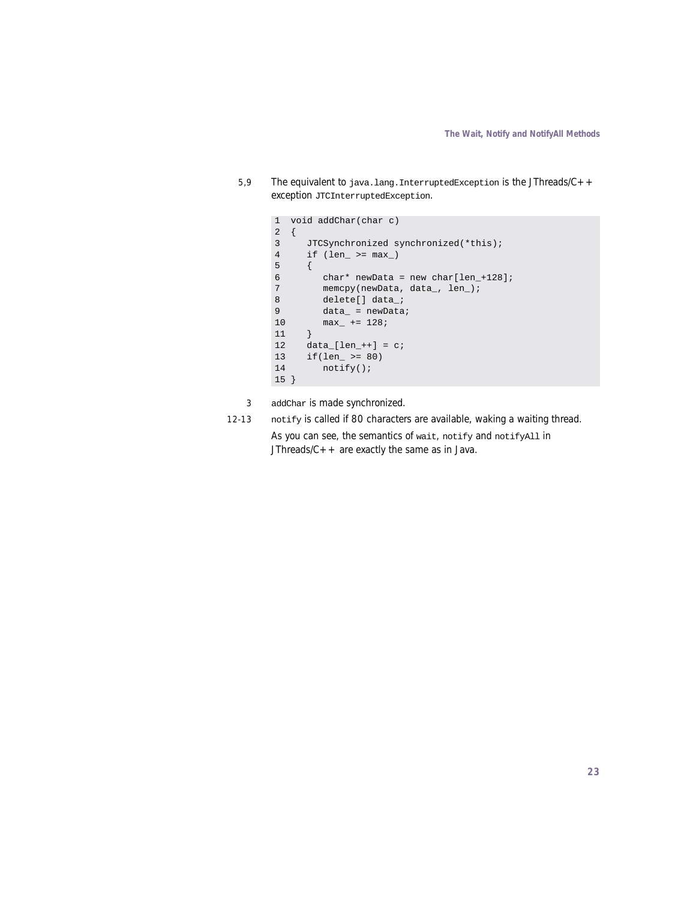5,9 The equivalent to `java.lang.InterruptedException` is the JThreads/C++ exception `JTCInterruptedException`.

```
1  void addChar(char c)
2  {
3     JTCSynchronized synchronized(*this);
4     if (len_ >= max_)
5     {
6        char* newData = new char[len_+128];
7        memcpy(newData, data_, len_);
8        delete[] data_;
9        data_ = newData;
10       max_ += 128;
11    }
12    data_[len_++] = c;
13    if(len_ >= 80)
14       notify();
15 }
```

3 `addChar` is made synchronized.

12-13 `notify` is called if 80 characters are available, waking a waiting thread.

As you can see, the semantics of `wait`, `notify` and `notifyAll` in JThreads/C++ are exactly the same as in Java.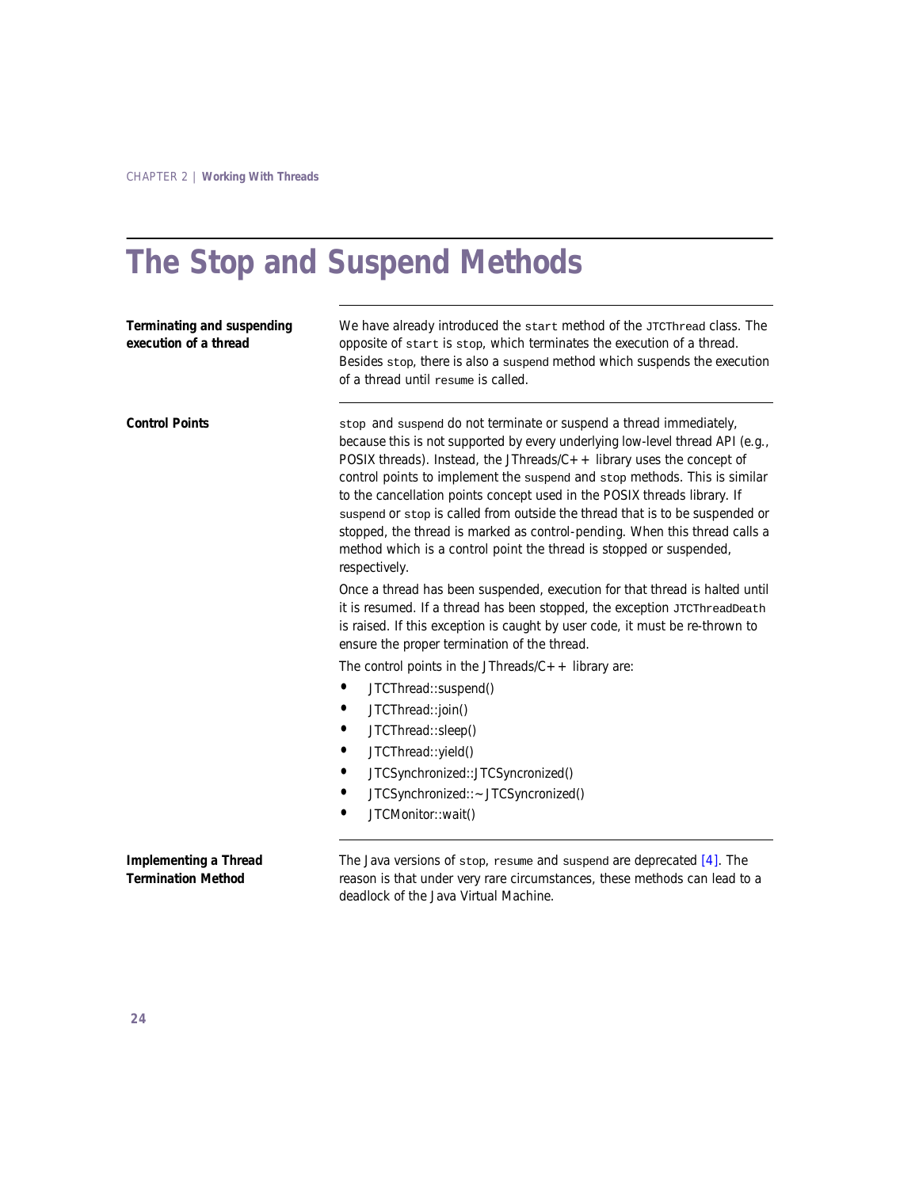# The Stop and Suspend Methods

**Terminating and suspending execution of a thread**

We have already introduced the `start` method of the `JTCThread` class. The opposite of `start` is `stop`, which terminates the execution of a thread. Besides `stop`, there is also a `suspend` method which suspends the execution of a thread until `resume` is called.

**Control Points**

`stop` and `suspend` do not terminate or suspend a thread immediately, because this is not supported by every underlying low-level thread API (e.g., POSIX threads). Instead, the JThreads/C++ library uses the concept of control points to implement the `suspend` and `stop` methods. This is similar to the cancellation points concept used in the POSIX threads library. If `suspend` or `stop` is called from outside the thread that is to be suspended or stopped, the thread is marked as control-pending. When this thread calls a method which is a control point the thread is stopped or suspended, respectively.

Once a thread has been suspended, execution for that thread is halted until it is resumed. If a thread has been stopped, the exception `JTCThreadDeath` is raised. If this exception is caught by user code, it must be re-thrown to ensure the proper termination of the thread.

The control points in the JThreads/C++ library are:

- JTCThread::suspend()
- JTCThread::join()
- JTCThread::sleep()
- JTCThread::yield()
- JTCSynchronized::JTCSyncronized()
- JTCSynchronized::~JTCSyncronized()
- JTCMonitor::wait()

**Implementing a Thread Termination Method**

The Java versions of `stop`, `resume` and `suspend` are deprecated [4]. The reason is that under very rare circumstances, these methods can lead to a deadlock of the Java Virtual Machine.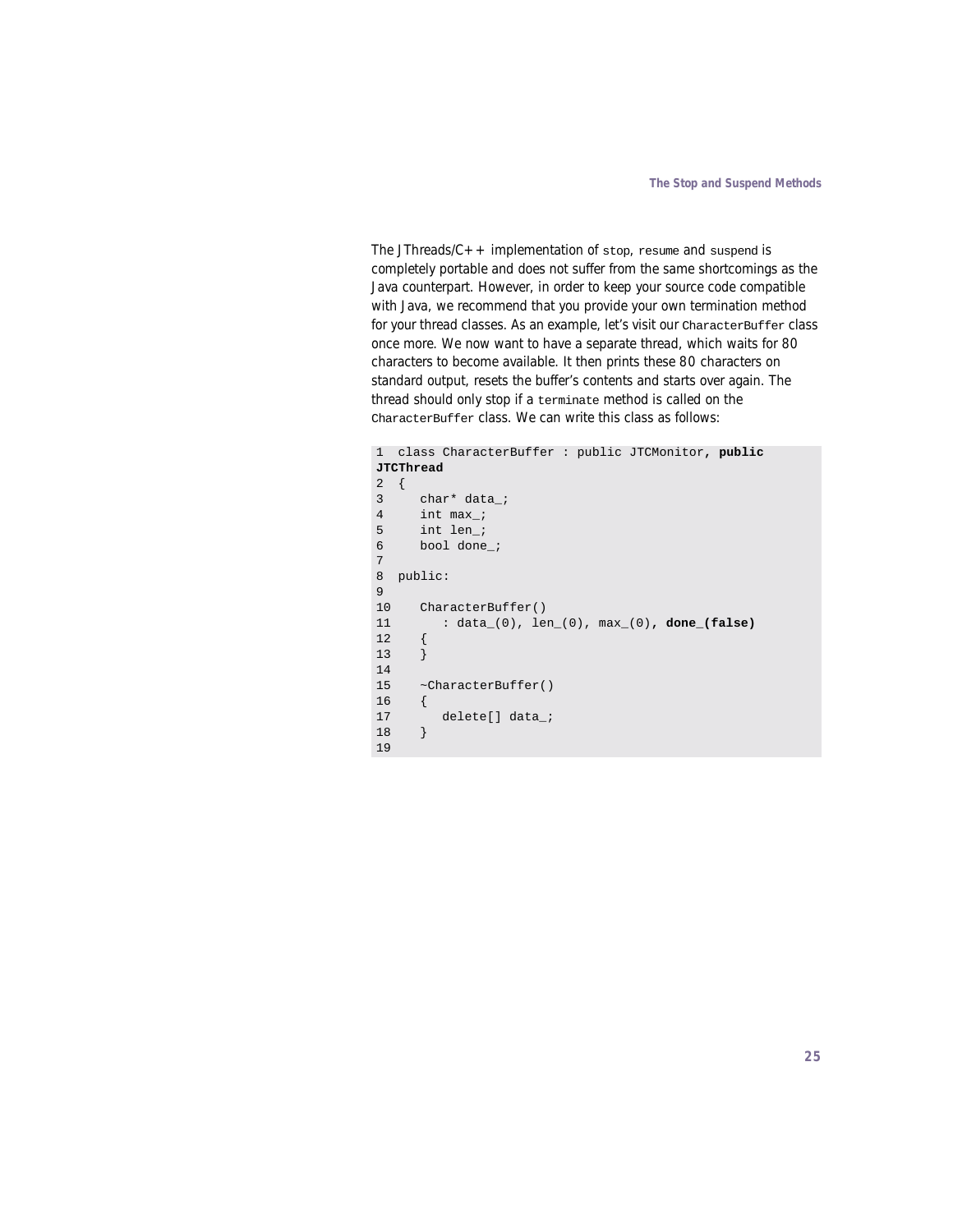The JThreads/C++ implementation of `stop`, `resume` and `suspend` is completely portable and does not suffer from the same shortcomings as the Java counterpart. However, in order to keep your source code compatible with Java, we recommend that you provide your own termination method for your thread classes. As an example, let's visit our `CharacterBuffer` class once more. We now want to have a separate thread, which waits for 80 characters to become available. It then prints these 80 characters on standard output, resets the buffer's contents and starts over again. The thread should only stop if a `terminate` method is called on the `CharacterBuffer` class. We can write this class as follows:

```
1  class CharacterBuffer : public JTCMonitor, public
JTCThread
2  {
3     char* data_;
4     int max_;
5     int len_;
6     bool done_;
7
8  public:
9
10    CharacterBuffer()
11       : data_(0), len_(0), max_(0), done_(false)
12    {
13    }
14
15    ~CharacterBuffer()
16    {
17       delete[] data_;
18    }
19
```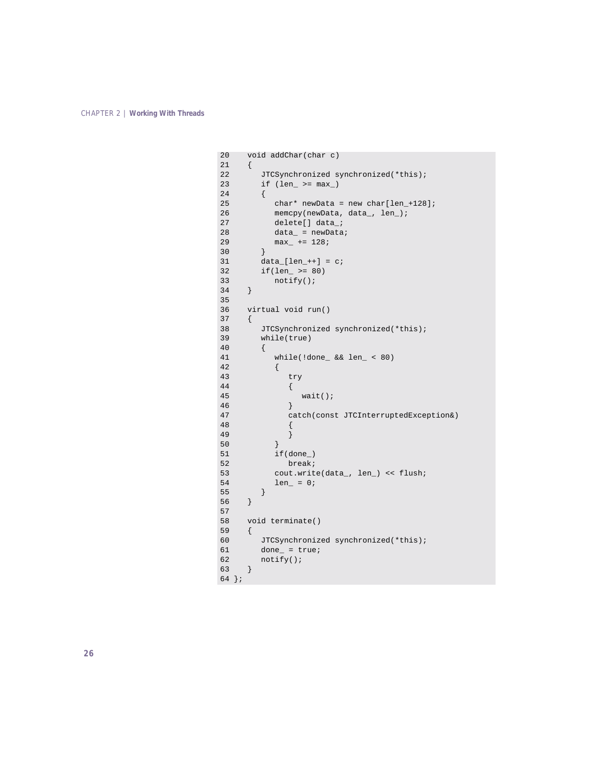```
20    void addChar(char c)
21    {
22       JTCSynchronized synchronized(*this);
23       if (len_ >= max_)
24       {
25          char* newData = new char[len_+128];
26          memcpy(newData, data_, len_);
27          delete[] data_;
28          data_ = newData;
29          max_ += 128;
30       }
31       data_[len_++] = c;
32       if(len_ >= 80)
33          notify();
34    }
35
36    virtual void run()
37    {
38       JTCSynchronized synchronized(*this);
39       while(true)
40       {
41          while(!done_ && len_ < 80)
42          {
43             try
44             {
45                wait();
46             }
47             catch(const JTCInterruptedException&)
48             {
49             }
50          }
51          if(done_)
52             break;
53          cout.write(data_, len_) << flush;
54          len_ = 0;
55       }
56    }
57
58    void terminate()
59    {
60       JTCSynchronized synchronized(*this);
61       done_ = true;
62       notify();
63    }
64 };
```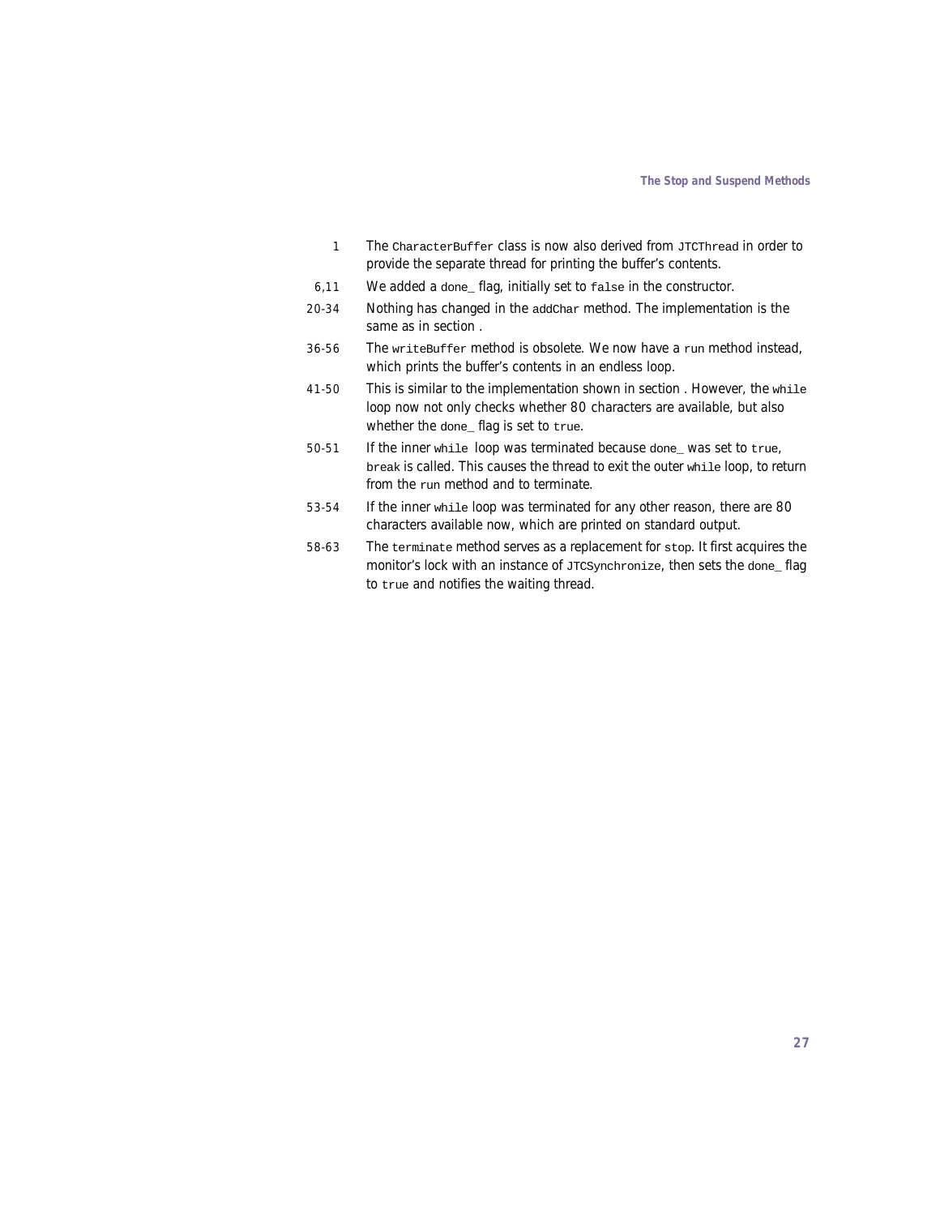| | |
|---|---|
| 1 | The `CharacterBuffer` class is now also derived from `JTCThread` in order to provide the separate thread for printing the buffer's contents. |
| 6,11 | We added a `done_` flag, initially set to `false` in the constructor. |
| 20-34 | Nothing has changed in the `addChar` method. The implementation is the same as in section . |
| 36-56 | The `writeBuffer` method is obsolete. We now have a `run` method instead, which prints the buffer's contents in an endless loop. |
| 41-50 | This is similar to the implementation shown in section . However, the `while` loop now not only checks whether 80 characters are available, but also whether the `done_` flag is set to `true`. |
| 50-51 | If the inner `while` loop was terminated because `done_` was set to `true`, `break` is called. This causes the thread to exit the outer `while` loop, to return from the `run` method and to terminate. |
| 53-54 | If the inner `while` loop was terminated for any other reason, there are 80 characters available now, which are printed on standard output. |
| 58-63 | The `terminate` method serves as a replacement for `stop`. It first acquires the monitor's lock with an instance of `JTCSynchronize`, then sets the `done_` flag to `true` and notifies the waiting thread. |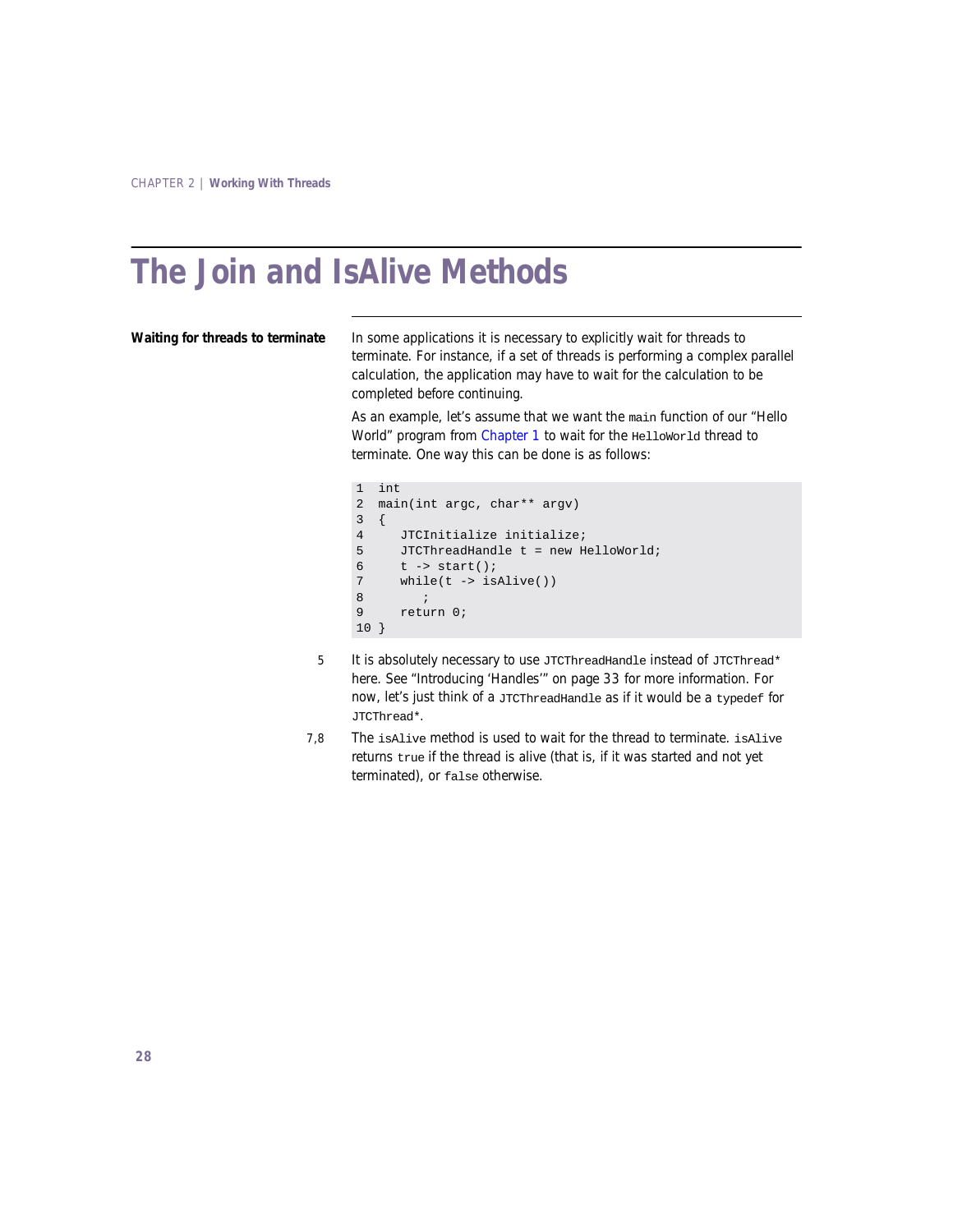# The Join and IsAlive Methods

**Waiting for threads to terminate**

In some applications it is necessary to explicitly wait for threads to terminate. For instance, if a set of threads is performing a complex parallel calculation, the application may have to wait for the calculation to be completed before continuing.

As an example, let's assume that we want the `main` function of our "Hello World" program from Chapter 1 to wait for the `HelloWorld` thread to terminate. One way this can be done is as follows:

```
1  int
2  main(int argc, char** argv)
3  {
4     JTCInitialize initialize;
5     JTCThreadHandle t = new HelloWorld;
6     t -> start();
7     while(t -> isAlive())
8        ;
9     return 0;
10 }
```

5 It is absolutely necessary to use `JTCThreadHandle` instead of `JTCThread*` here. See "Introducing 'Handles'" on page 33 for more information. For now, let's just think of a `JTCThreadHandle` as if it would be a `typedef` for `JTCThread*`.

7,8 The `isAlive` method is used to wait for the thread to terminate. `isAlive` returns `true` if the thread is alive (that is, if it was started and not yet terminated), or `false` otherwise.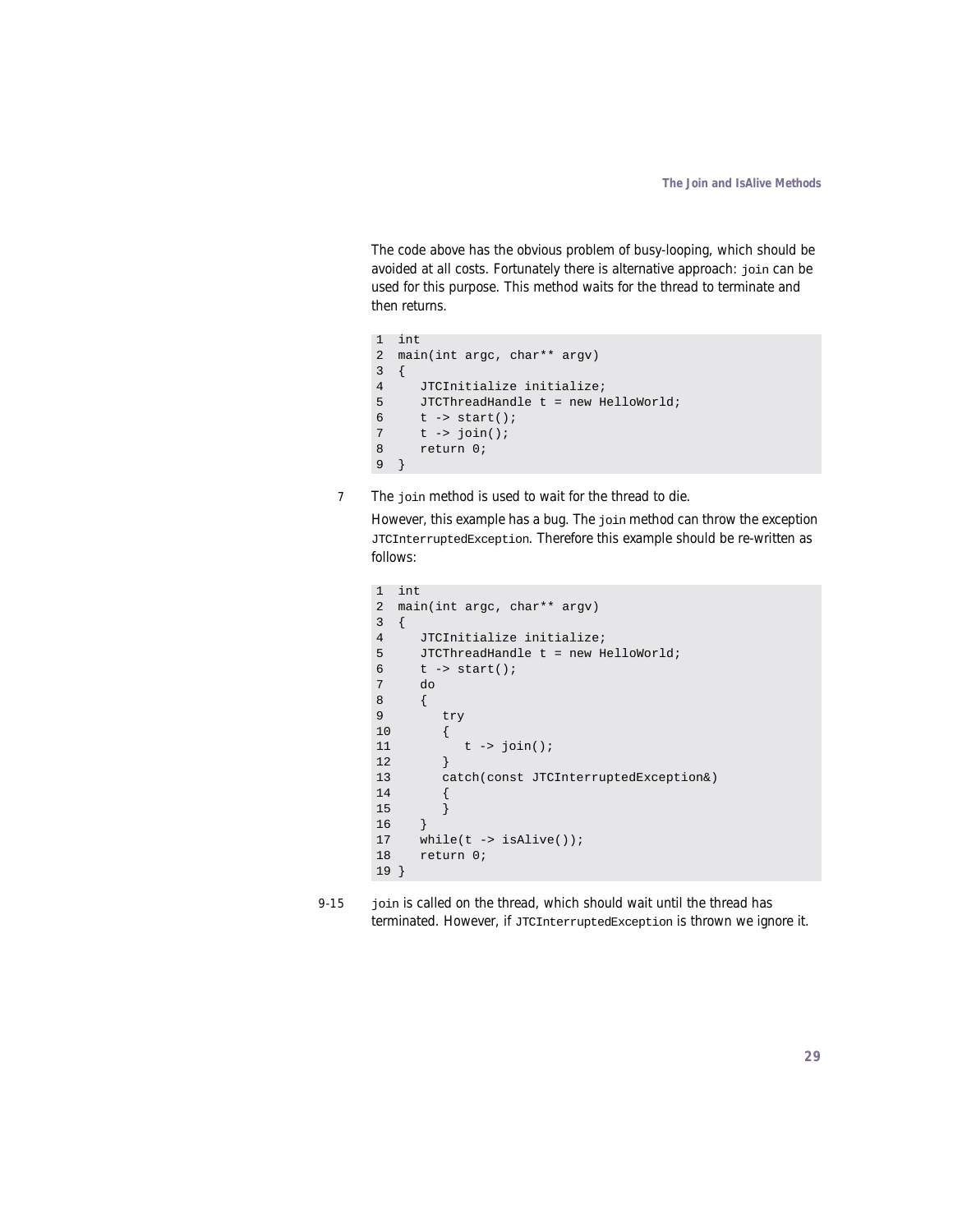The code above has the obvious problem of busy-looping, which should be avoided at all costs. Fortunately there is alternative approach: `join` can be used for this purpose. This method waits for the thread to terminate and then returns.

```
1  int
2  main(int argc, char** argv)
3  {
4     JTCInitialize initialize;
5     JTCThreadHandle t = new HelloWorld;
6     t -> start();
7     t -> join();
8     return 0;
9  }
```

7 The `join` method is used to wait for the thread to die.

However, this example has a bug. The `join` method can throw the exception `JTCInterruptedException`. Therefore this example should be re-written as follows:

```
1  int
2  main(int argc, char** argv)
3  {
4     JTCInitialize initialize;
5     JTCThreadHandle t = new HelloWorld;
6     t -> start();
7     do
8     {
9        try
10       {
11          t -> join();
12       }
13       catch(const JTCInterruptedException&)
14       {
15       }
16    }
17    while(t -> isAlive());
18    return 0;
19 }
```

9-15 `join` is called on the thread, which should wait until the thread has terminated. However, if `JTCInterruptedException` is thrown we ignore it.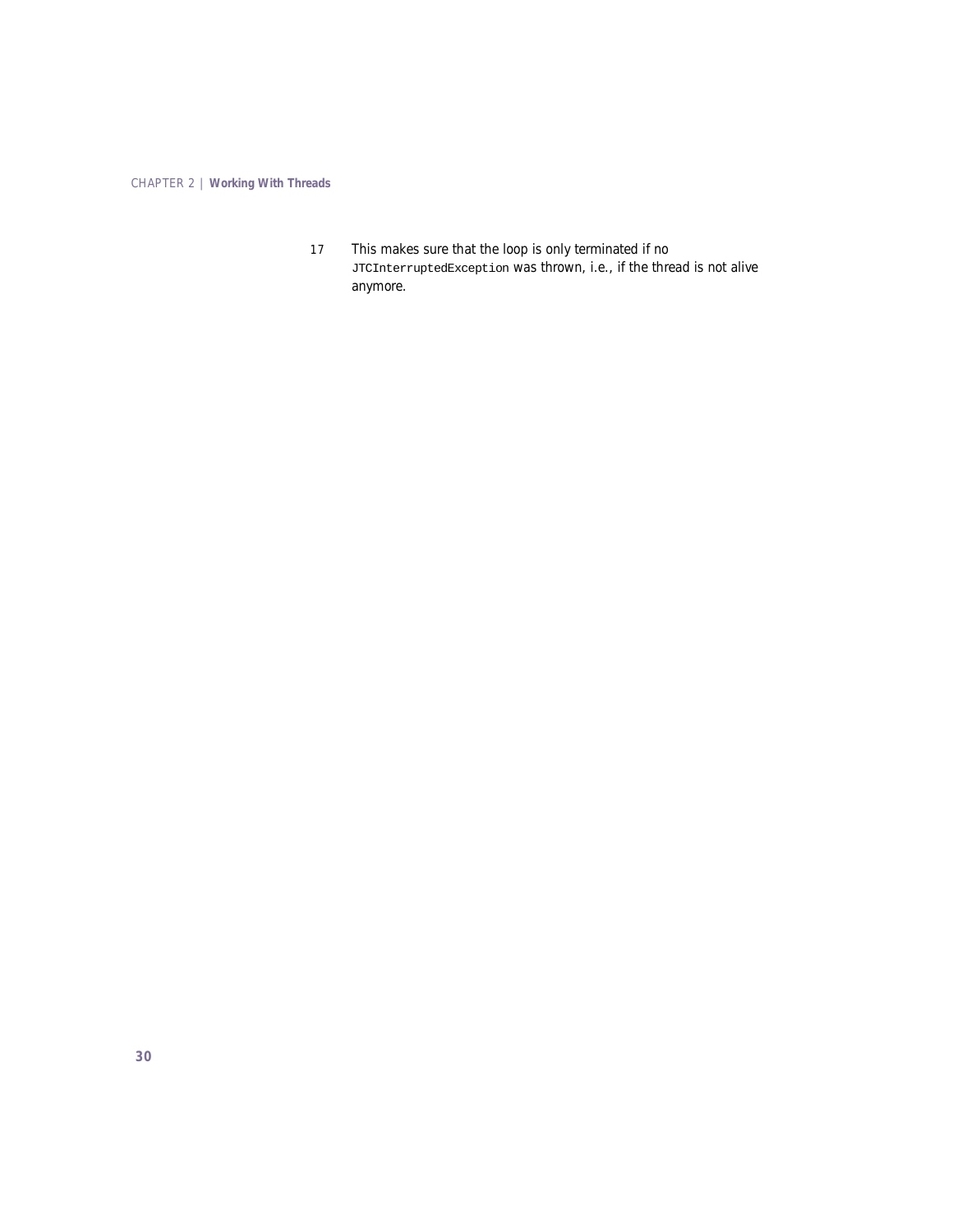17 This makes sure that the loop is only terminated if no `JTCInterruptedException` was thrown, i.e., if the thread is not alive anymore.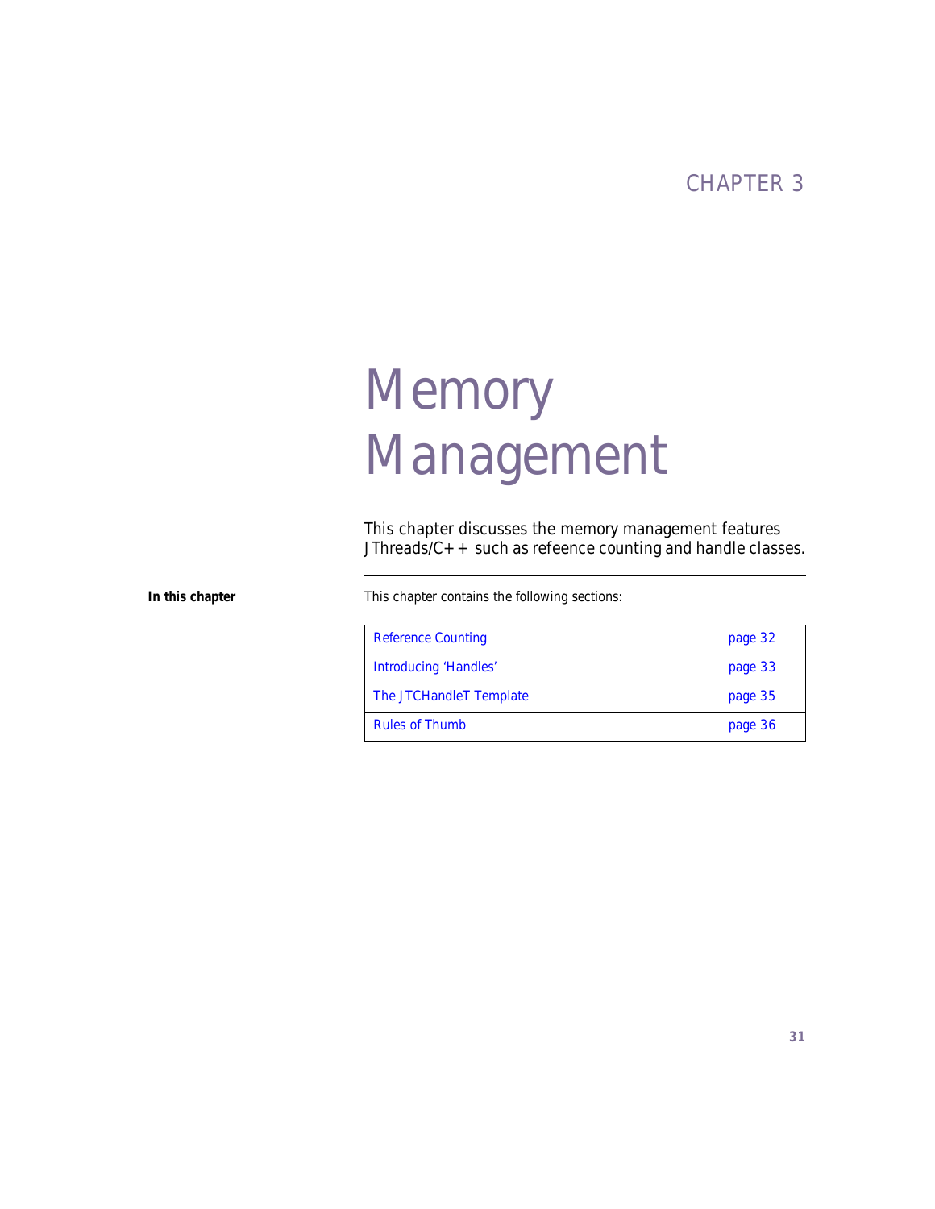CHAPTER 3

# Memory Management

This chapter discusses the memory management features JThreads/C++ such as refeence counting and handle classes.

**In this chapter**

This chapter contains the following sections:

| | |
|---|---|
| Reference Counting | page 32 |
| Introducing 'Handles' | page 33 |
| The JTCHandleT Template | page 35 |
| Rules of Thumb | page 36 |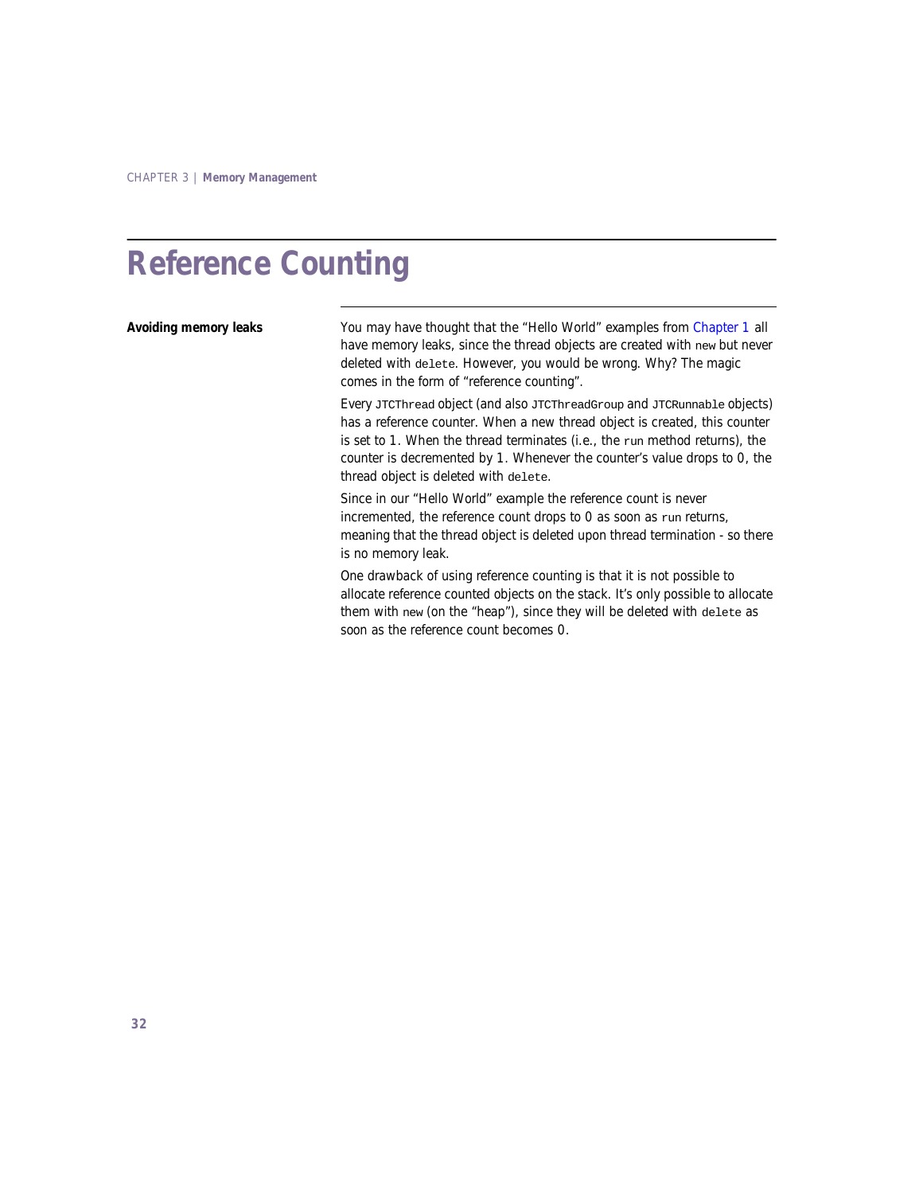# Reference Counting

**Avoiding memory leaks**

You may have thought that the “Hello World” examples from Chapter 1 all have memory leaks, since the thread objects are created with `new` but never deleted with `delete`. However, you would be wrong. Why? The magic comes in the form of “reference counting”.

Every `JTCThread` object (and also `JTCThreadGroup` and `JTCRunnable` objects) has a reference counter. When a new thread object is created, this counter is set to 1. When the thread terminates (i.e., the `run` method returns), the counter is decremented by 1. Whenever the counter’s value drops to 0, the thread object is deleted with `delete`.

Since in our “Hello World” example the reference count is never incremented, the reference count drops to 0 as soon as `run` returns, meaning that the thread object is deleted upon thread termination - so there is no memory leak.

One drawback of using reference counting is that it is not possible to allocate reference counted objects on the stack. It’s only possible to allocate them with `new` (on the “heap”), since they will be deleted with `delete` as soon as the reference count becomes 0.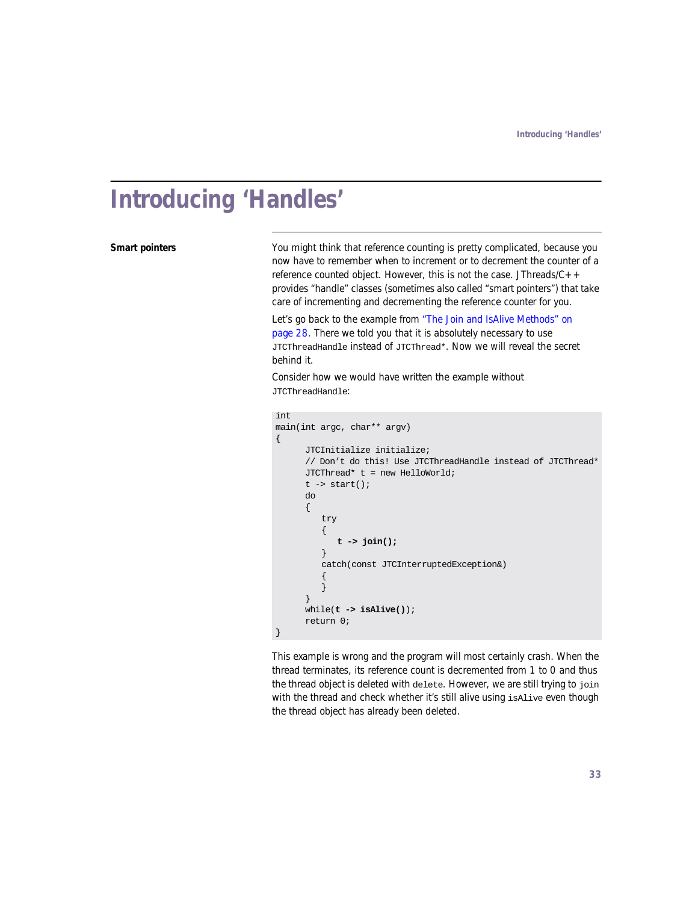# Introducing 'Handles'

**Smart pointers**

You might think that reference counting is pretty complicated, because you now have to remember when to increment or to decrement the counter of a reference counted object. However, this is not the case. JThreads/C++ provides "handle" classes (sometimes also called "smart pointers") that take care of incrementing and decrementing the reference counter for you.

Let's go back to the example from "The Join and IsAlive Methods" on page 28. There we told you that it is absolutely necessary to use `JTCThreadHandle` instead of `JTCThread*`. Now we will reveal the secret behind it.

Consider how we would have written the example without `JTCThreadHandle`:

```
int
main(int argc, char** argv)
{
      JTCInitialize initialize;
      // Don't do this! Use JTCThreadHandle instead of JTCThread*
      JTCThread* t = new HelloWorld;
      t -> start();
      do
      {
         try
         {
            t -> join();
         }
         catch(const JTCInterruptedException&)
         {
         }
      }
      while(t -> isAlive());
      return 0;
}
```

This example is wrong and the program will most certainly crash. When the thread terminates, its reference count is decremented from 1 to 0 and thus the thread object is deleted with `delete`. However, we are still trying to `join` with the thread and check whether it's still alive using `isAlive` even though the thread object has already been deleted.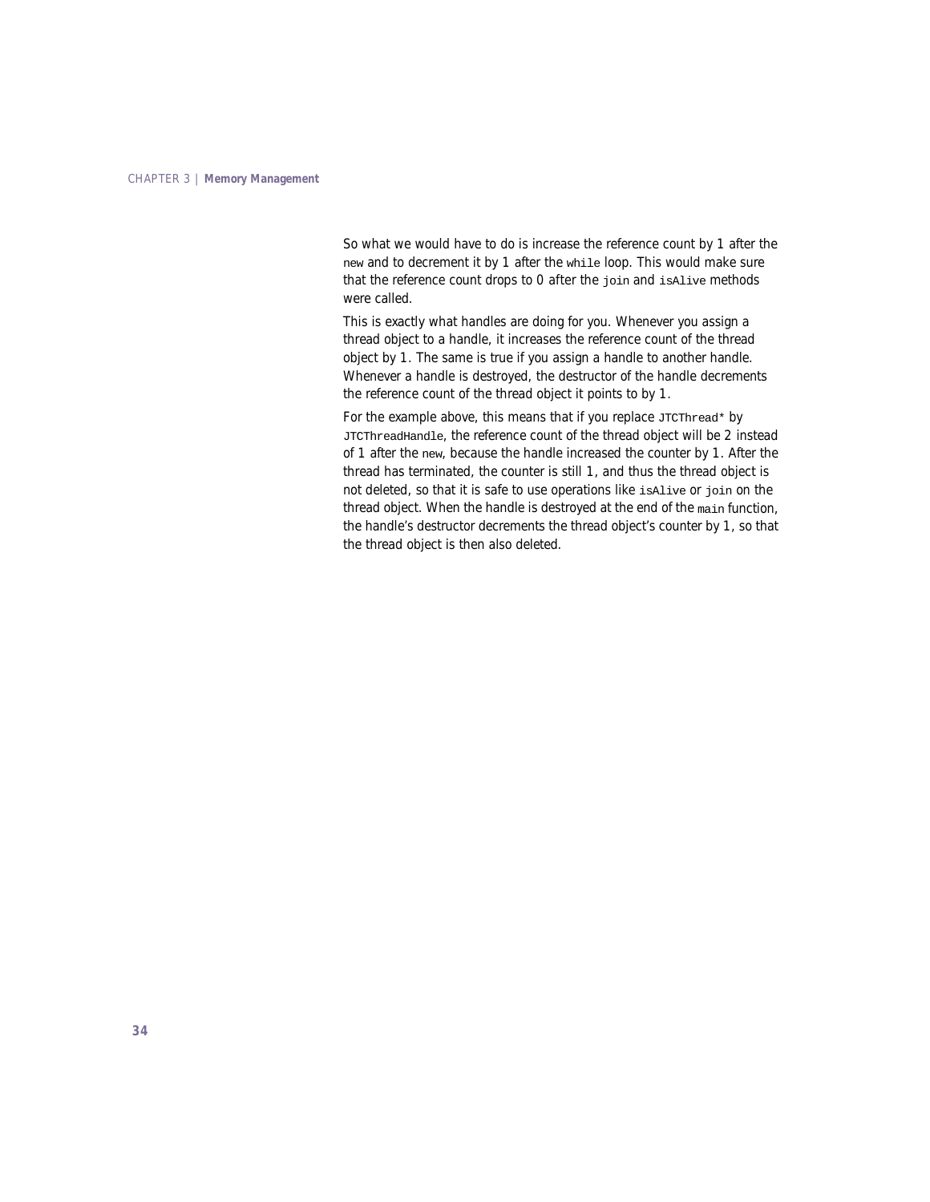So what we would have to do is increase the reference count by 1 after the `new` and to decrement it by 1 after the `while` loop. This would make sure that the reference count drops to 0 after the `join` and `isAlive` methods were called.

This is exactly what handles are doing for you. Whenever you assign a thread object to a handle, it increases the reference count of the thread object by 1. The same is true if you assign a handle to another handle. Whenever a handle is destroyed, the destructor of the handle decrements the reference count of the thread object it points to by 1.

For the example above, this means that if you replace `JTCThread*` by `JTCThreadHandle`, the reference count of the thread object will be 2 instead of 1 after the `new`, because the handle increased the counter by 1. After the thread has terminated, the counter is still 1, and thus the thread object is not deleted, so that it is safe to use operations like `isAlive` or `join` on the thread object. When the handle is destroyed at the end of the `main` function, the handle's destructor decrements the thread object's counter by 1, so that the thread object is then also deleted.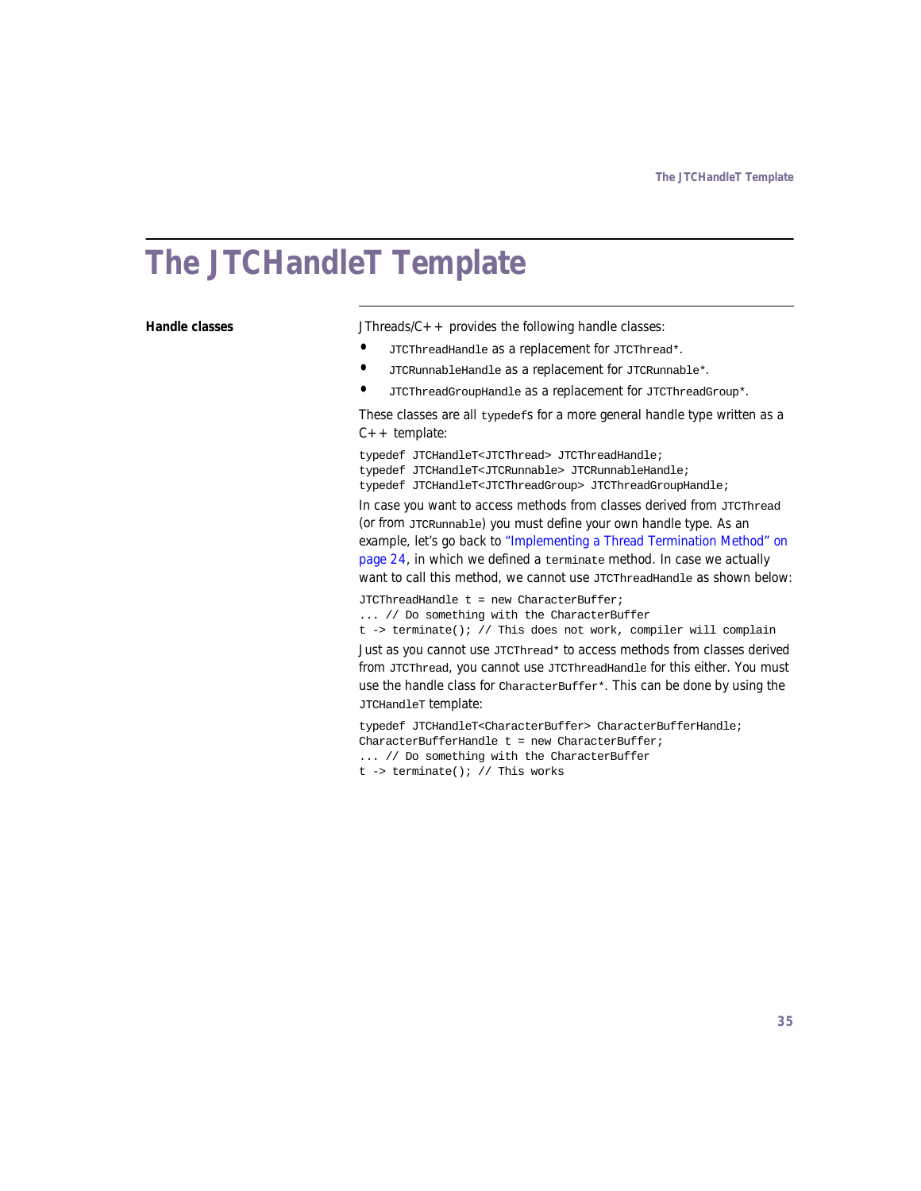# The JTCHandleT Template

**Handle classes**

JThreads/C++ provides the following handle classes:

- `JTCThreadHandle` as a replacement for `JTCThread*`.
- `JTCRunnableHandle` as a replacement for `JTCRunnable*`.
- `JTCThreadGroupHandle` as a replacement for `JTCThreadGroup*`.

These classes are all `typedef`s for a more general handle type written as a C++ template:

```
typedef JTCHandleT<JTCThread> JTCThreadHandle;
typedef JTCHandleT<JTCRunnable> JTCRunnableHandle;
typedef JTCHandleT<JTCThreadGroup> JTCThreadGroupHandle;
```

In case you want to access methods from classes derived from `JTCThread` (or from `JTCRunnable`) you must define your own handle type. As an example, let's go back to "Implementing a Thread Termination Method" on page 24, in which we defined a `terminate` method. In case we actually want to call this method, we cannot use `JTCThreadHandle` as shown below:

```
JTCThreadHandle t = new CharacterBuffer;
... // Do something with the CharacterBuffer
t -> terminate(); // This does not work, compiler will complain
```

Just as you cannot use `JTCThread*` to access methods from classes derived from `JTCThread`, you cannot use `JTCThreadHandle` for this either. You must use the handle class for `CharacterBuffer*`. This can be done by using the `JTCHandleT` template:

```
typedef JTCHandleT<CharacterBuffer> CharacterBufferHandle;
CharacterBufferHandle t = new CharacterBuffer;
... // Do something with the CharacterBuffer
t -> terminate(); // This works
```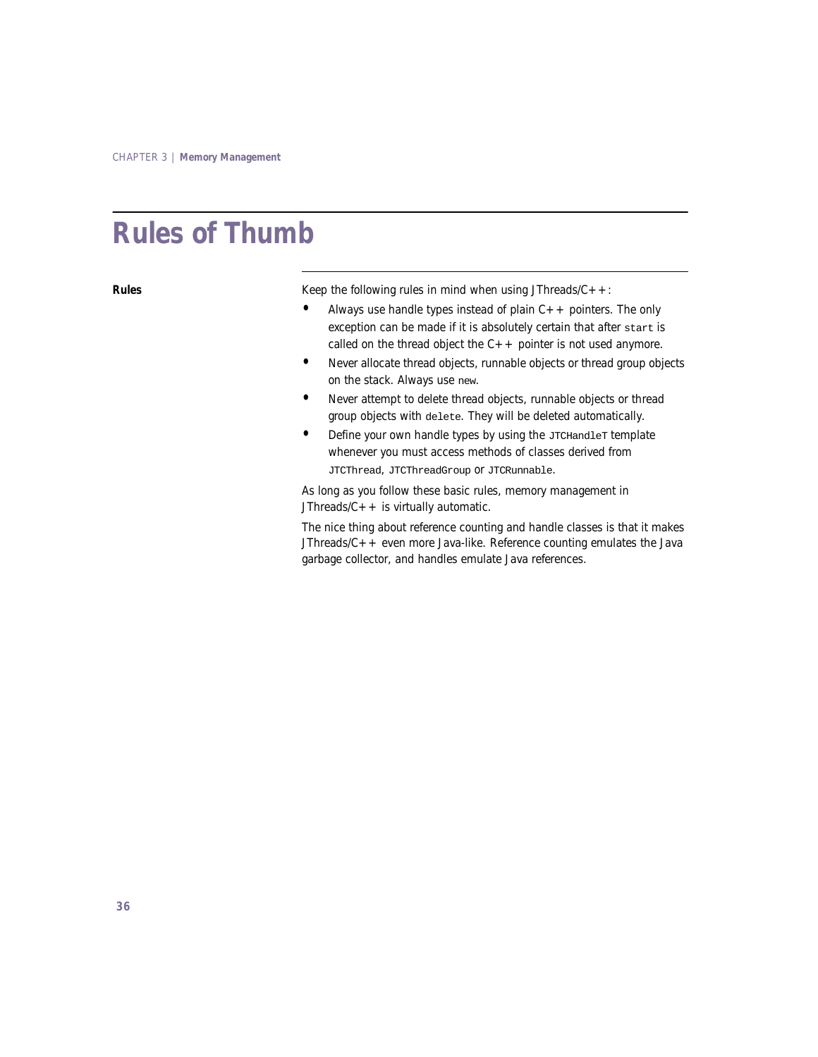# Rules of Thumb

**Rules**

Keep the following rules in mind when using JThreads/C++:

- Always use handle types instead of plain C++ pointers. The only exception can be made if it is absolutely certain that after `start` is called on the thread object the C++ pointer is not used anymore.
- Never allocate thread objects, runnable objects or thread group objects on the stack. Always use `new`.
- Never attempt to delete thread objects, runnable objects or thread group objects with `delete`. They will be deleted automatically.
- Define your own handle types by using the `JTCHandleT` template whenever you must access methods of classes derived from `JTCThread`, `JTCThreadGroup` or `JTCRunnable`.

As long as you follow these basic rules, memory management in JThreads/C++ is virtually automatic.

The nice thing about reference counting and handle classes is that it makes JThreads/C++ even more Java-like. Reference counting emulates the Java garbage collector, and handles emulate Java references.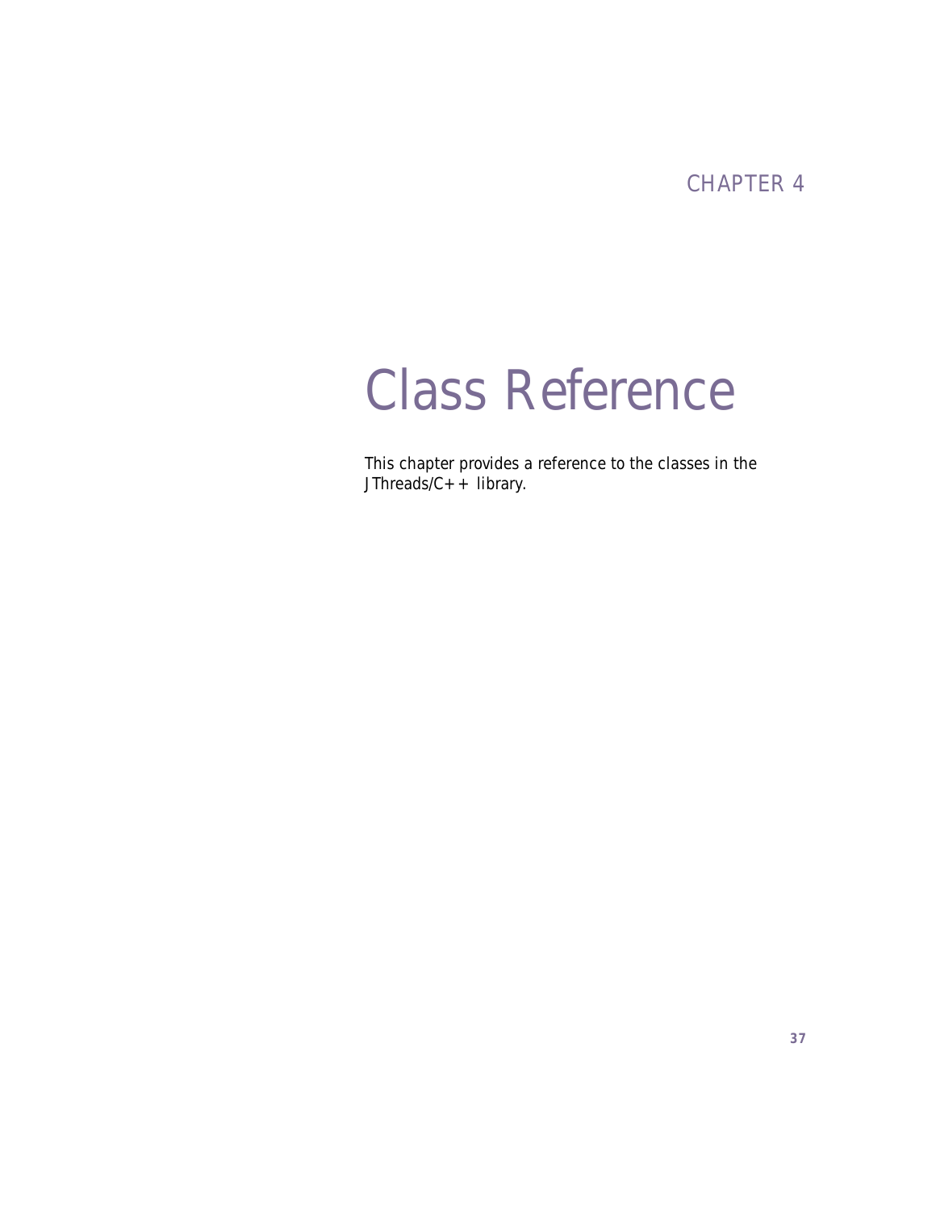CHAPTER 4

# Class Reference

This chapter provides a reference to the classes in the JThreads/C++ library.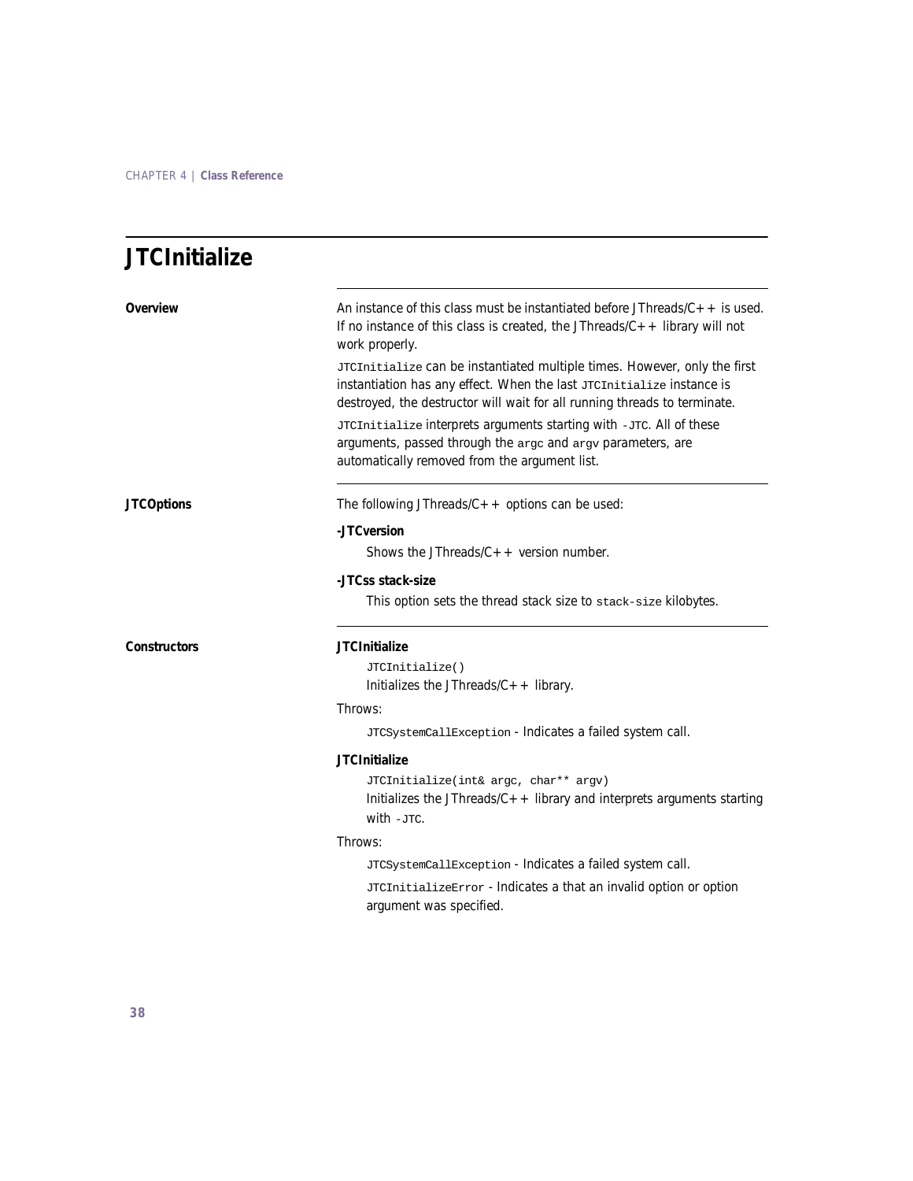# JTCInitialize

### Overview

An instance of this class must be instantiated before JThreads/C++ is used. If no instance of this class is created, the JThreads/C++ library will not work properly.

`JTCInitialize` can be instantiated multiple times. However, only the first instantiation has any effect. When the last `JTCInitialize` instance is destroyed, the destructor will wait for all running threads to terminate.

`JTCInitialize` interprets arguments starting with `-JTC`. All of these arguments, passed through the `argc` and `argv` parameters, are automatically removed from the argument list.

### JTCOptions

The following JThreads/C++ options can be used:

**-JTCversion**

Shows the JThreads/C++ version number.

**-JTCss stack-size**

This option sets the thread stack size to `stack-size` kilobytes.

### Constructors

**JTCInitialize**

```
JTCInitialize()
```

Initializes the JThreads/C++ library.

Throws:

`JTCSystemCallException` - Indicates a failed system call.

**JTCInitialize**

```
JTCInitialize(int& argc, char** argv)
```

Initializes the JThreads/C++ library and interprets arguments starting with `-JTC`.

Throws:

`JTCSystemCallException` - Indicates a failed system call.

`JTCInitializeError` - Indicates a that an invalid option or option argument was specified.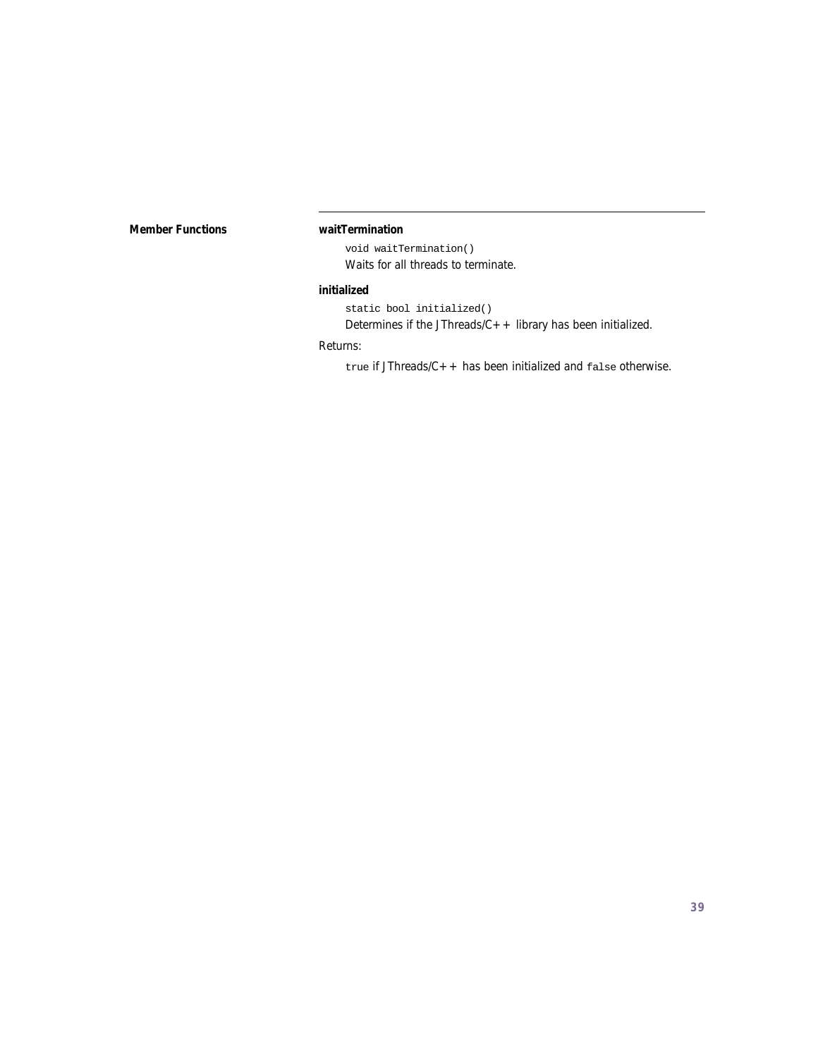**Member Functions**

### waitTermination

```
void waitTermination()
```

Waits for all threads to terminate.

### initialized

```
static bool initialized()
```

Determines if the JThreads/C++ library has been initialized.

*Returns:*

`true` if JThreads/C++ has been initialized and `false` otherwise.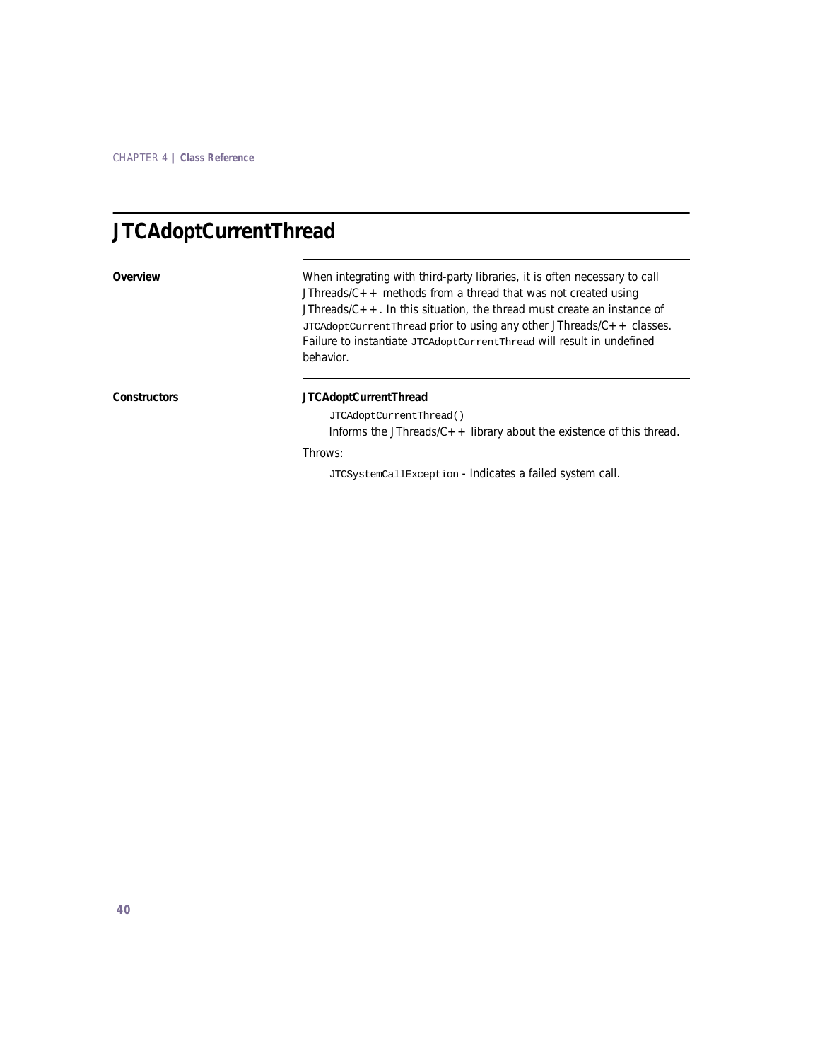# JTCAdoptCurrentThread

**Overview**

When integrating with third-party libraries, it is often necessary to call JThreads/C++ methods from a thread that was not created using JThreads/C++. In this situation, the thread must create an instance of `JTCAdoptCurrentThread` prior to using any other JThreads/C++ classes. Failure to instantiate `JTCAdoptCurrentThread` will result in undefined behavior.

**Constructors**

**JTCAdoptCurrentThread**

```
JTCAdoptCurrentThread()
```

Informs the JThreads/C++ library about the existence of this thread.

Throws:

`JTCSystemCallException` - Indicates a failed system call.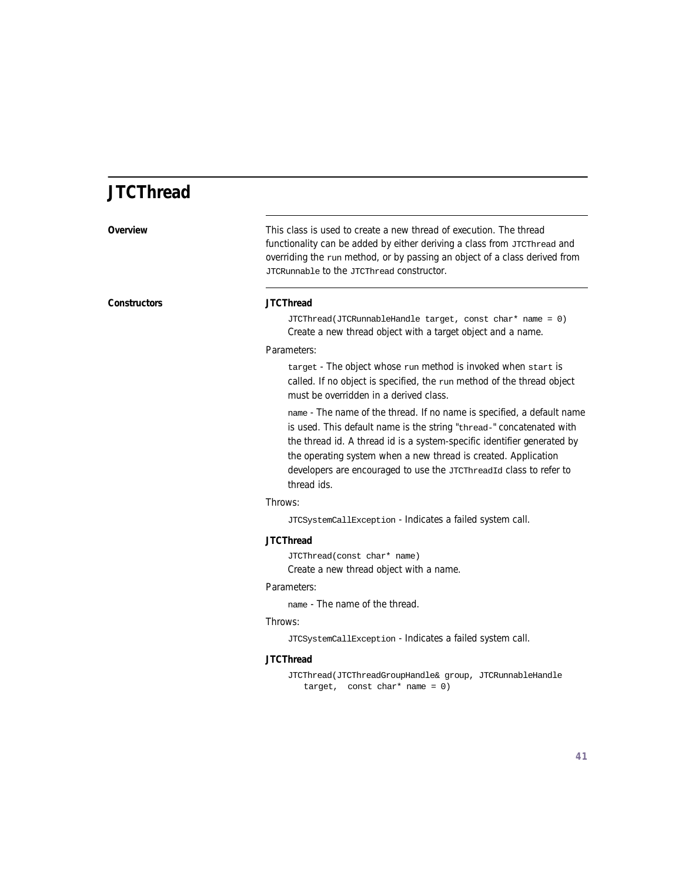# JTCThread

## Overview

This class is used to create a new thread of execution. The thread functionality can be added by either deriving a class from `JTCThread` and overriding the `run` method, or by passing an object of a class derived from `JTCRunnable` to the `JTCThread` constructor.

## Constructors

### JTCThread

```
JTCThread(JTCRunnableHandle target, const char* name = 0)
```

Create a new thread object with a target object and a name.

Parameters:

`target` - The object whose `run` method is invoked when `start` is called. If no object is specified, the `run` method of the thread object must be overridden in a derived class.

`name` - The name of the thread. If no name is specified, a default name is used. This default name is the string "`thread-`" concatenated with the thread id. A thread id is a system-specific identifier generated by the operating system when a new thread is created. Application developers are encouraged to use the `JTCThreadId` class to refer to thread ids.

Throws:

`JTCSystemCallException` - Indicates a failed system call.

### JTCThread

```
JTCThread(const char* name)
```

Create a new thread object with a name.

Parameters:

`name` - The name of the thread.

Throws:

`JTCSystemCallException` - Indicates a failed system call.

### JTCThread

```
JTCThread(JTCThreadGroupHandle& group, JTCRunnableHandle
   target,  const char* name = 0)
```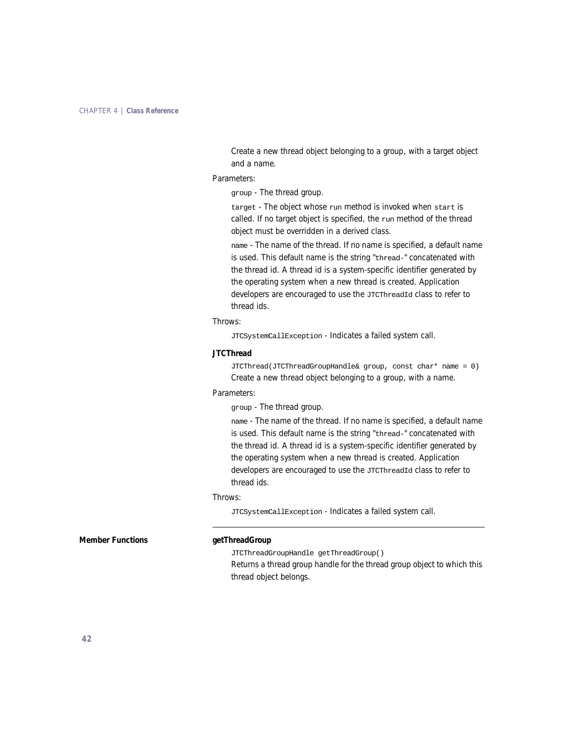Create a new thread object belonging to a group, with a target object and a name.

Parameters:

`group` - The thread group.

`target` - The object whose `run` method is invoked when `start` is called. If no target object is specified, the `run` method of the thread object must be overridden in a derived class.

`name` - The name of the thread. If no name is specified, a default name is used. This default name is the string "`thread-`" concatenated with the thread id. A thread id is a system-specific identifier generated by the operating system when a new thread is created. Application developers are encouraged to use the `JTCThreadId` class to refer to thread ids.

Throws:

`JTCSystemCallException` - Indicates a failed system call.

**JTCThread**

```
JTCThread(JTCThreadGroupHandle& group, const char* name = 0)
```

Create a new thread object belonging to a group, with a name.

Parameters:

`group` - The thread group.

`name` - The name of the thread. If no name is specified, a default name is used. This default name is the string "`thread-`" concatenated with the thread id. A thread id is a system-specific identifier generated by the operating system when a new thread is created. Application developers are encouraged to use the `JTCThreadId` class to refer to thread ids.

Throws:

`JTCSystemCallException` - Indicates a failed system call.

---

## Member Functions

**getThreadGroup**

```
JTCThreadGroupHandle getThreadGroup()
```

Returns a thread group handle for the thread group object to which this thread object belongs.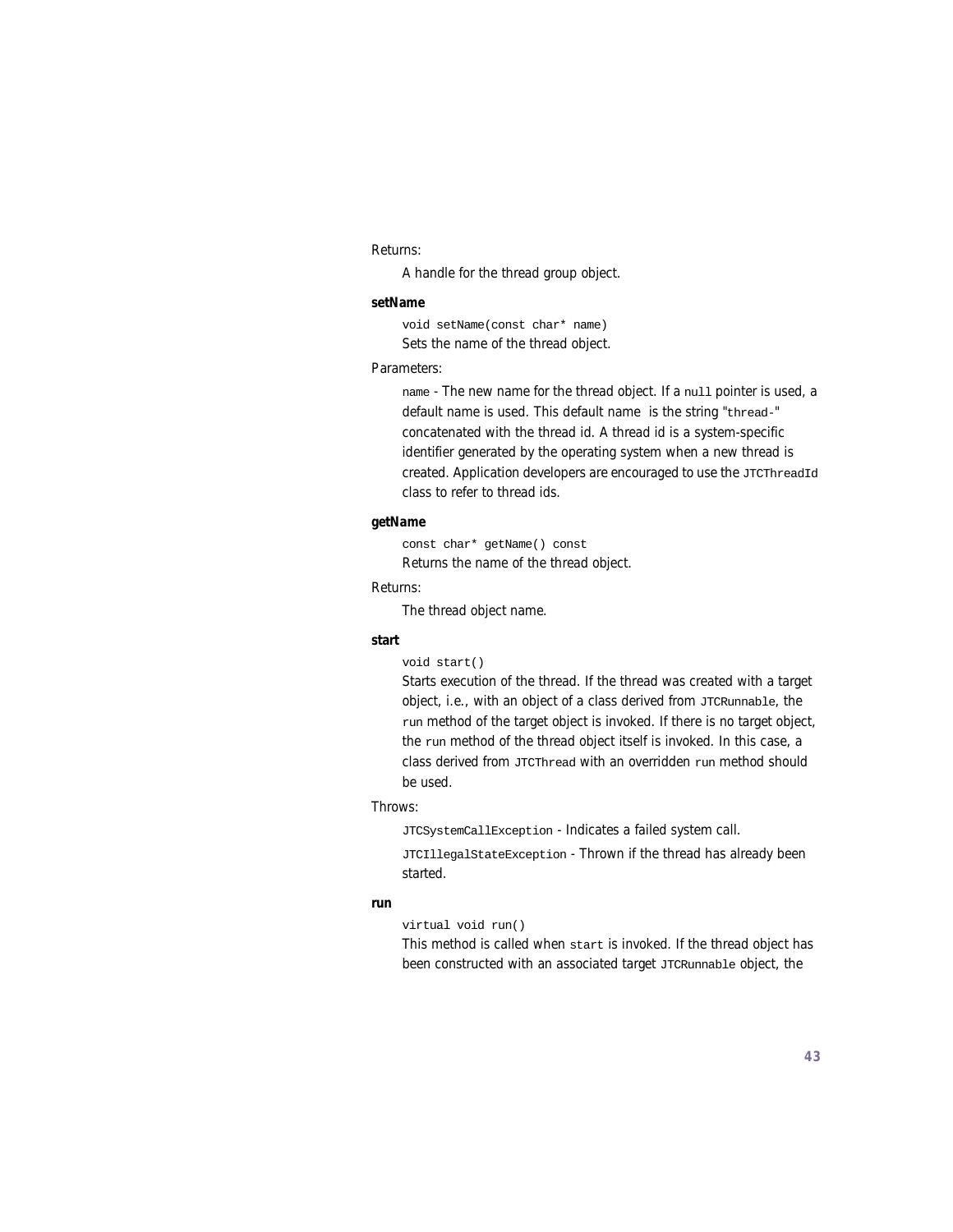Returns:

A handle for the thread group object.

**setName**

```
void setName(const char* name)
```

Sets the name of the thread object.

Parameters:

`name` - The new name for the thread object. If a `null` pointer is used, a default name is used. This default name is the string "`thread-`" concatenated with the thread id. A thread id is a system-specific identifier generated by the operating system when a new thread is created. Application developers are encouraged to use the `JTCThreadId` class to refer to thread ids.

**getName**

```
const char* getName() const
```

Returns the name of the thread object.

Returns:

The thread object name.

**start**

```
void start()
```

Starts execution of the thread. If the thread was created with a target object, i.e., with an object of a class derived from `JTCRunnable`, the `run` method of the target object is invoked. If there is no target object, the `run` method of the thread object itself is invoked. In this case, a class derived from `JTCThread` with an overridden `run` method should be used.

Throws:

`JTCSystemCallException` - Indicates a failed system call.

`JTCIllegalStateException` - Thrown if the thread has already been started.

**run**

```
virtual void run()
```

This method is called when `start` is invoked. If the thread object has been constructed with an associated target `JTCRunnable` object, the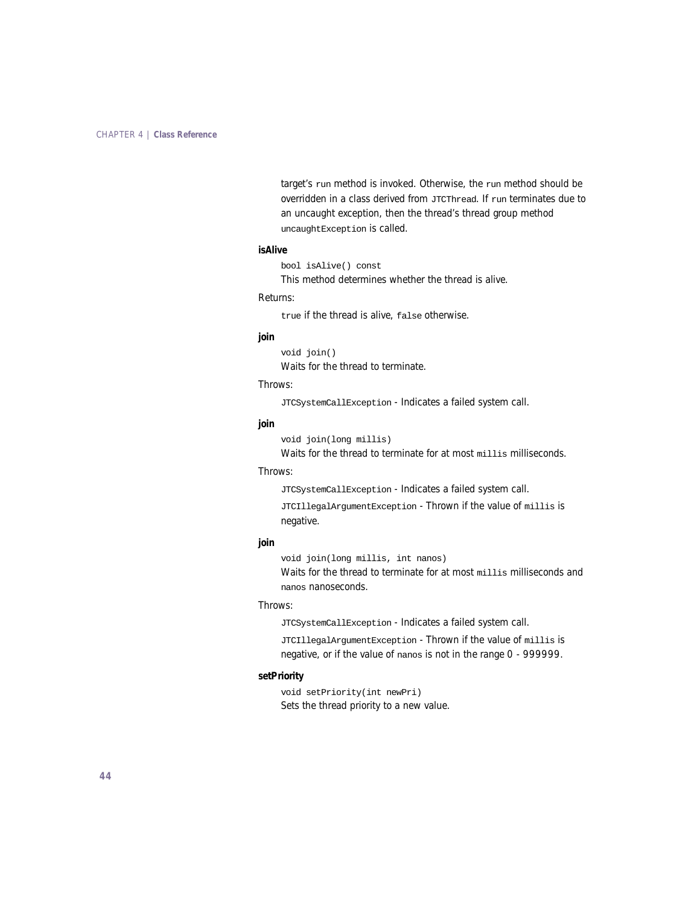target's `run` method is invoked. Otherwise, the `run` method should be overridden in a class derived from `JTCThread`. If `run` terminates due to an uncaught exception, then the thread's thread group method `uncaughtException` is called.

**isAlive**

```
bool isAlive() const
```

This method determines whether the thread is alive.

Returns:

`true` if the thread is alive, `false` otherwise.

**join**

```
void join()
```

Waits for the thread to terminate.

Throws:

`JTCSystemCallException` - Indicates a failed system call.

**join**

```
void join(long millis)
```

Waits for the thread to terminate for at most `millis` milliseconds.

Throws:

`JTCSystemCallException` - Indicates a failed system call.

`JTCIllegalArgumentException` - Thrown if the value of `millis` is negative.

**join**

```
void join(long millis, int nanos)
```

Waits for the thread to terminate for at most `millis` milliseconds and `nanos` nanoseconds.

Throws:

`JTCSystemCallException` - Indicates a failed system call.

`JTCIllegalArgumentException` - Thrown if the value of `millis` is negative, or if the value of `nanos` is not in the range 0 - 999999.

**setPriority**

```
void setPriority(int newPri)
```

Sets the thread priority to a new value.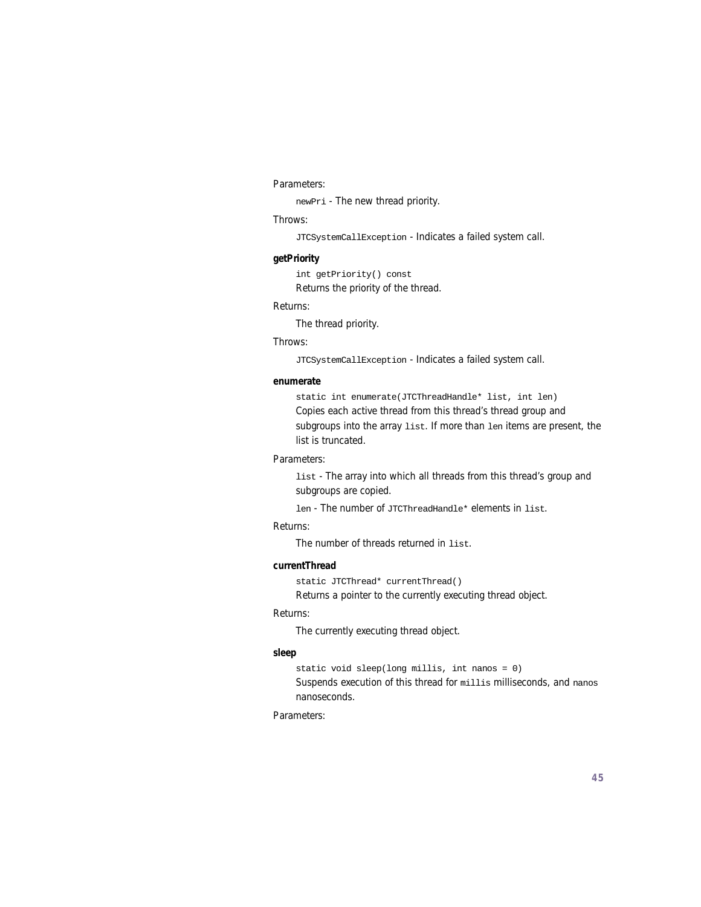Parameters:

`newPri` - The new thread priority.

Throws:

`JTCSystemCallException` - Indicates a failed system call.

**getPriority**

```
int getPriority() const
```

Returns the priority of the thread.

Returns:

The thread priority.

Throws:

`JTCSystemCallException` - Indicates a failed system call.

**enumerate**

```
static int enumerate(JTCThreadHandle* list, int len)
```

Copies each active thread from this thread’s thread group and subgroups into the array `list`. If more than `len` items are present, the list is truncated.

Parameters:

`list` - The array into which all threads from this thread’s group and subgroups are copied.

`len` - The number of `JTCThreadHandle*` elements in `list`.

Returns:

The number of threads returned in `list`.

**currentThread**

```
static JTCThread* currentThread()
```

Returns a pointer to the currently executing thread object.

Returns:

The currently executing thread object.

**sleep**

```
static void sleep(long millis, int nanos = 0)
```

Suspends execution of this thread for `millis` milliseconds, and `nanos` nanoseconds.

Parameters: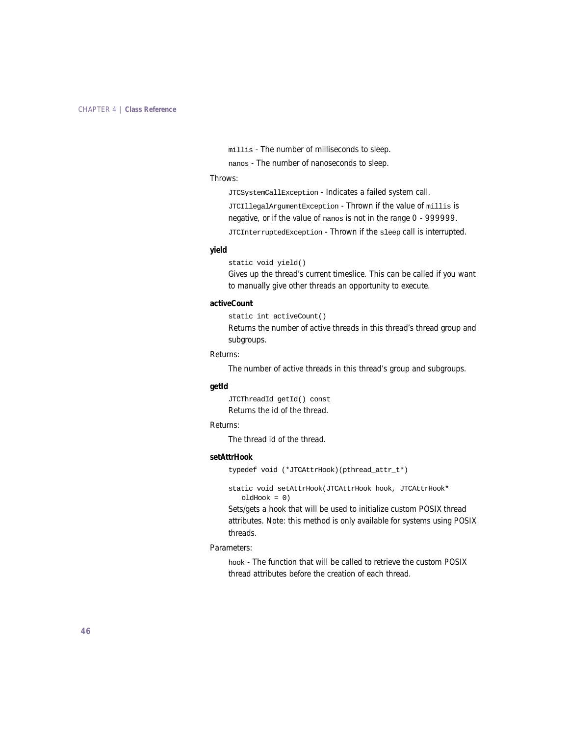`millis` - The number of milliseconds to sleep.

`nanos` - The number of nanoseconds to sleep.

Throws:

`JTCSystemCallException` - Indicates a failed system call.

`JTCIllegalArgumentException` - Thrown if the value of `millis` is negative, or if the value of `nanos` is not in the range 0 - 999999.

`JTCInterruptedException` - Thrown if the `sleep` call is interrupted.

**yield**

```
static void yield()
```

Gives up the thread's current timeslice. This can be called if you want to manually give other threads an opportunity to execute.

**activeCount**

```
static int activeCount()
```

Returns the number of active threads in this thread's thread group and subgroups.

Returns:

The number of active threads in this thread's group and subgroups.

**getId**

```
JTCThreadId getId() const
```

Returns the id of the thread.

Returns:

The thread id of the thread.

**setAttrHook**

```
typedef void (*JTCAttrHook)(pthread_attr_t*)
```

```
static void setAttrHook(JTCAttrHook hook, JTCAttrHook*
   oldHook = 0)
```

Sets/gets a hook that will be used to initialize custom POSIX thread attributes. Note: this method is only available for systems using POSIX threads.

Parameters:

`hook` - The function that will be called to retrieve the custom POSIX thread attributes before the creation of each thread.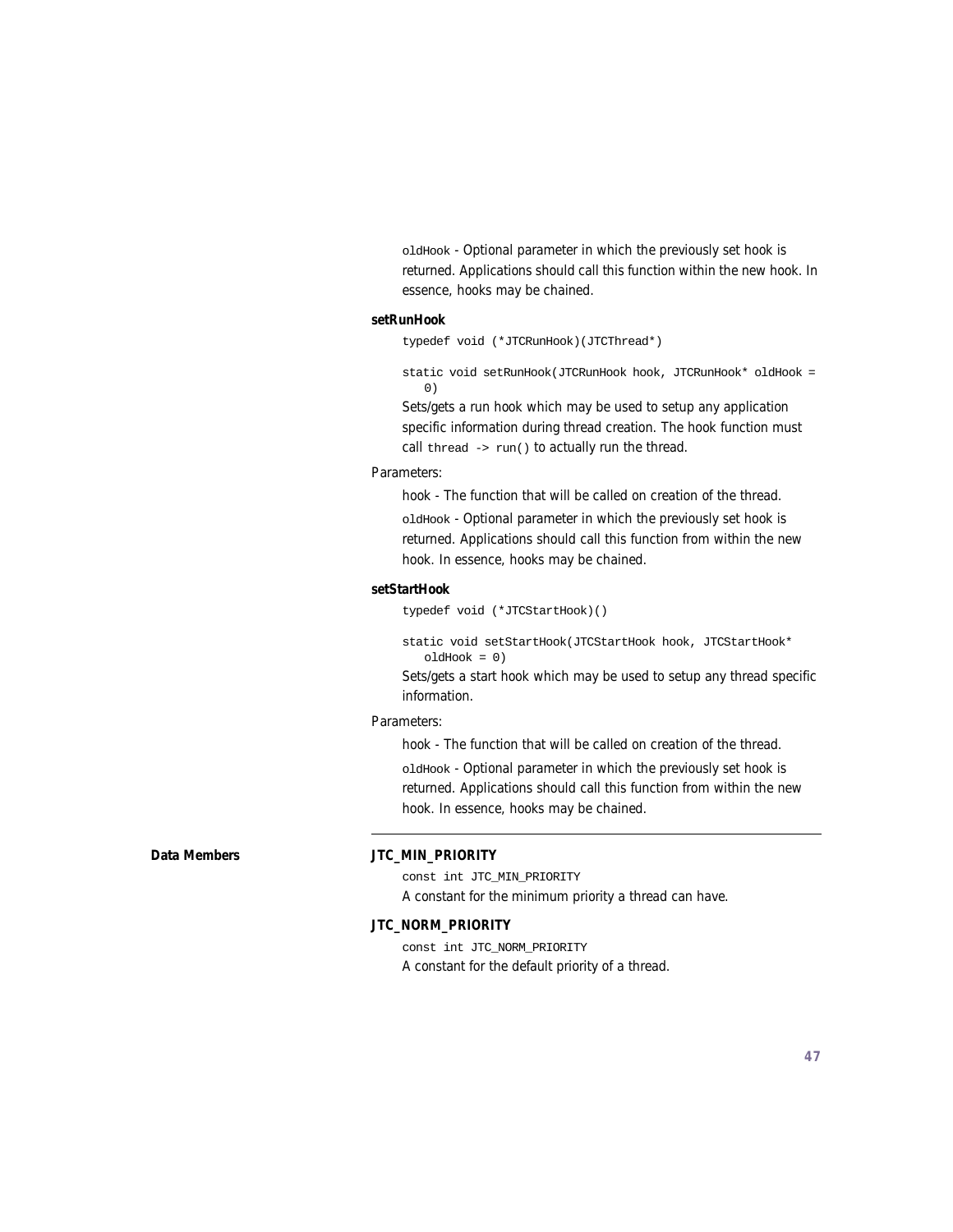`oldHook` - Optional parameter in which the previously set hook is returned. Applications should call this function within the new hook. In essence, hooks may be chained.

**setRunHook**

```
typedef void (*JTCRunHook)(JTCThread*)
```

```
static void setRunHook(JTCRunHook hook, JTCRunHook* oldHook =
   0)
```

Sets/gets a run hook which may be used to setup any application specific information during thread creation. The hook function must call `thread -> run()` to actually run the thread.

Parameters:

hook - The function that will be called on creation of the thread.

`oldHook` - Optional parameter in which the previously set hook is returned. Applications should call this function from within the new hook. In essence, hooks may be chained.

**setStartHook**

```
typedef void (*JTCStartHook)()
```

```
static void setStartHook(JTCStartHook hook, JTCStartHook*
   oldHook = 0)
```

Sets/gets a start hook which may be used to setup any thread specific information.

Parameters:

hook - The function that will be called on creation of the thread.

`oldHook` - Optional parameter in which the previously set hook is returned. Applications should call this function from within the new hook. In essence, hooks may be chained.

---

**Data Members**

**JTC_MIN_PRIORITY**

```
const int JTC_MIN_PRIORITY
```

A constant for the minimum priority a thread can have.

**JTC_NORM_PRIORITY**

```
const int JTC_NORM_PRIORITY
```

A constant for the default priority of a thread.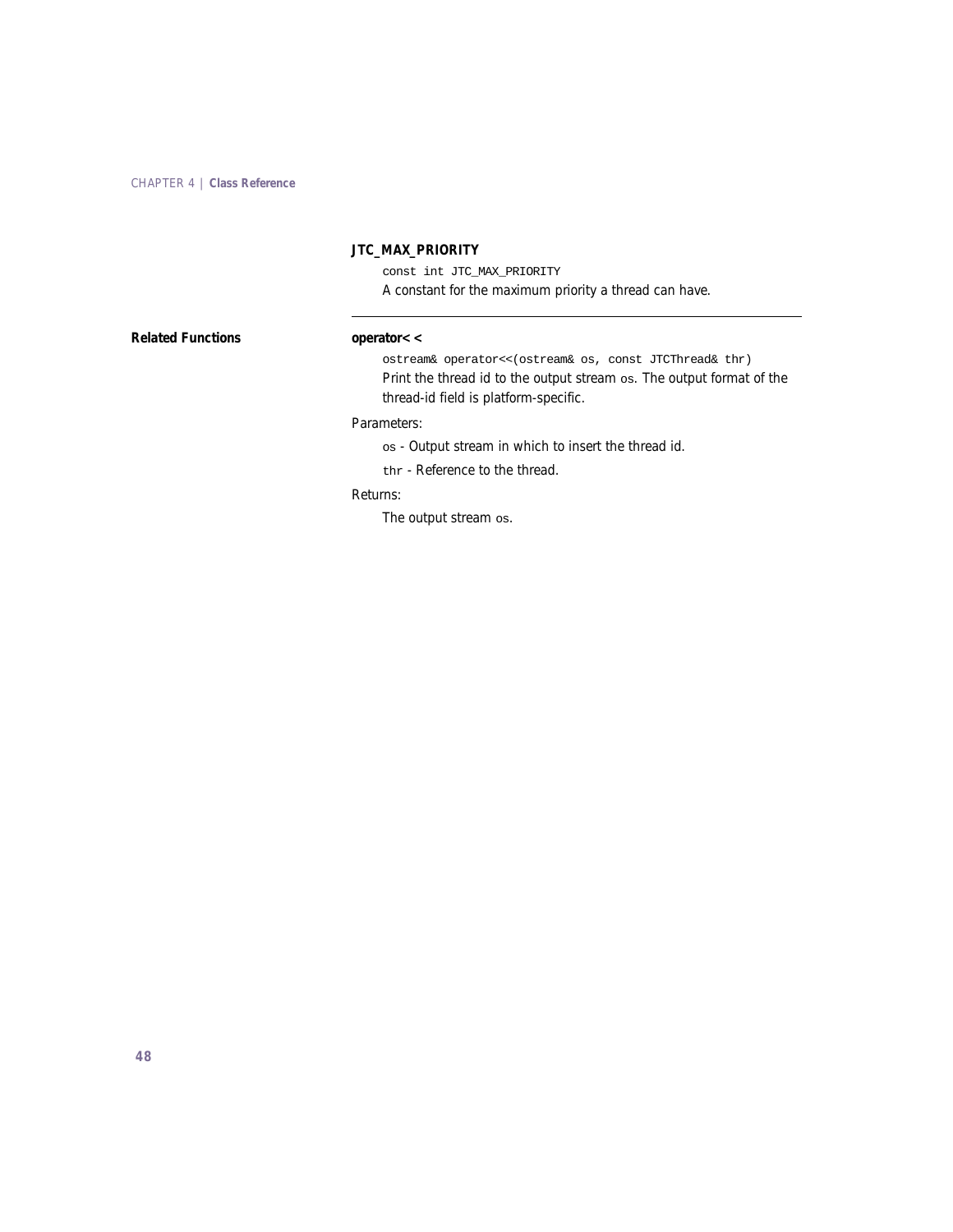### JTC_MAX_PRIORITY

```
const int JTC_MAX_PRIORITY
```

A constant for the maximum priority a thread can have.

---

## Related Functions

### operator<<

```
ostream& operator<<(ostream& os, const JTCThread& thr)
```

Print the thread id to the output stream `os`. The output format of the thread-id field is platform-specific.

Parameters:

`os` - Output stream in which to insert the thread id.

`thr` - Reference to the thread.

Returns:

The output stream `os`.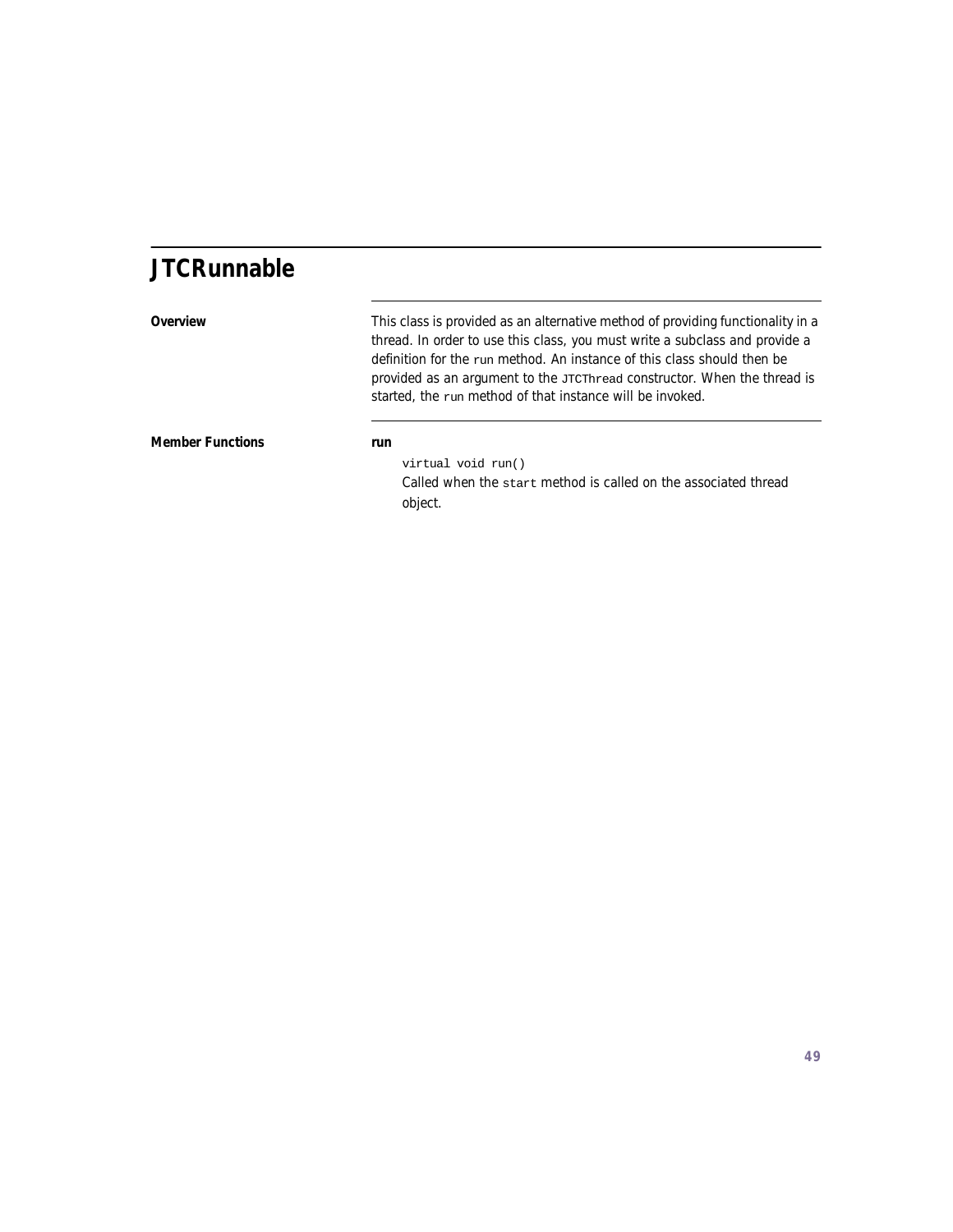# JTCRunnable

**Overview**

This class is provided as an alternative method of providing functionality in a thread. In order to use this class, you must write a subclass and provide a definition for the `run` method. An instance of this class should then be provided as an argument to the `JTCThread` constructor. When the thread is started, the `run` method of that instance will be invoked.

**Member Functions**

**run**

```
virtual void run()
```

Called when the `start` method is called on the associated thread object.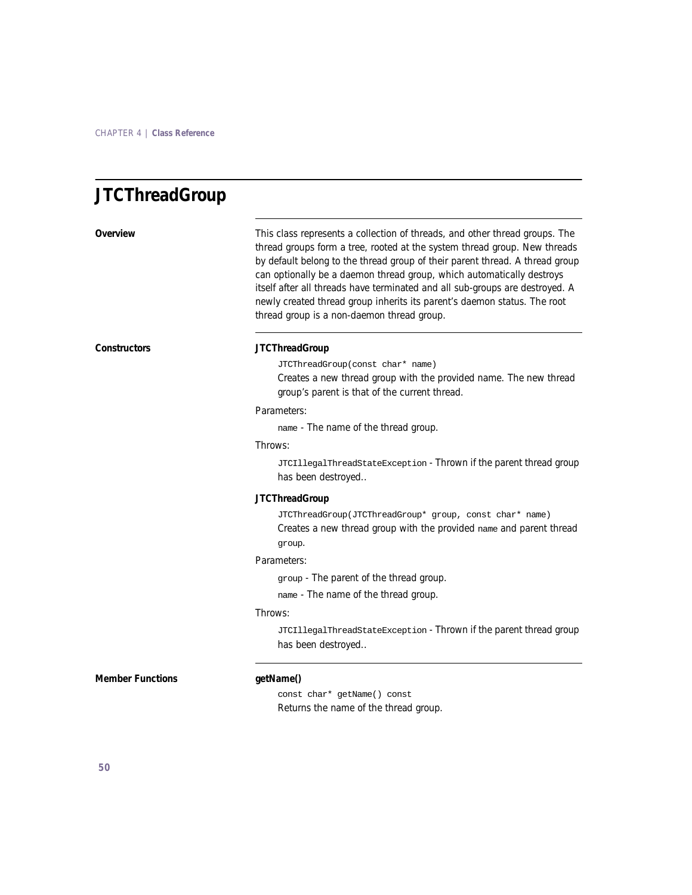# JTCThreadGroup

**Overview**

This class represents a collection of threads, and other thread groups. The thread groups form a tree, rooted at the system thread group. New threads by default belong to the thread group of their parent thread. A thread group can optionally be a daemon thread group, which automatically destroys itself after all threads have terminated and all sub-groups are destroyed. A newly created thread group inherits its parent's daemon status. The root thread group is a non-daemon thread group.

**Constructors**

**JTCThreadGroup**

```
JTCThreadGroup(const char* name)
```

Creates a new thread group with the provided name. The new thread group's parent is that of the current thread.

Parameters:

`name` - The name of the thread group.

Throws:

`JTCIllegalThreadStateException` - Thrown if the parent thread group has been destroyed..

**JTCThreadGroup**

```
JTCThreadGroup(JTCThreadGroup* group, const char* name)
```

Creates a new thread group with the provided `name` and parent thread `group`.

Parameters:

`group` - The parent of the thread group.

`name` - The name of the thread group.

Throws:

`JTCIllegalThreadStateException` - Thrown if the parent thread group has been destroyed..

**Member Functions**

**getName()**

```
const char* getName() const
```

Returns the name of the thread group.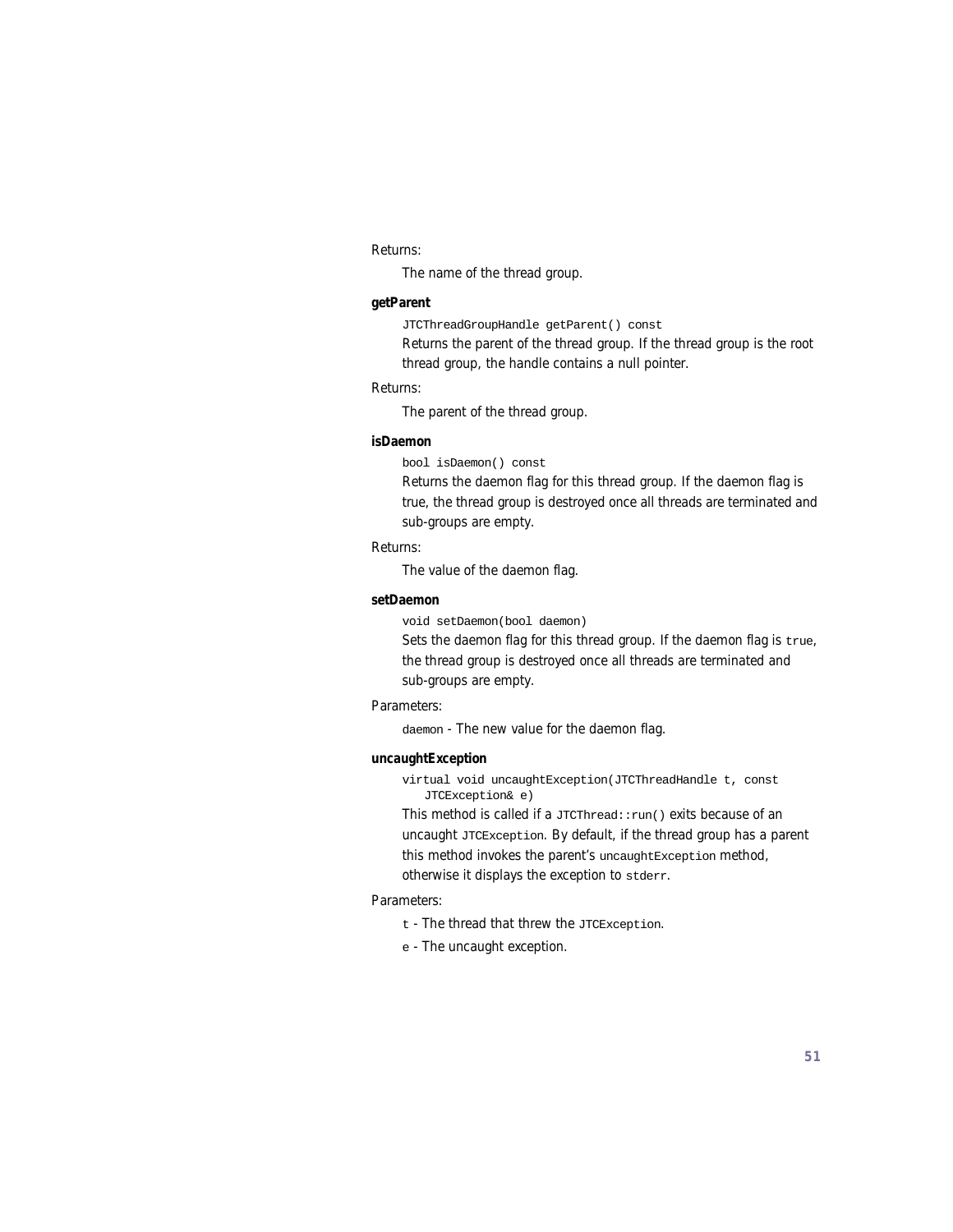Returns:

The name of the thread group.

**getParent**

```
JTCThreadGroupHandle getParent() const
```

Returns the parent of the thread group. If the thread group is the root thread group, the handle contains a null pointer.

Returns:

The parent of the thread group.

**isDaemon**

```
bool isDaemon() const
```

Returns the daemon flag for this thread group. If the daemon flag is true, the thread group is destroyed once all threads are terminated and sub-groups are empty.

Returns:

The value of the daemon flag.

**setDaemon**

```
void setDaemon(bool daemon)
```

Sets the daemon flag for this thread group. If the daemon flag is `true`, the thread group is destroyed once all threads are terminated and sub-groups are empty.

Parameters:

`daemon` - The new value for the daemon flag.

**uncaughtException**

```
virtual void uncaughtException(JTCThreadHandle t, const
    JTCException& e)
```

This method is called if a `JTCThread::run()` exits because of an uncaught `JTCException`. By default, if the thread group has a parent this method invokes the parent's `uncaughtException` method, otherwise it displays the exception to `stderr`.

Parameters:

`t` - The thread that threw the `JTCException`.

`e` - The uncaught exception.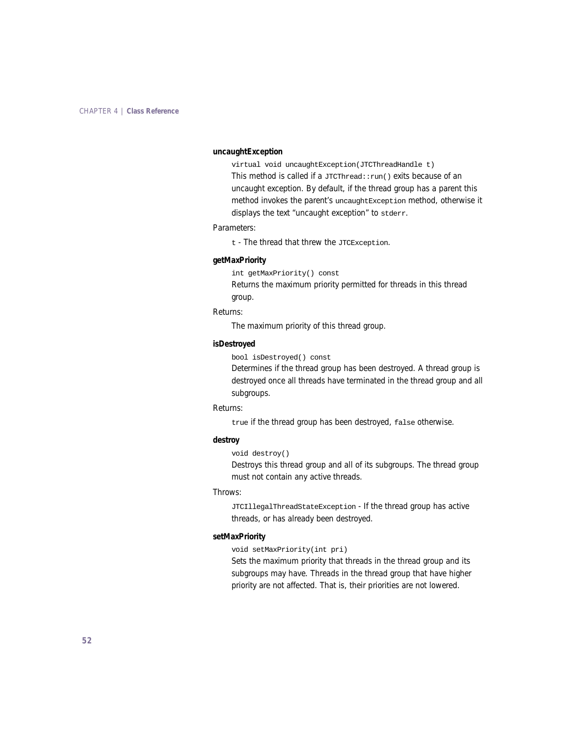**uncaughtException**

```
virtual void uncaughtException(JTCThreadHandle t)
```

This method is called if a `JTCThread::run()` exits because of an uncaught exception. By default, if the thread group has a parent this method invokes the parent's `uncaughtException` method, otherwise it displays the text "uncaught exception" to `stderr`.

Parameters:

`t` - The thread that threw the `JTCException`.

**getMaxPriority**

```
int getMaxPriority() const
```

Returns the maximum priority permitted for threads in this thread group.

Returns:

The maximum priority of this thread group.

**isDestroyed**

```
bool isDestroyed() const
```

Determines if the thread group has been destroyed. A thread group is destroyed once all threads have terminated in the thread group and all subgroups.

Returns:

`true` if the thread group has been destroyed, `false` otherwise.

**destroy**

```
void destroy()
```

Destroys this thread group and all of its subgroups. The thread group must not contain any active threads.

Throws:

`JTCIllegalThreadStateException` - If the thread group has active threads, or has already been destroyed.

**setMaxPriority**

```
void setMaxPriority(int pri)
```

Sets the maximum priority that threads in the thread group and its subgroups may have. Threads in the thread group that have higher priority are not affected. That is, their priorities are not lowered.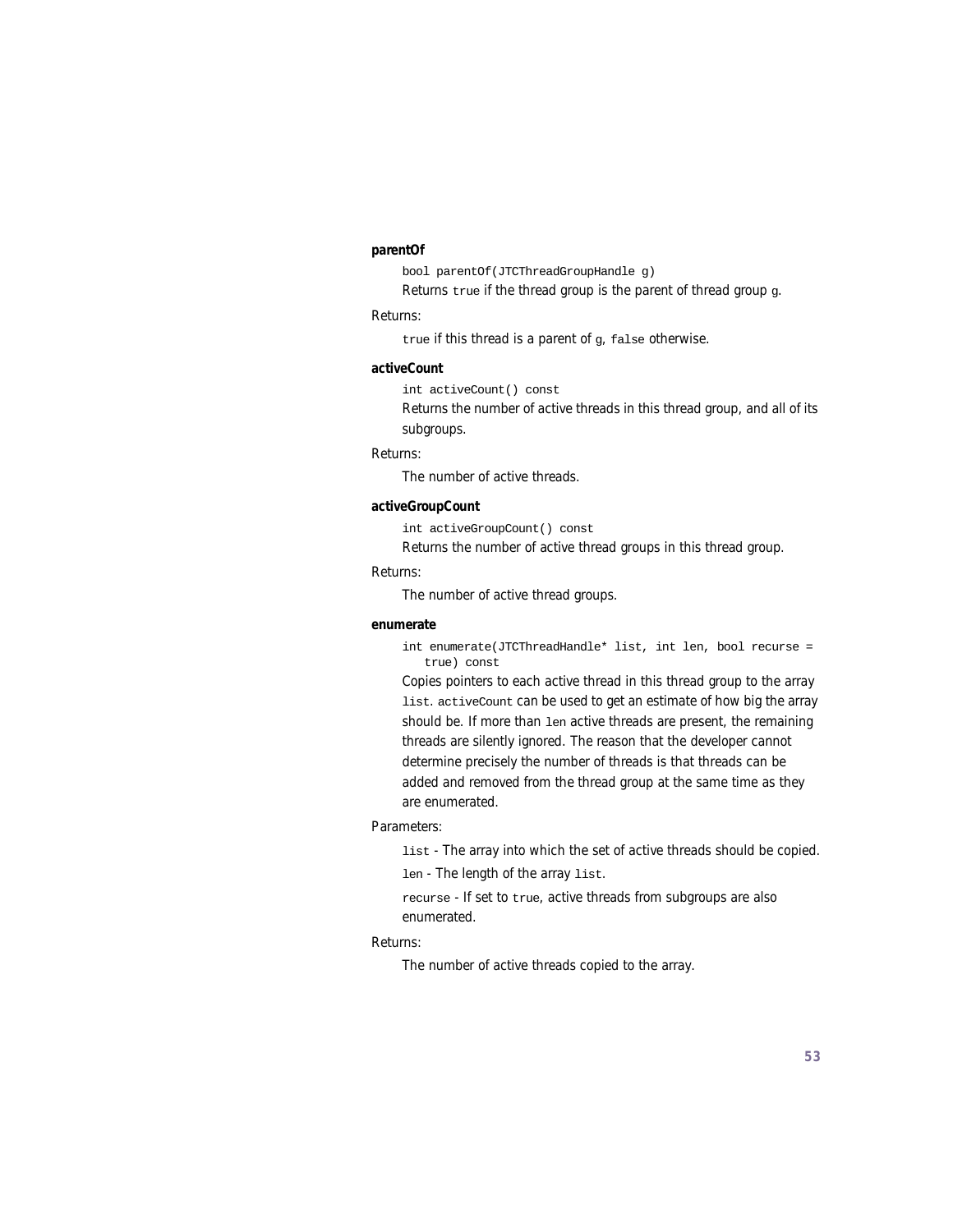#### parentOf

```
bool parentOf(JTCThreadGroupHandle g)
```

Returns `true` if the thread group is the parent of thread group `g`.

Returns:

`true` if this thread is a parent of `g`, `false` otherwise.

#### activeCount

```
int activeCount() const
```

Returns the number of active threads in this thread group, and all of its subgroups.

Returns:

The number of active threads.

#### activeGroupCount

```
int activeGroupCount() const
```

Returns the number of active thread groups in this thread group.

Returns:

The number of active thread groups.

#### enumerate

```
int enumerate(JTCThreadHandle* list, int len, bool recurse =
   true) const
```

Copies pointers to each active thread in this thread group to the array `list`. `activeCount` can be used to get an estimate of how big the array should be. If more than `len` active threads are present, the remaining threads are silently ignored. The reason that the developer cannot determine precisely the number of threads is that threads can be added and removed from the thread group at the same time as they are enumerated.

Parameters:

`list` - The array into which the set of active threads should be copied.

`len` - The length of the array `list`.

`recurse` - If set to `true`, active threads from subgroups are also enumerated.

Returns:

The number of active threads copied to the array.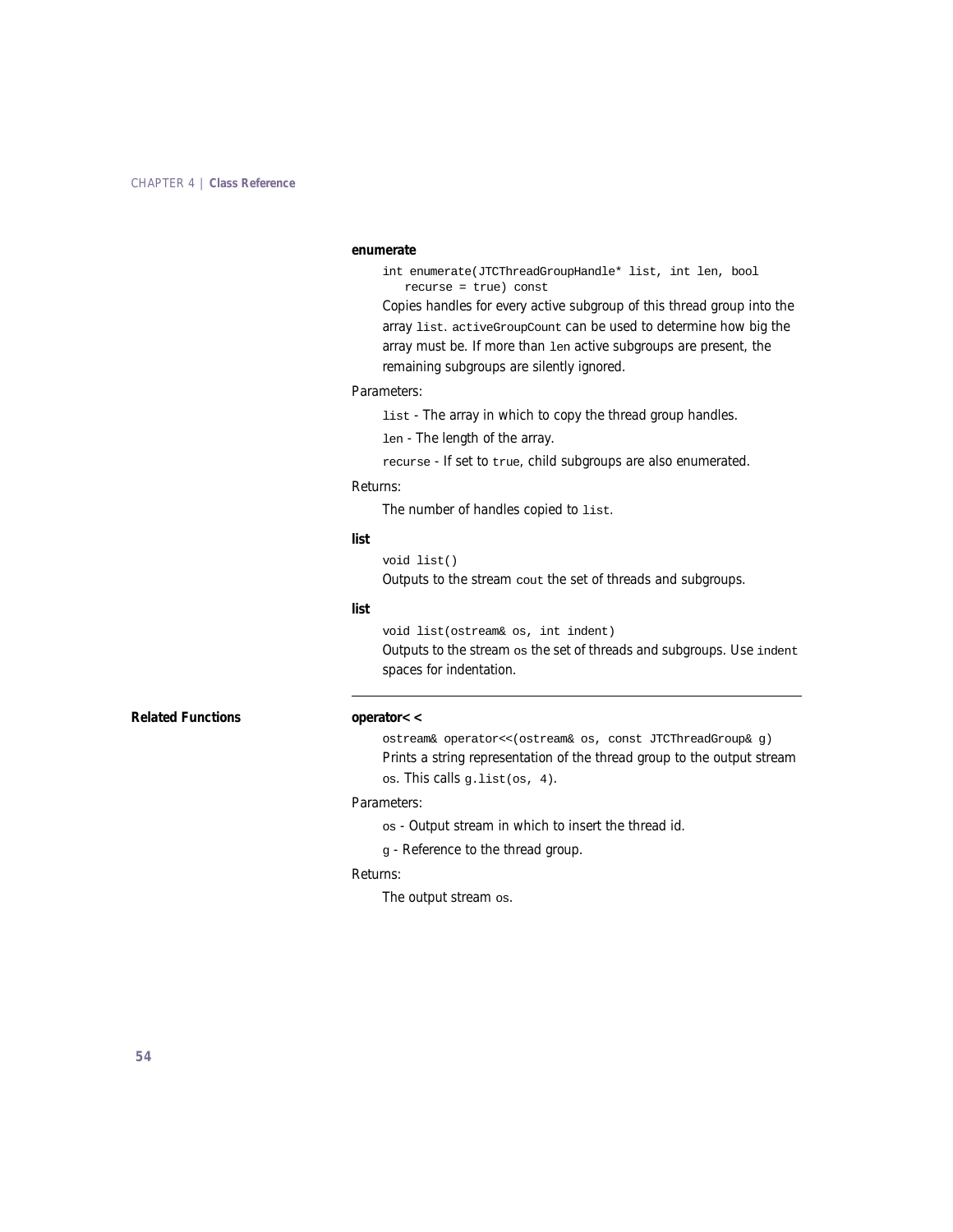#### enumerate

```
int enumerate(JTCThreadGroupHandle* list, int len, bool
    recurse = true) const
```

Copies handles for every active subgroup of this thread group into the array `list`. `activeGroupCount` can be used to determine how big the array must be. If more than `len` active subgroups are present, the remaining subgroups are silently ignored.

Parameters:

`list` - The array in which to copy the thread group handles.

`len` - The length of the array.

`recurse` - If set to `true`, child subgroups are also enumerated.

Returns:

The number of handles copied to `list`.

#### list

```
void list()
```

Outputs to the stream `cout` the set of threads and subgroups.

#### list

```
void list(ostream& os, int indent)
```

Outputs to the stream `os` the set of threads and subgroups. Use `indent` spaces for indentation.

---

## Related Functions

#### operator< <

```
ostream& operator<<(ostream& os, const JTCThreadGroup& g)
```

Prints a string representation of the thread group to the output stream `os`. This calls `g.list(os, 4)`.

Parameters:

`os` - Output stream in which to insert the thread id.

`g` - Reference to the thread group.

Returns:

The output stream `os`.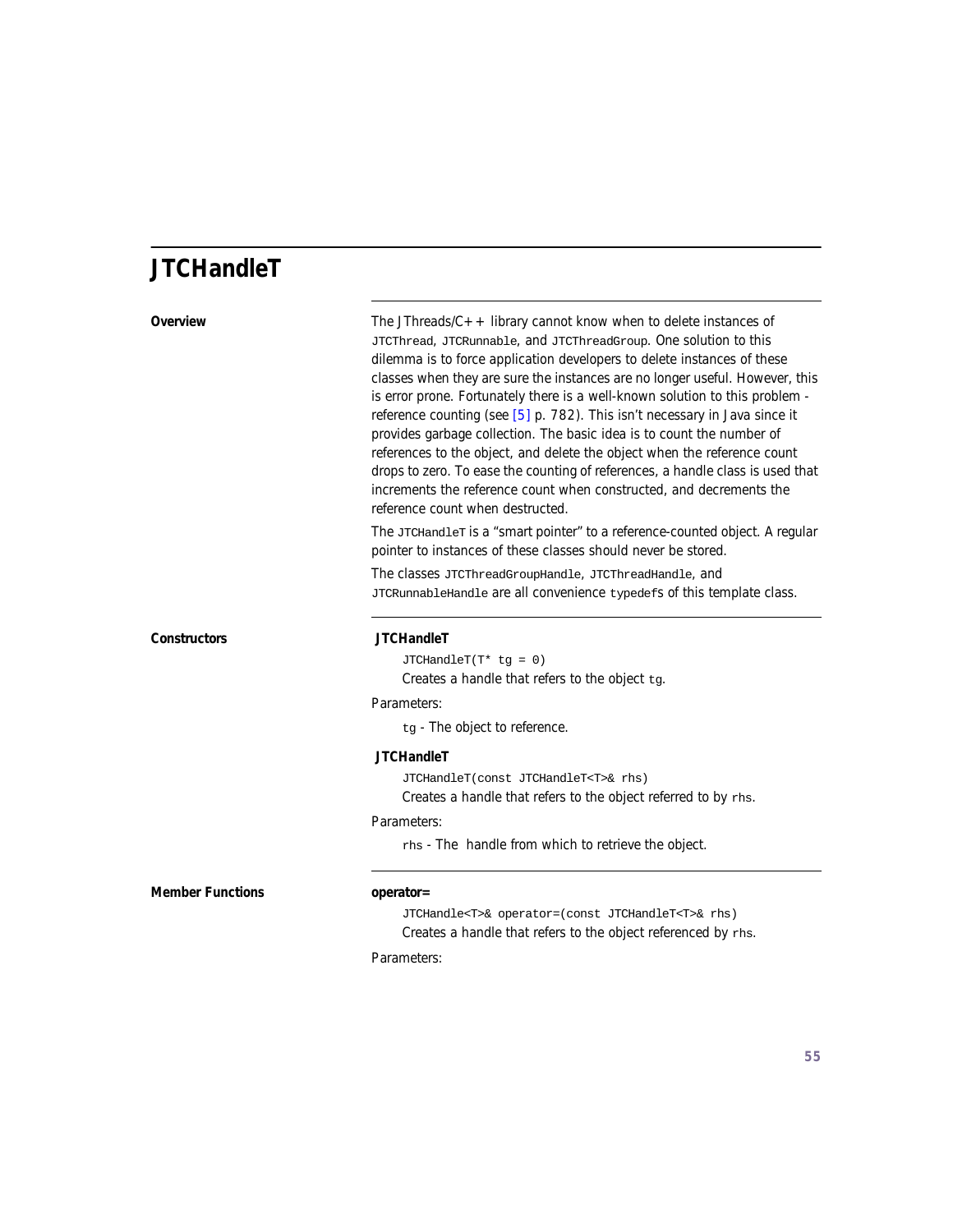# JTCHandleT

## Overview

The JThreads/C++ library cannot know when to delete instances of `JTCThread`, `JTCRunnable`, and `JTCThreadGroup`. One solution to this dilemma is to force application developers to delete instances of these classes when they are sure the instances are no longer useful. However, this is error prone. Fortunately there is a well-known solution to this problem - reference counting (see [5] p. 782). This isn't necessary in Java since it provides garbage collection. The basic idea is to count the number of references to the object, and delete the object when the reference count drops to zero. To ease the counting of references, a handle class is used that increments the reference count when constructed, and decrements the reference count when destructed.

The `JTCHandleT` is a "smart pointer" to a reference-counted object. A regular pointer to instances of these classes should never be stored.

The classes `JTCThreadGroupHandle`, `JTCThreadHandle`, and `JTCRunnableHandle` are all convenience `typedef`s of this template class.

## Constructors

**JTCHandleT**

```
JTCHandleT(T* tg = 0)
```

Creates a handle that refers to the object `tg`.

Parameters:

`tg` - The object to reference.

**JTCHandleT**

```
JTCHandleT(const JTCHandleT<T>& rhs)
```

Creates a handle that refers to the object referred to by `rhs`.

Parameters:

`rhs` - The handle from which to retrieve the object.

## Member Functions

**operator=**

```
JTCHandle<T>& operator=(const JTCHandleT<T>& rhs)
```

Creates a handle that refers to the object referenced by `rhs`.

Parameters: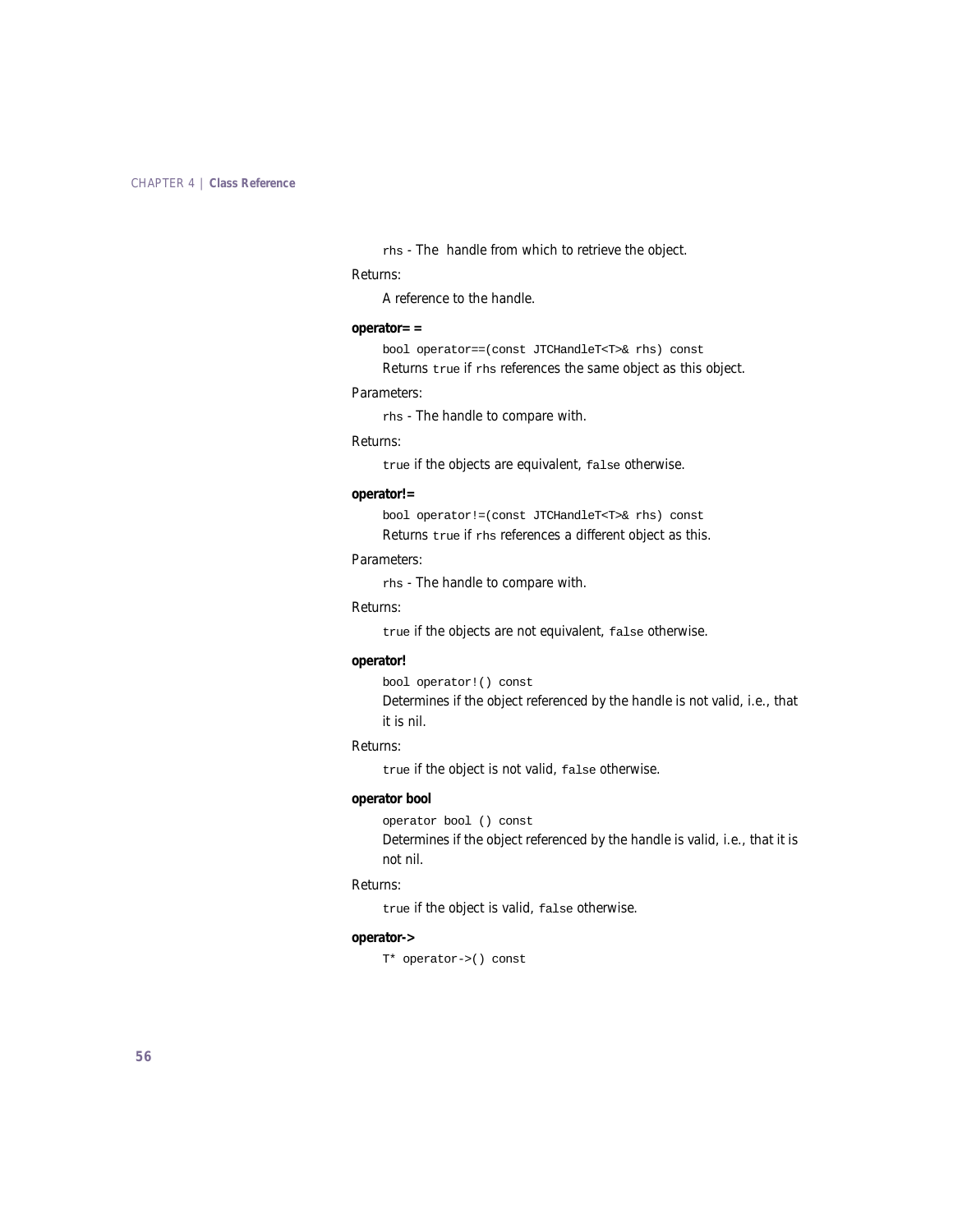`rhs` - The handle from which to retrieve the object.

Returns:

A reference to the handle.

#### operator= =

```
bool operator==(const JTCHandleT<T>& rhs) const
```

Returns `true` if `rhs` references the same object as this object.

Parameters:

`rhs` - The handle to compare with.

Returns:

`true` if the objects are equivalent, `false` otherwise.

#### operator!=

```
bool operator!=(const JTCHandleT<T>& rhs) const
```

Returns `true` if `rhs` references a different object as this.

Parameters:

`rhs` - The handle to compare with.

Returns:

`true` if the objects are not equivalent, `false` otherwise.

#### operator!

```
bool operator!() const
```

Determines if the object referenced by the handle is not valid, i.e., that it is nil.

Returns:

`true` if the object is not valid, `false` otherwise.

#### operator bool

```
operator bool () const
```

Determines if the object referenced by the handle is valid, i.e., that it is not nil.

Returns:

`true` if the object is valid, `false` otherwise.

#### operator->

```
T* operator->() const
```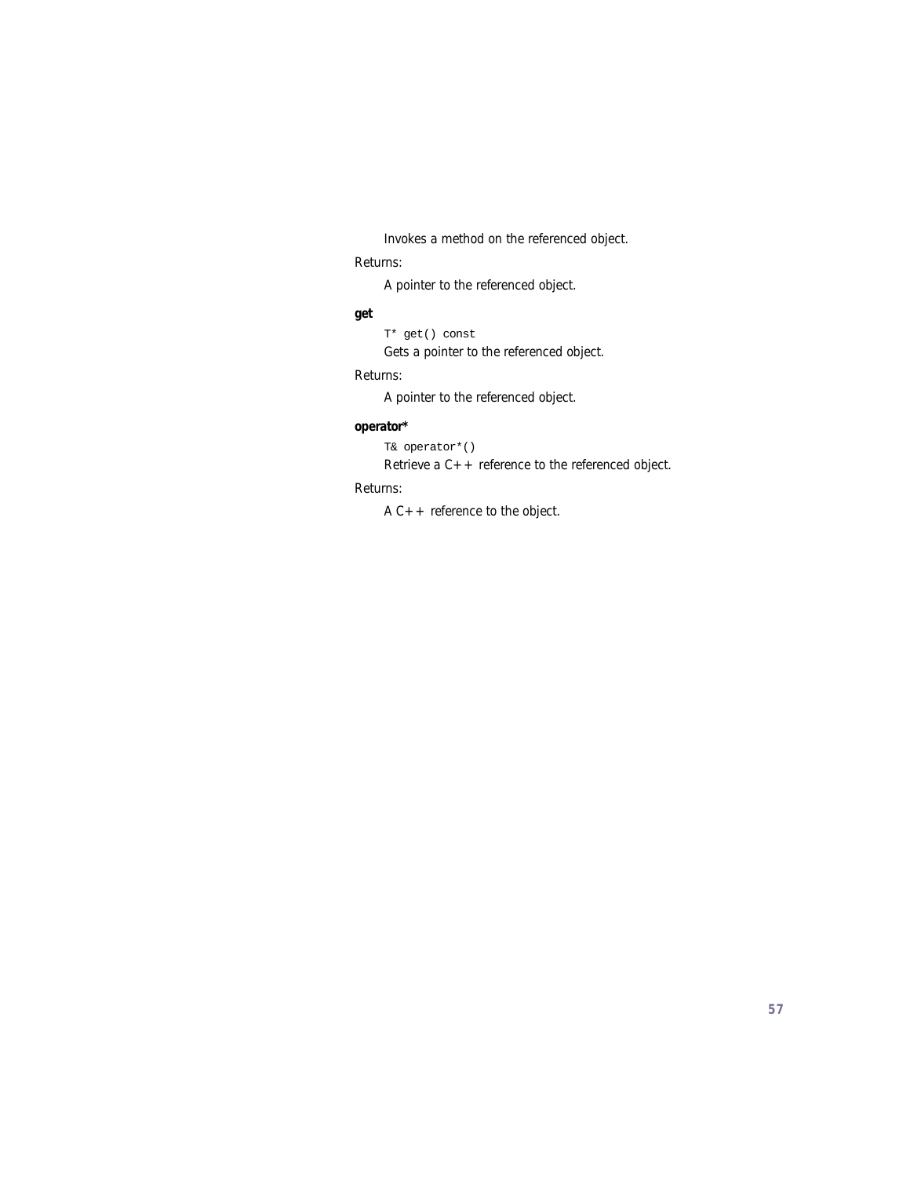Invokes a method on the referenced object.

Returns:

A pointer to the referenced object.

**get**

```
T* get() const
```

Gets a pointer to the referenced object.

Returns:

A pointer to the referenced object.

**operator***

```
T& operator*()
```

Retrieve a C++ reference to the referenced object.

Returns:

A C++ reference to the object.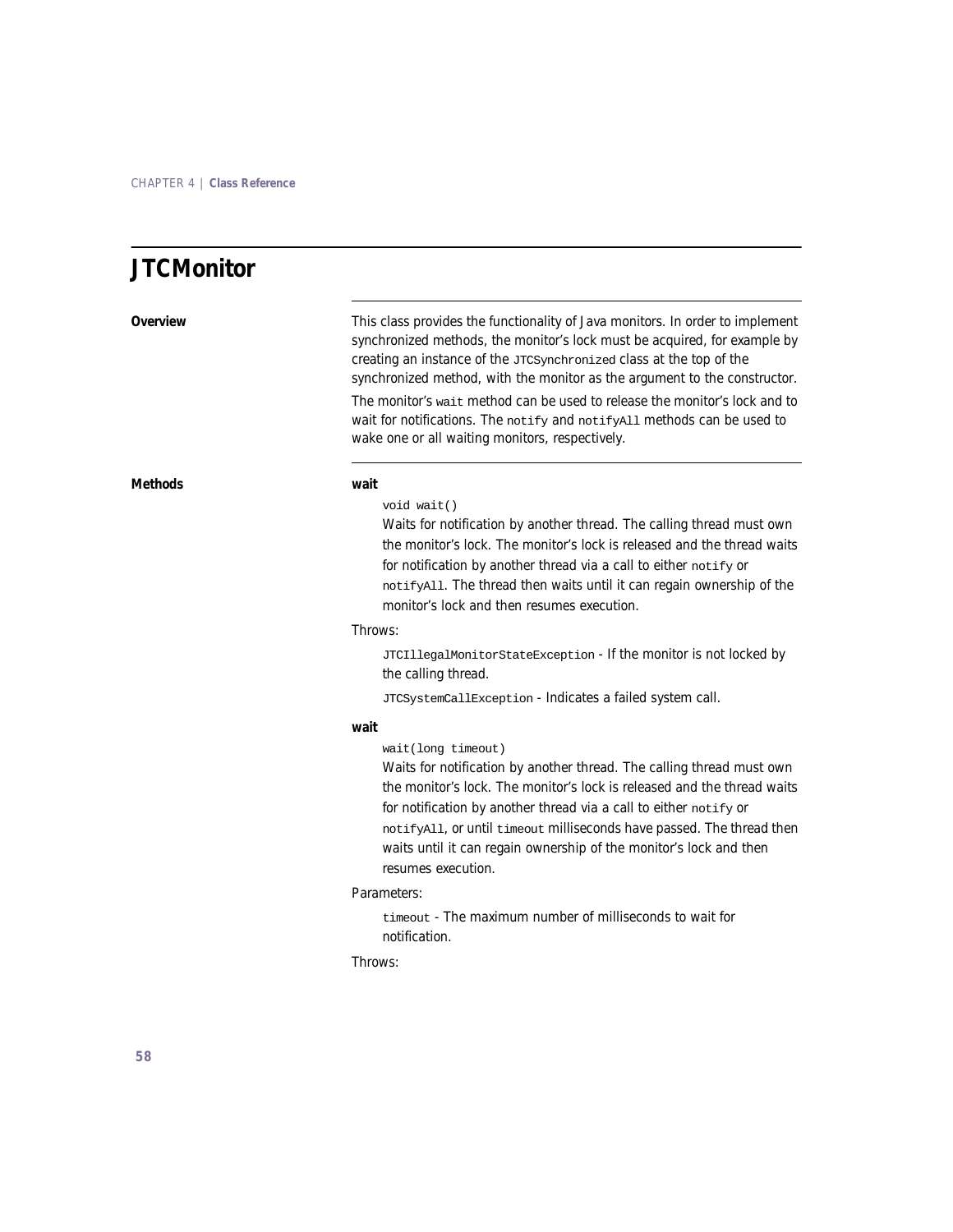## JTCMonitor

**Overview**

This class provides the functionality of Java monitors. In order to implement synchronized methods, the monitor's lock must be acquired, for example by creating an instance of the `JTCSynchronized` class at the top of the synchronized method, with the monitor as the argument to the constructor.

The monitor's `wait` method can be used to release the monitor's lock and to wait for notifications. The `notify` and `notifyAll` methods can be used to wake one or all waiting monitors, respectively.

**Methods**

**wait**

```
void wait()
```

Waits for notification by another thread. The calling thread must own the monitor's lock. The monitor's lock is released and the thread waits for notification by another thread via a call to either `notify` or `notifyAll`. The thread then waits until it can regain ownership of the monitor's lock and then resumes execution.

Throws:

`JTCIllegalMonitorStateException` - If the monitor is not locked by the calling thread.

`JTCSystemCallException` - Indicates a failed system call.

**wait**

```
wait(long timeout)
```

Waits for notification by another thread. The calling thread must own the monitor's lock. The monitor's lock is released and the thread waits for notification by another thread via a call to either `notify` or `notifyAll`, or until `timeout` milliseconds have passed. The thread then waits until it can regain ownership of the monitor's lock and then resumes execution.

Parameters:

`timeout` - The maximum number of milliseconds to wait for notification.

Throws: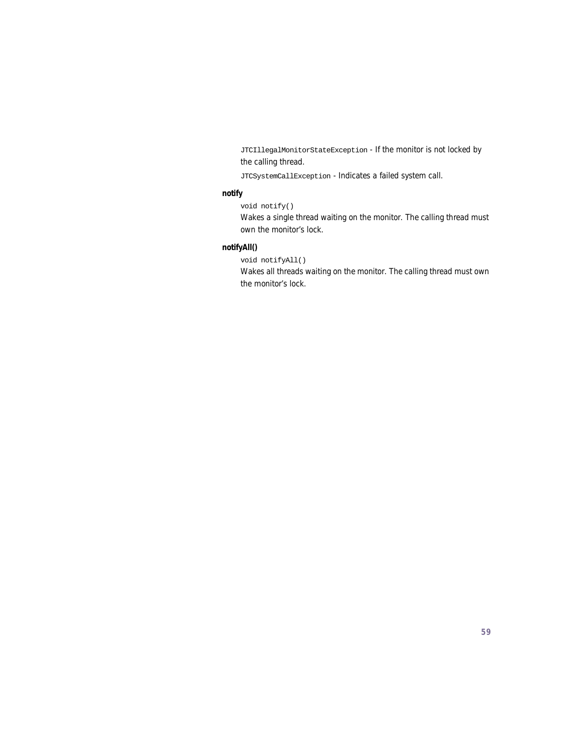`JTCIllegalMonitorStateException` - If the monitor is not locked by the calling thread.

`JTCSystemCallException` - Indicates a failed system call.

**notify**

```
void notify()
```

Wakes a single thread waiting on the monitor. The calling thread must own the monitor’s lock.

**notifyAll()**

```
void notifyAll()
```

Wakes all threads waiting on the monitor. The calling thread must own the monitor’s lock.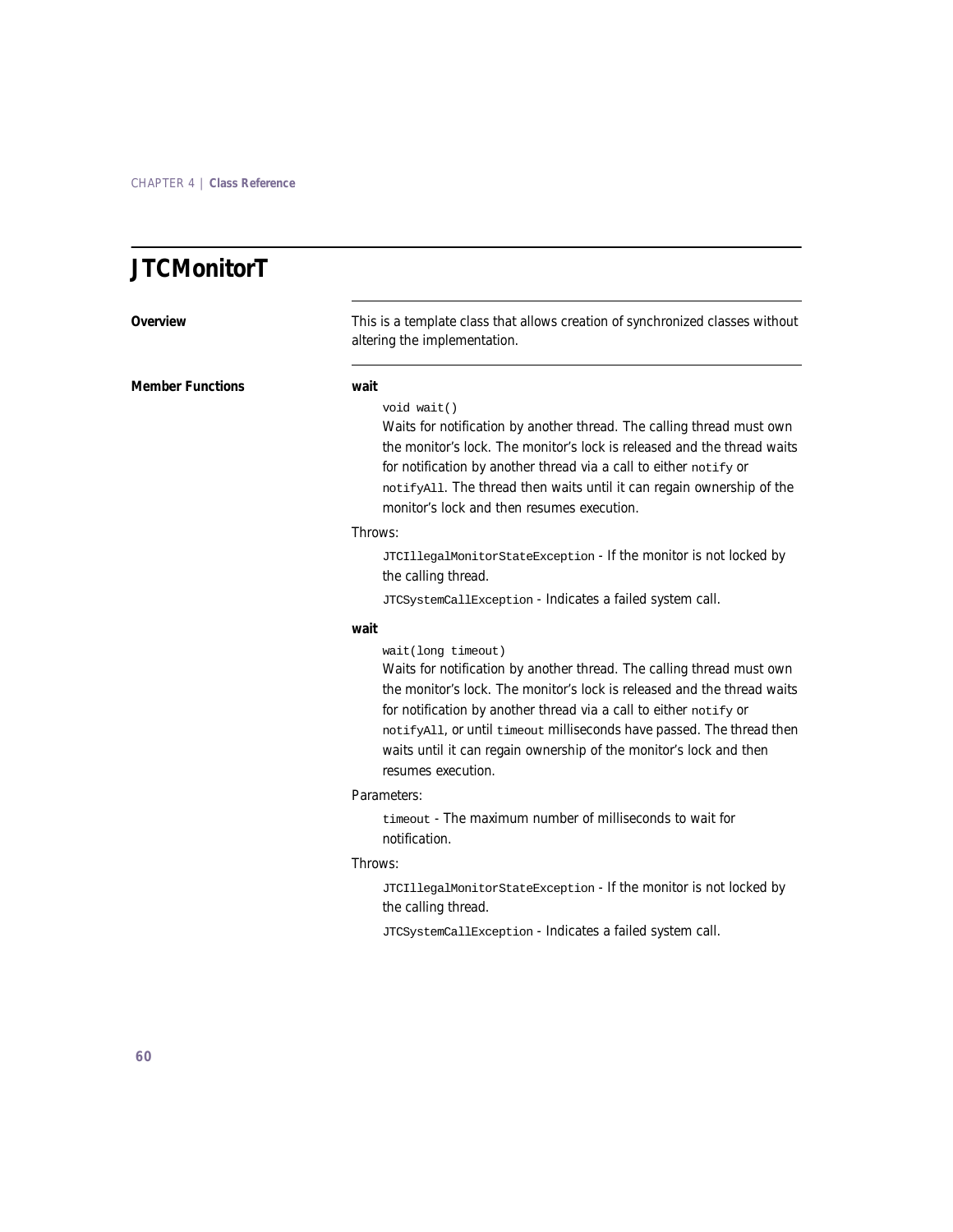## JTCMonitorT

**Overview**

This is a template class that allows creation of synchronized classes without altering the implementation.

**Member Functions**

**wait**

```
void wait()
```

Waits for notification by another thread. The calling thread must own the monitor's lock. The monitor's lock is released and the thread waits for notification by another thread via a call to either `notify` or `notifyAll`. The thread then waits until it can regain ownership of the monitor's lock and then resumes execution.

Throws:

`JTCIllegalMonitorStateException` - If the monitor is not locked by the calling thread.

`JTCSystemCallException` - Indicates a failed system call.

**wait**

```
wait(long timeout)
```

Waits for notification by another thread. The calling thread must own the monitor's lock. The monitor's lock is released and the thread waits for notification by another thread via a call to either `notify` or `notifyAll`, or until `timeout` milliseconds have passed. The thread then waits until it can regain ownership of the monitor's lock and then resumes execution.

Parameters:

`timeout` - The maximum number of milliseconds to wait for notification.

Throws:

`JTCIllegalMonitorStateException` - If the monitor is not locked by the calling thread.

`JTCSystemCallException` - Indicates a failed system call.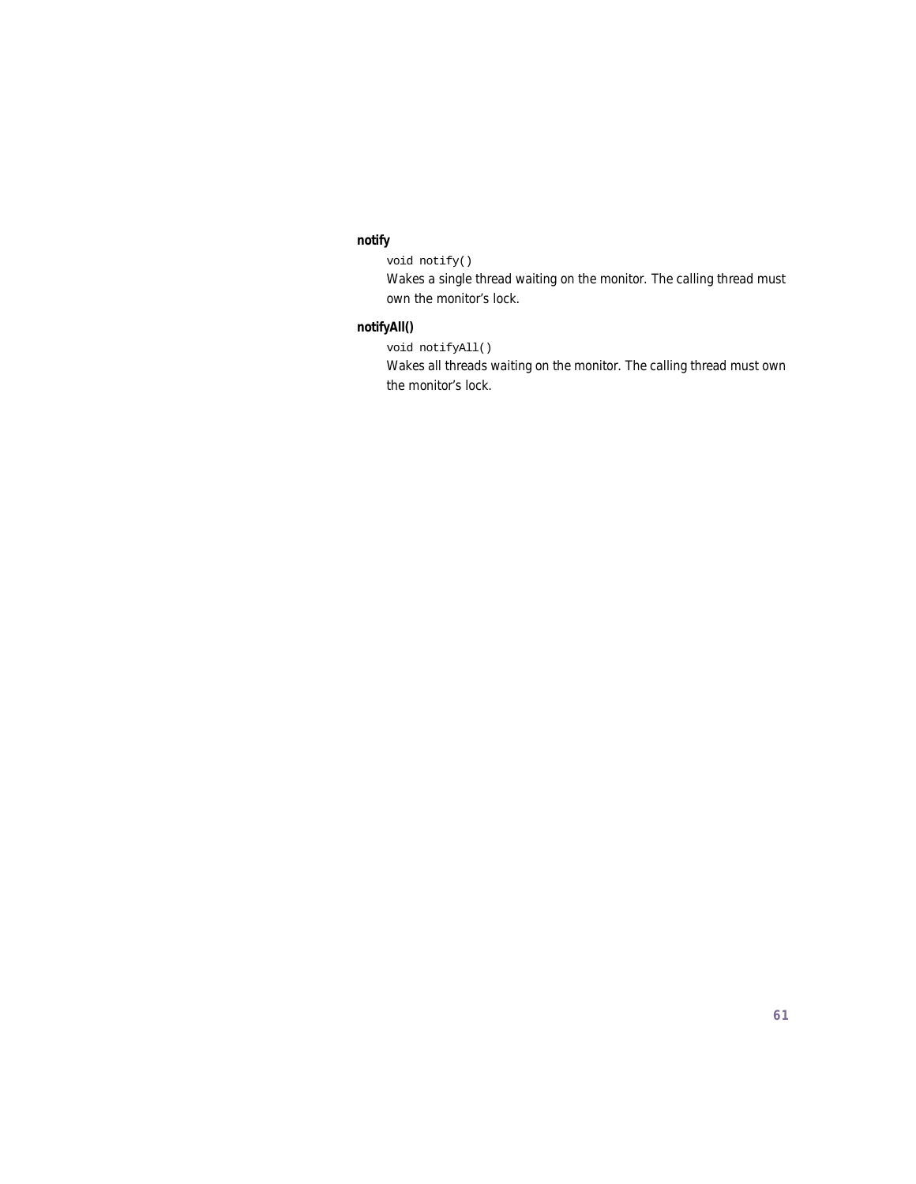**notify**

```
void notify()
```

Wakes a single thread waiting on the monitor. The calling thread must own the monitor's lock.

**notifyAll()**

```
void notifyAll()
```

Wakes all threads waiting on the monitor. The calling thread must own the monitor's lock.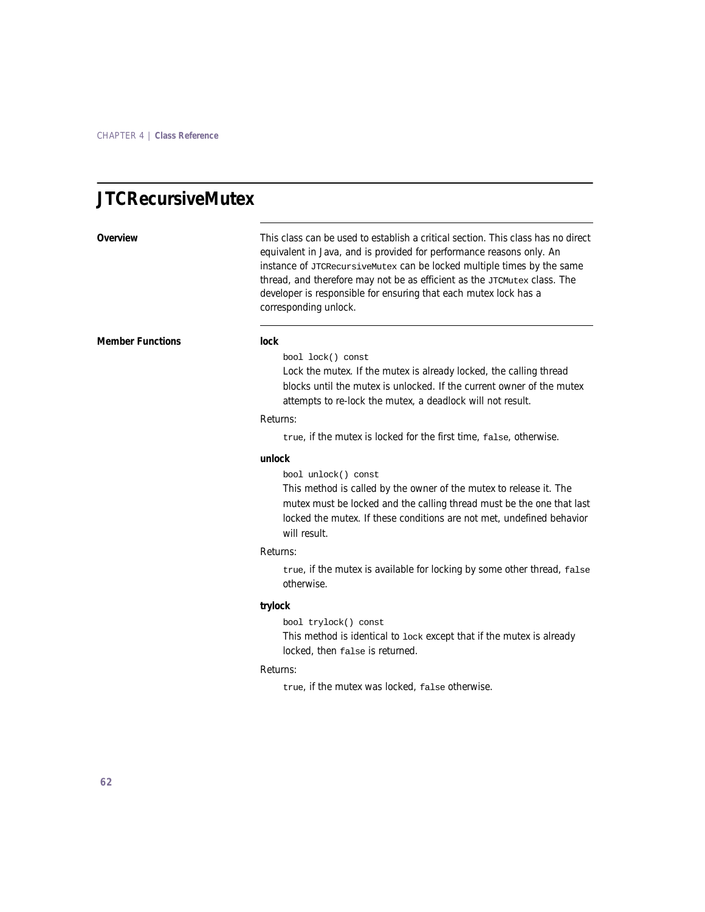# JTCRecursiveMutex

**Overview**

This class can be used to establish a critical section. This class has no direct equivalent in Java, and is provided for performance reasons only. An instance of `JTCRecursiveMutex` can be locked multiple times by the same thread, and therefore may not be as efficient as the `JTCMutex` class. The developer is responsible for ensuring that each mutex lock has a corresponding unlock.

**Member Functions**

**lock**

```
bool lock() const
```

Lock the mutex. If the mutex is already locked, the calling thread blocks until the mutex is unlocked. If the current owner of the mutex attempts to re-lock the mutex, a deadlock will not result.

Returns:

`true`, if the mutex is locked for the first time, `false`, otherwise.

**unlock**

```
bool unlock() const
```

This method is called by the owner of the mutex to release it. The mutex must be locked and the calling thread must be the one that last locked the mutex. If these conditions are not met, undefined behavior will result.

Returns:

`true`, if the mutex is available for locking by some other thread, `false` otherwise.

**trylock**

```
bool trylock() const
```

This method is identical to `lock` except that if the mutex is already locked, then `false` is returned.

Returns:

`true`, if the mutex was locked, `false` otherwise.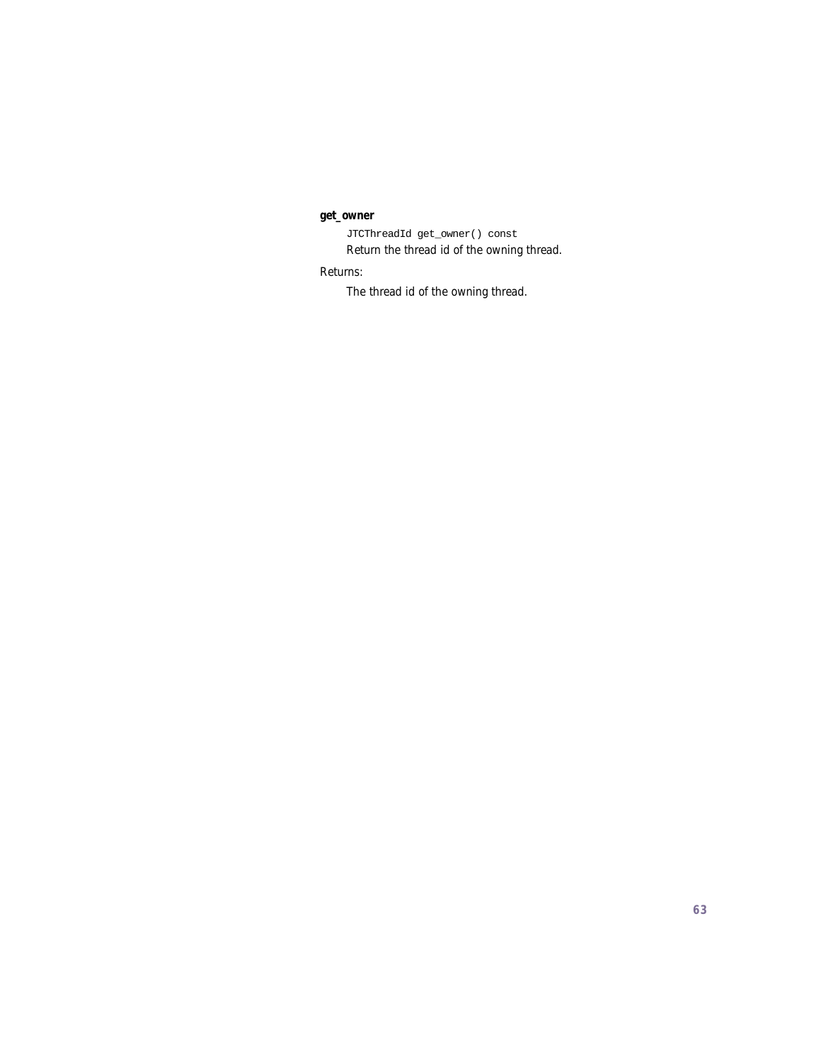**get_owner**

```
JTCThreadId get_owner() const
```

Return the thread id of the owning thread.

Returns:

The thread id of the owning thread.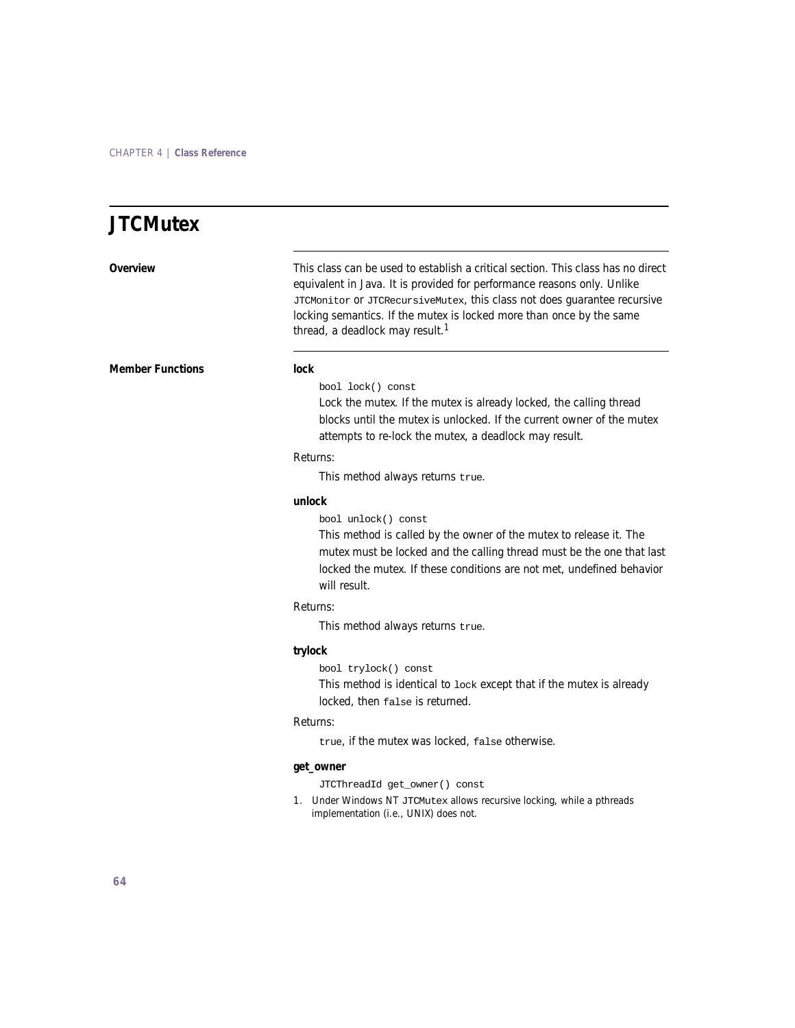# JTCMutex

**Overview**

This class can be used to establish a critical section. This class has no direct equivalent in Java. It is provided for performance reasons only. Unlike `JTCMonitor` or `JTCRecursiveMutex`, this class not does guarantee recursive locking semantics. If the mutex is locked more than once by the same thread, a deadlock may result.[1]

**Member Functions**

**lock**

```
bool lock() const
```

Lock the mutex. If the mutex is already locked, the calling thread blocks until the mutex is unlocked. If the current owner of the mutex attempts to re-lock the mutex, a deadlock may result.

Returns:

This method always returns `true`.

**unlock**

```
bool unlock() const
```

This method is called by the owner of the mutex to release it. The mutex must be locked and the calling thread must be the one that last locked the mutex. If these conditions are not met, undefined behavior will result.

Returns:

This method always returns `true`.

**trylock**

```
bool trylock() const
```

This method is identical to `lock` except that if the mutex is already locked, then `false` is returned.

Returns:

`true`, if the mutex was locked, `false` otherwise.

**get_owner**

```
JTCThreadId get_owner() const
```

1. Under Windows NT `JTCMutex` allows recursive locking, while a pthreads implementation (i.e., UNIX) does not.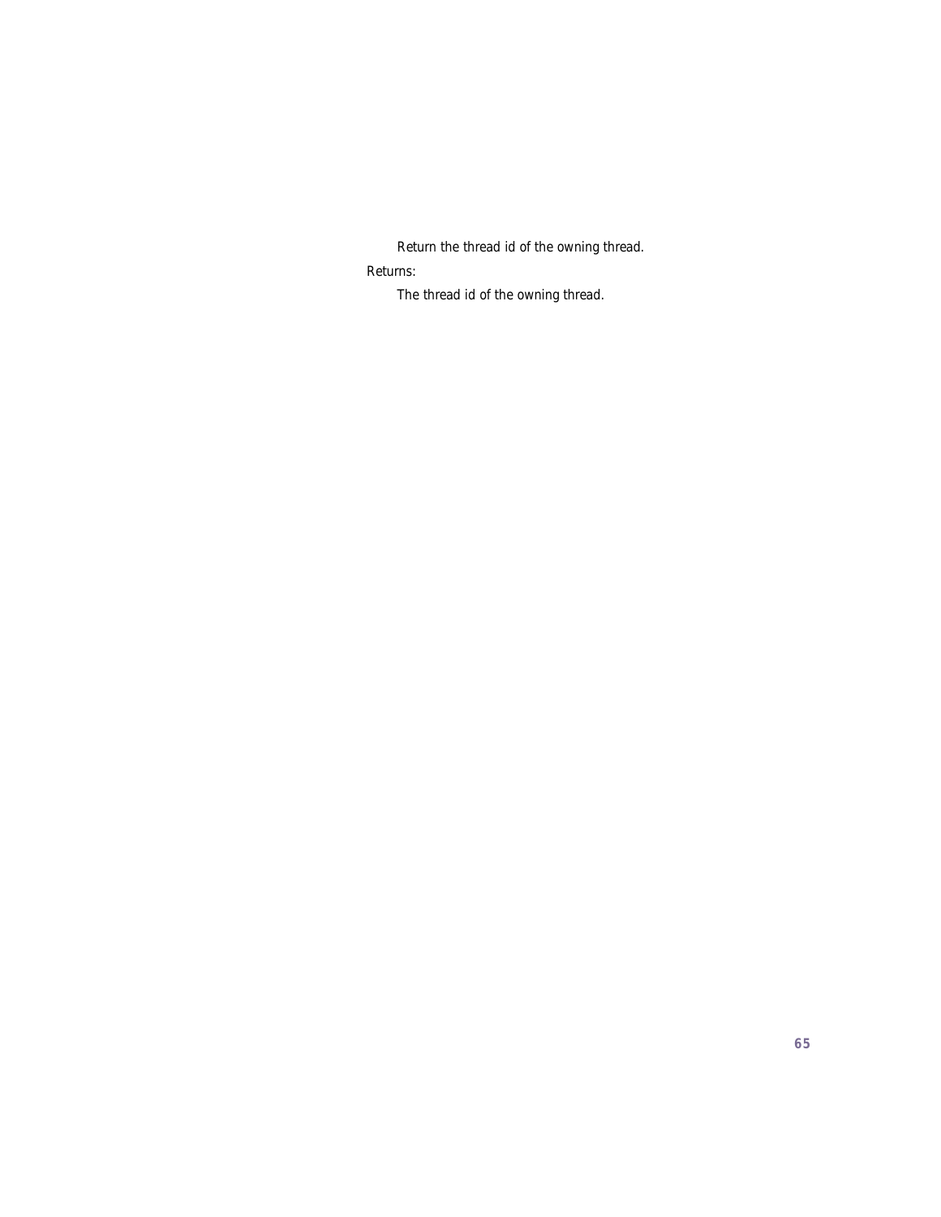Return the thread id of the owning thread.

Returns:

The thread id of the owning thread.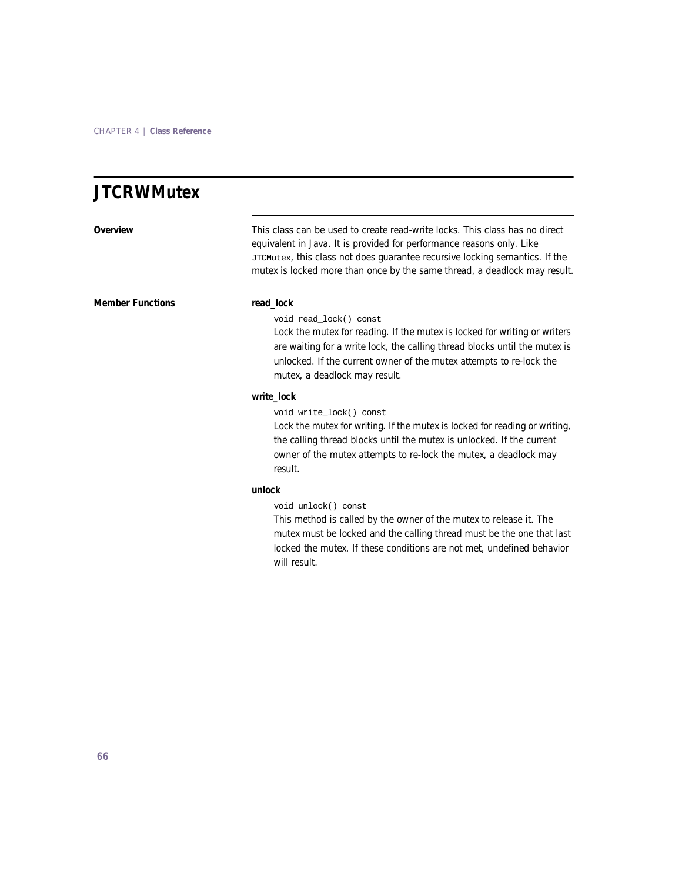# JTCRWMutex

**Overview**

This class can be used to create read-write locks. This class has no direct equivalent in Java. It is provided for performance reasons only. Like `JTCMutex`, this class not does guarantee recursive locking semantics. If the mutex is locked more than once by the same thread, a deadlock may result.

**Member Functions**

**read_lock**

```
void read_lock() const
```

Lock the mutex for reading. If the mutex is locked for writing or writers are waiting for a write lock, the calling thread blocks until the mutex is unlocked. If the current owner of the mutex attempts to re-lock the mutex, a deadlock may result.

**write_lock**

```
void write_lock() const
```

Lock the mutex for writing. If the mutex is locked for reading or writing, the calling thread blocks until the mutex is unlocked. If the current owner of the mutex attempts to re-lock the mutex, a deadlock may result.

**unlock**

```
void unlock() const
```

This method is called by the owner of the mutex to release it. The mutex must be locked and the calling thread must be the one that last locked the mutex. If these conditions are not met, undefined behavior will result.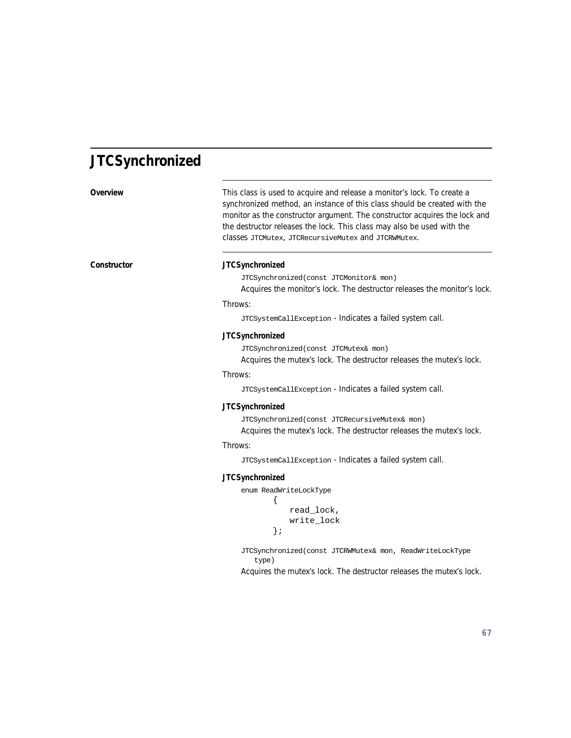# JTCSynchronized

**Overview**

This class is used to acquire and release a monitor's lock. To create a synchronized method, an instance of this class should be created with the monitor as the constructor argument. The constructor acquires the lock and the destructor releases the lock. This class may also be used with the classes `JTCMutex`, `JTCRecursiveMutex` and `JTCRWMutex`.

**Constructor**

**JTCSynchronized**

```
JTCSynchronized(const JTCMonitor& mon)
```

Acquires the monitor's lock. The destructor releases the monitor's lock.

Throws:

`JTCSystemCallException` - Indicates a failed system call.

**JTCSynchronized**

```
JTCSynchronized(const JTCMutex& mon)
```

Acquires the mutex's lock. The destructor releases the mutex's lock.

Throws:

`JTCSystemCallException` - Indicates a failed system call.

**JTCSynchronized**

```
JTCSynchronized(const JTCRecursiveMutex& mon)
```

Acquires the mutex's lock. The destructor releases the mutex's lock.

Throws:

`JTCSystemCallException` - Indicates a failed system call.

**JTCSynchronized**

```
enum ReadWriteLockType
       {
           read_lock,
           write_lock
       };
```

```
JTCSynchronized(const JTCRWMutex& mon, ReadWriteLockType
   type)
```

Acquires the mutex's lock. The destructor releases the mutex's lock.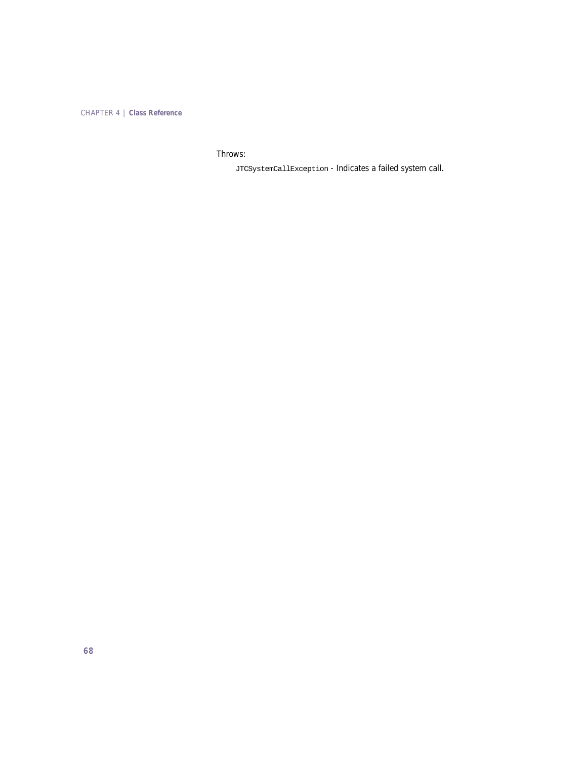Throws:

`JTCSystemCallException` - Indicates a failed system call.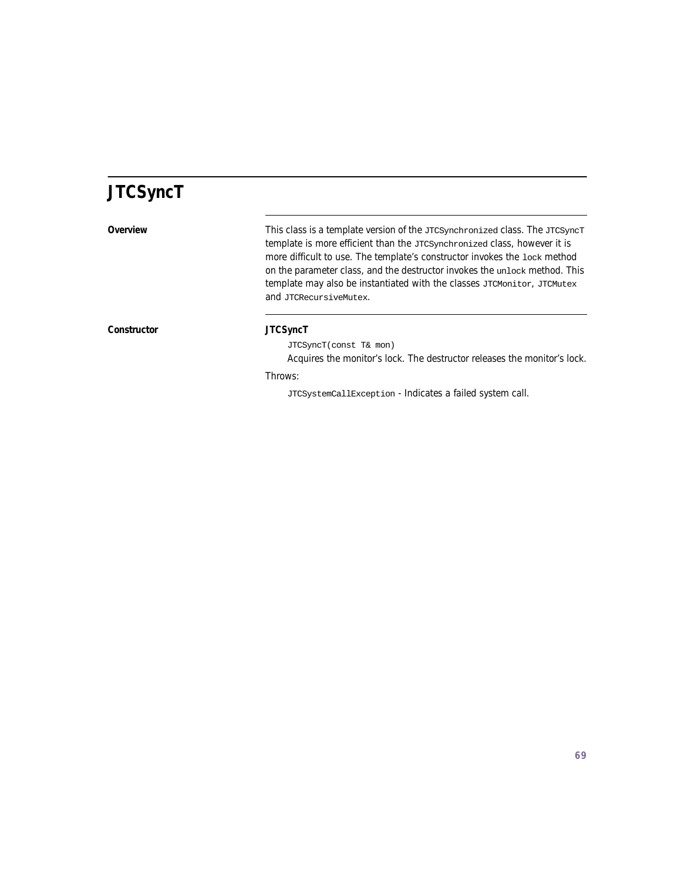# JTCSyncT

**Overview**

This class is a template version of the `JTCSynchronized` class. The `JTCSyncT` template is more efficient than the `JTCSynchronized` class, however it is more difficult to use. The template's constructor invokes the `lock` method on the parameter class, and the destructor invokes the `unlock` method. This template may also be instantiated with the classes `JTCMonitor`, `JTCMutex` and `JTCRecursiveMutex`.

**Constructor**

**JTCSyncT**

```
JTCSyncT(const T& mon)
```

Acquires the monitor's lock. The destructor releases the monitor's lock.

Throws:

`JTCSystemCallException` - Indicates a failed system call.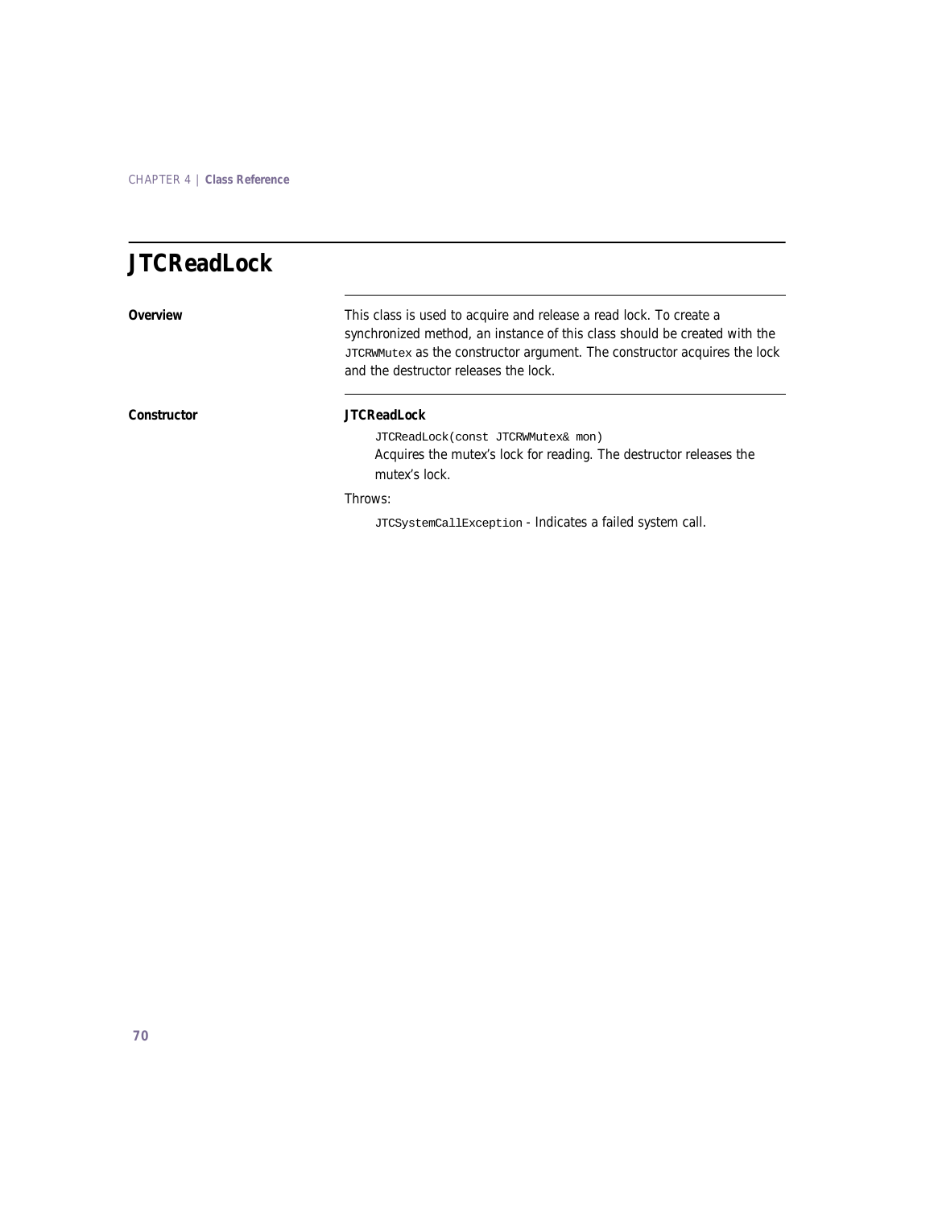# JTCReadLock

**Overview**

This class is used to acquire and release a read lock. To create a synchronized method, an instance of this class should be created with the `JTCRWMutex` as the constructor argument. The constructor acquires the lock and the destructor releases the lock.

**Constructor**

**JTCReadLock**

```
JTCReadLock(const JTCRWMutex& mon)
```

Acquires the mutex's lock for reading. The destructor releases the mutex's lock.

Throws:

`JTCSystemCallException` - Indicates a failed system call.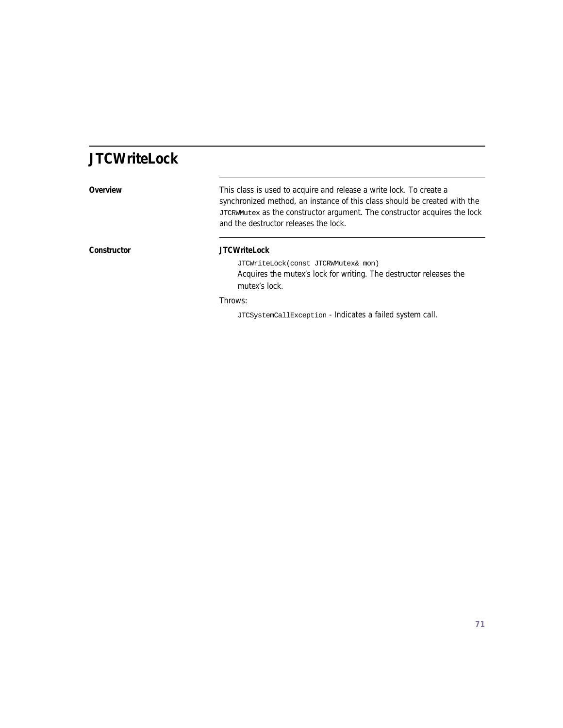# JTCWriteLock

**Overview**

This class is used to acquire and release a write lock. To create a synchronized method, an instance of this class should be created with the `JTCRWMutex` as the constructor argument. The constructor acquires the lock and the destructor releases the lock.

**Constructor**

**JTCWriteLock**

```
JTCWriteLock(const JTCRWMutex& mon)
```

Acquires the mutex's lock for writing. The destructor releases the mutex's lock.

Throws:

`JTCSystemCallException` - Indicates a failed system call.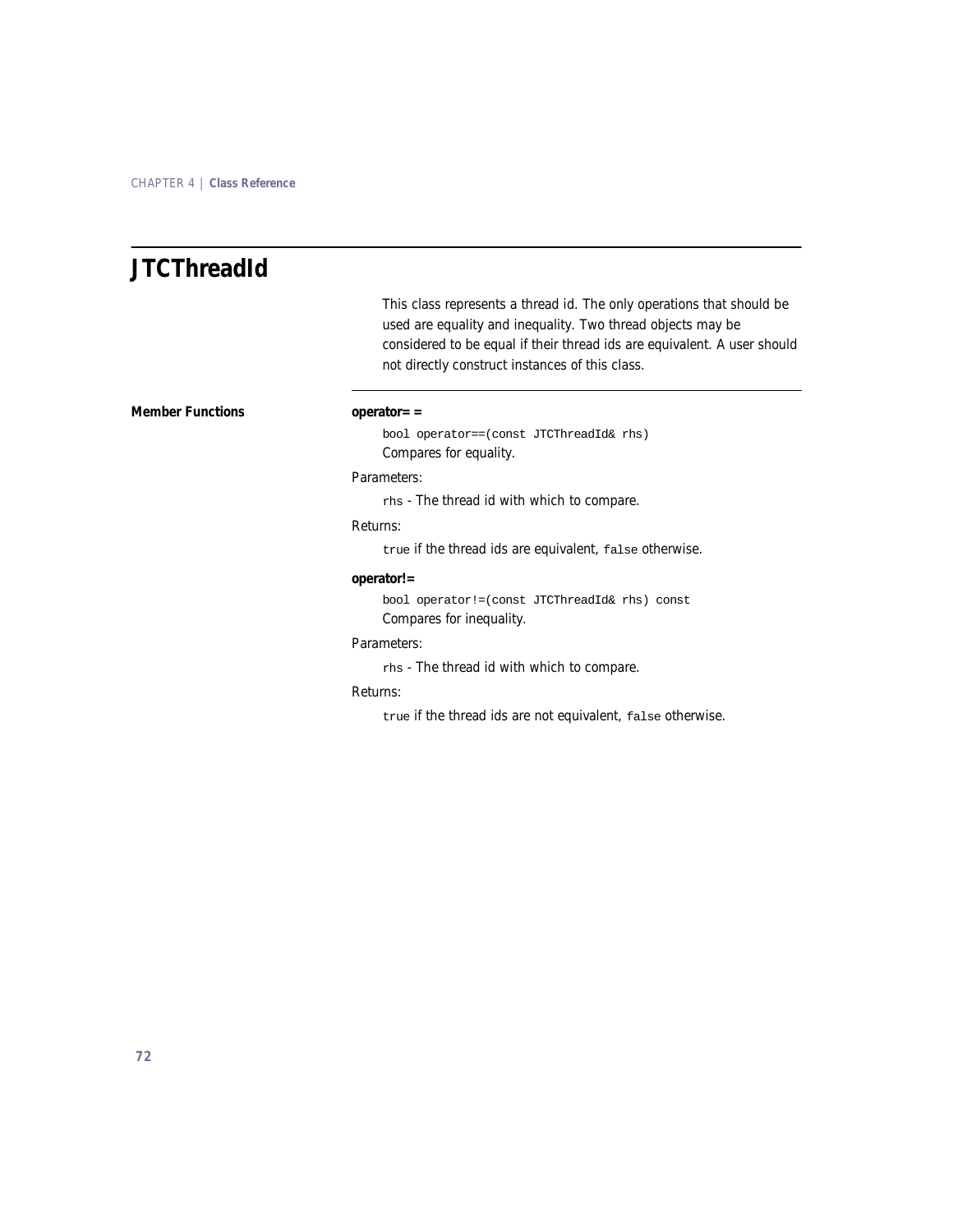## JTCThreadId

This class represents a thread id. The only operations that should be used are equality and inequality. Two thread objects may be considered to be equal if their thread ids are equivalent. A user should not directly construct instances of this class.

### Member Functions

**operator= =**

```
bool operator==(const JTCThreadId& rhs)
```

Compares for equality.

Parameters:

`rhs` - The thread id with which to compare.

Returns:

`true` if the thread ids are equivalent, `false` otherwise.

**operator!=**

```
bool operator!=(const JTCThreadId& rhs) const
```

Compares for inequality.

Parameters:

`rhs` - The thread id with which to compare.

Returns:

`true` if the thread ids are not equivalent, `false` otherwise.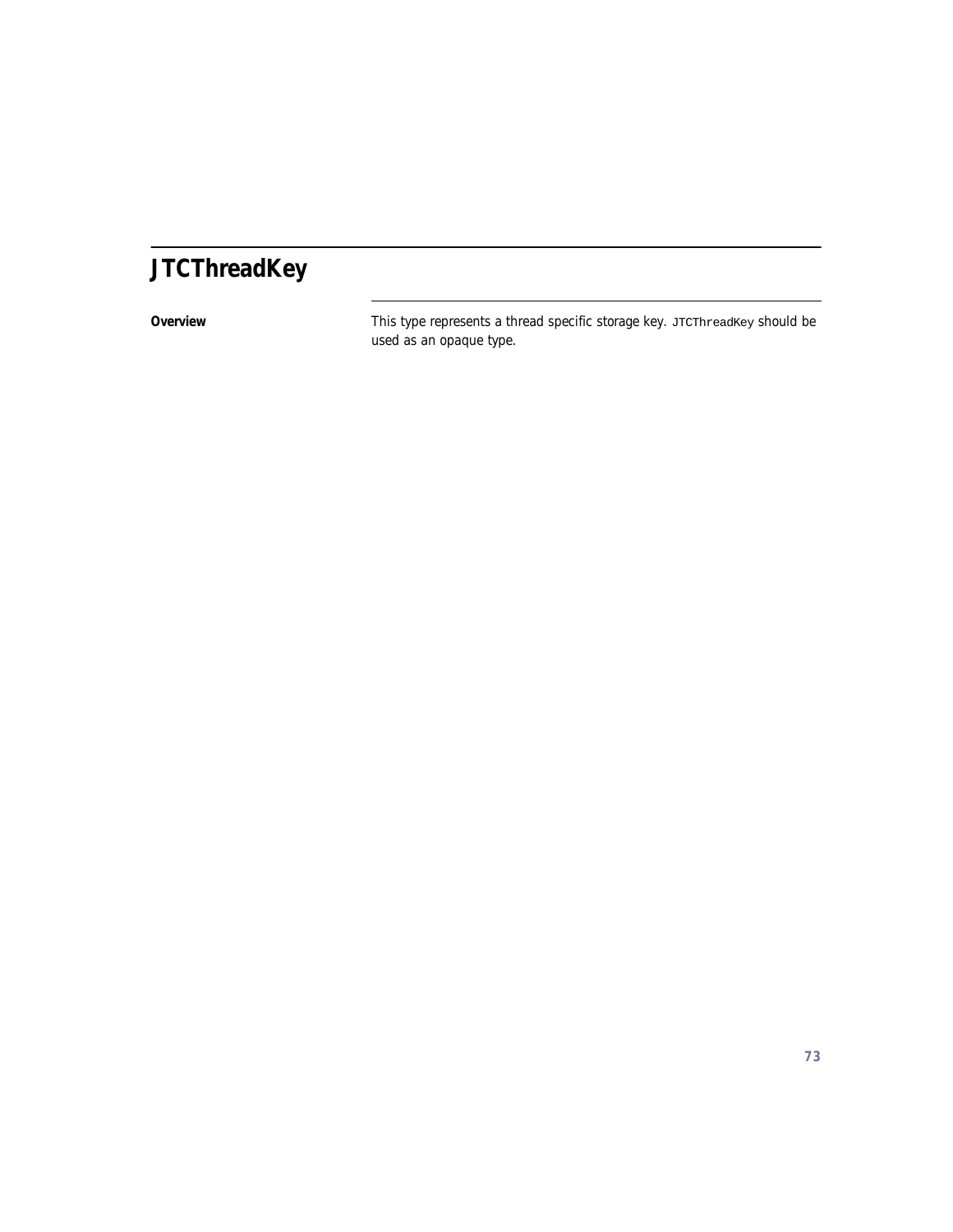# JTCThreadKey

**Overview**

This type represents a thread specific storage key. `JTCThreadKey` should be used as an opaque type.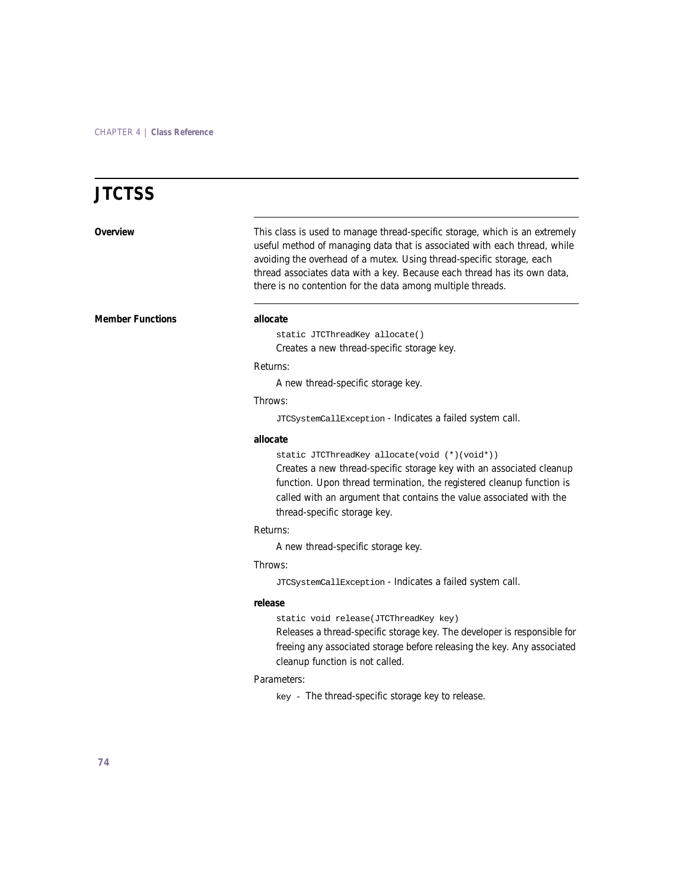# JTCTSS

**Overview**

This class is used to manage thread-specific storage, which is an extremely useful method of managing data that is associated with each thread, while avoiding the overhead of a mutex. Using thread-specific storage, each thread associates data with a key. Because each thread has its own data, there is no contention for the data among multiple threads.

**Member Functions**

**allocate**

```
static JTCThreadKey allocate()
```

Creates a new thread-specific storage key.

Returns:

A new thread-specific storage key.

Throws:

`JTCSystemCallException` - Indicates a failed system call.

**allocate**

```
static JTCThreadKey allocate(void (*)(void*))
```

Creates a new thread-specific storage key with an associated cleanup function. Upon thread termination, the registered cleanup function is called with an argument that contains the value associated with the thread-specific storage key.

Returns:

A new thread-specific storage key.

Throws:

`JTCSystemCallException` - Indicates a failed system call.

**release**

```
static void release(JTCThreadKey key)
```

Releases a thread-specific storage key. The developer is responsible for freeing any associated storage before releasing the key. Any associated cleanup function is not called.

Parameters:

`key` - The thread-specific storage key to release.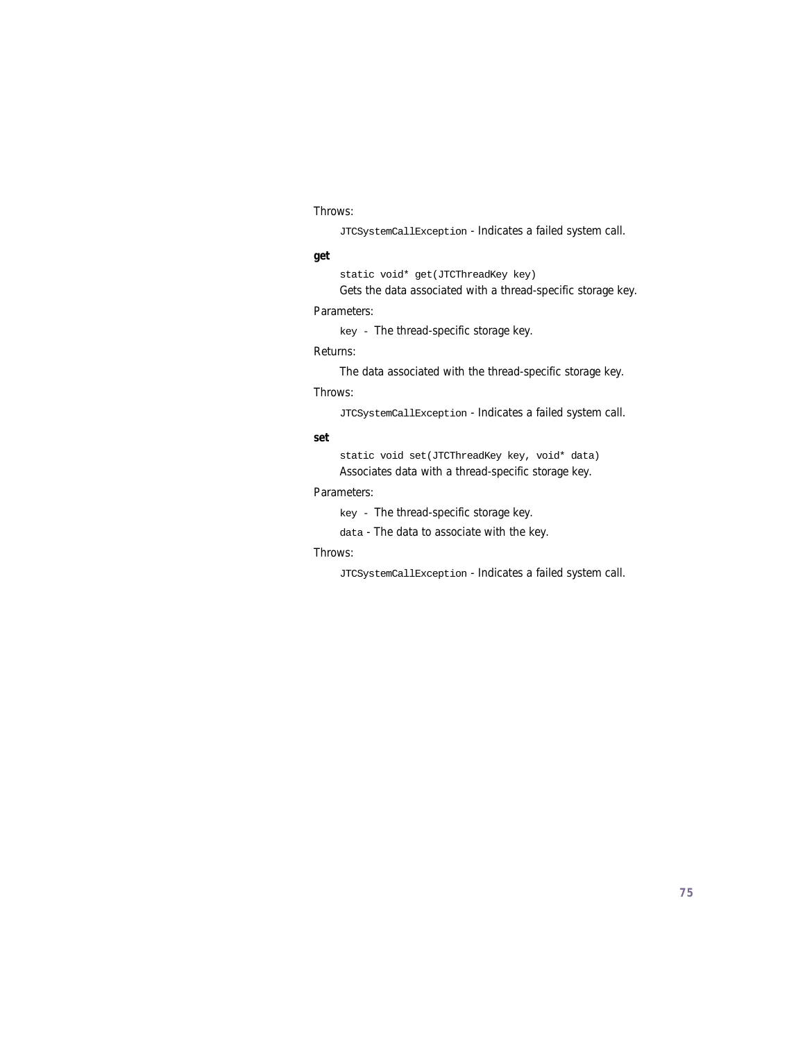Throws:

`JTCSystemCallException` - Indicates a failed system call.

**get**

```
static void* get(JTCThreadKey key)
```

Gets the data associated with a thread-specific storage key.

Parameters:

`key` - The thread-specific storage key.

Returns:

The data associated with the thread-specific storage key.

Throws:

`JTCSystemCallException` - Indicates a failed system call.

**set**

```
static void set(JTCThreadKey key, void* data)
```

Associates data with a thread-specific storage key.

Parameters:

`key` - The thread-specific storage key.

`data` - The data to associate with the key.

Throws:

`JTCSystemCallException` - Indicates a failed system call.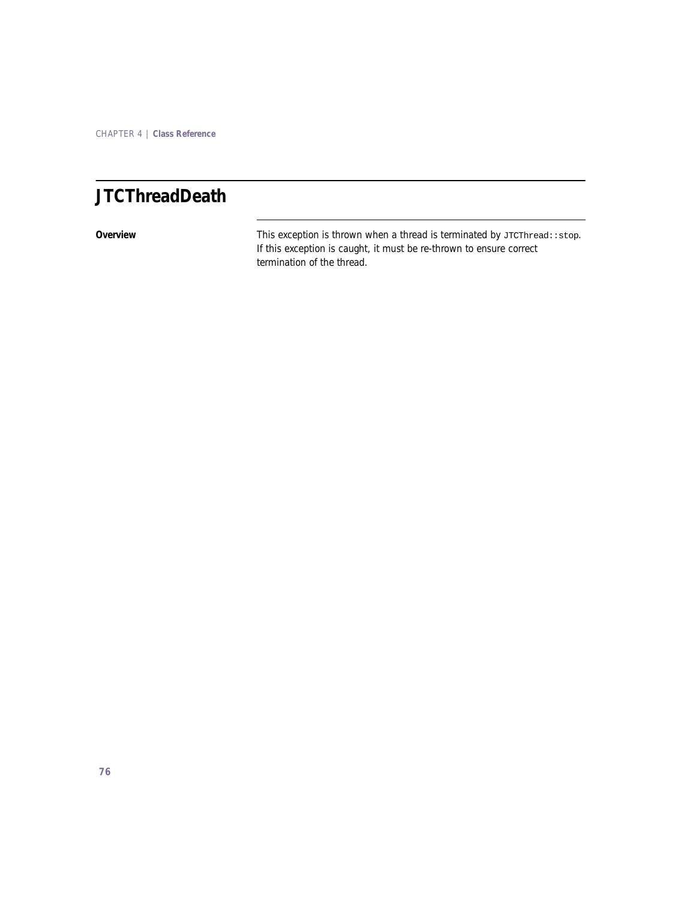# JTCThreadDeath

**Overview**

This exception is thrown when a thread is terminated by `JTCThread::stop`. If this exception is caught, it must be re-thrown to ensure correct termination of the thread.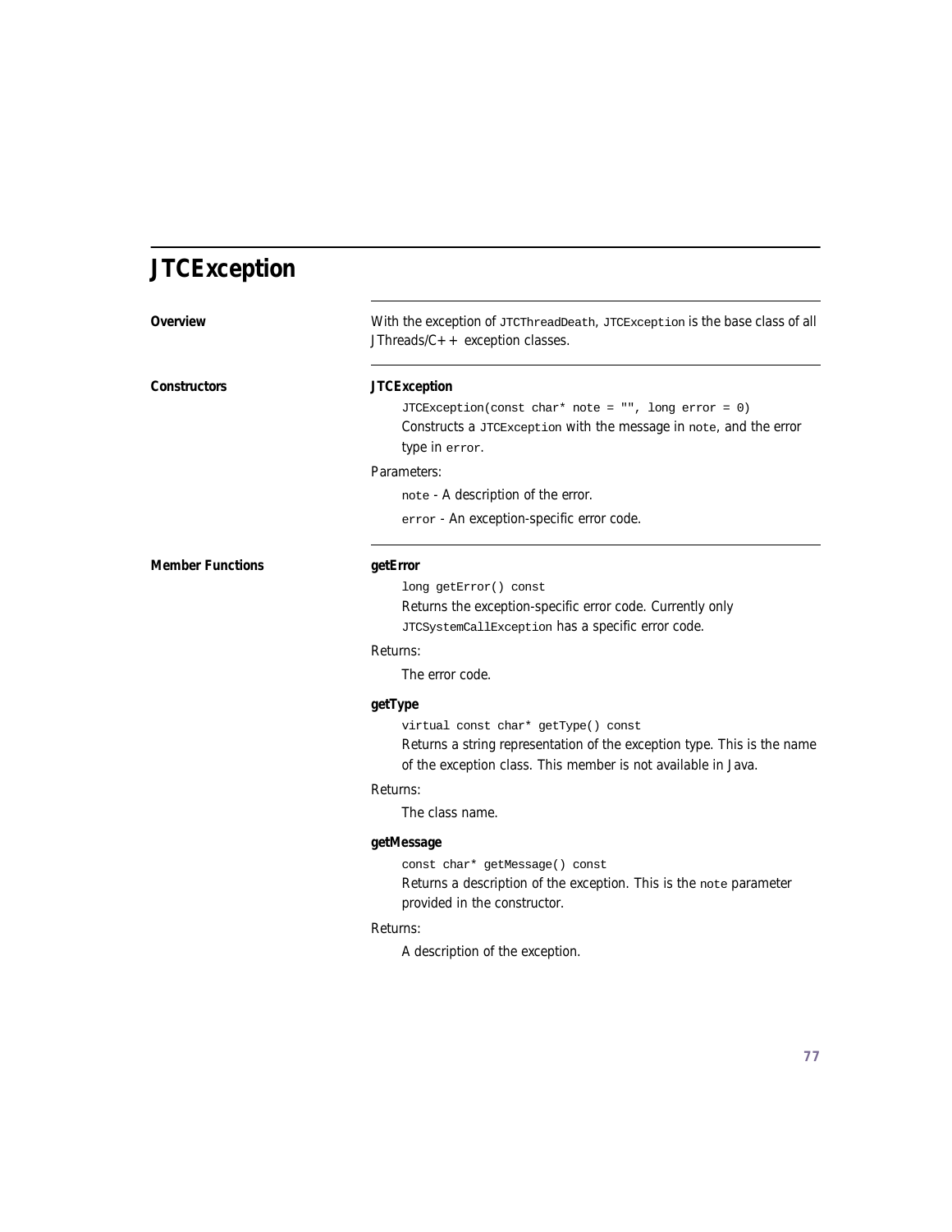# JTCException

## Overview

With the exception of `JTCThreadDeath`, `JTCException` is the base class of all JThreads/C++ exception classes.

## Constructors

### JTCException

```
JTCException(const char* note = "", long error = 0)
```

Constructs a `JTCException` with the message in `note`, and the error type in `error`.

Parameters:

`note` - A description of the error.

`error` - An exception-specific error code.

## Member Functions

### getError

```
long getError() const
```

Returns the exception-specific error code. Currently only `JTCSystemCallException` has a specific error code.

Returns:

The error code.

### getType

```
virtual const char* getType() const
```

Returns a string representation of the exception type. This is the name of the exception class. This member is not available in Java.

Returns:

The class name.

### getMessage

```
const char* getMessage() const
```

Returns a description of the exception. This is the `note` parameter provided in the constructor.

Returns:

A description of the exception.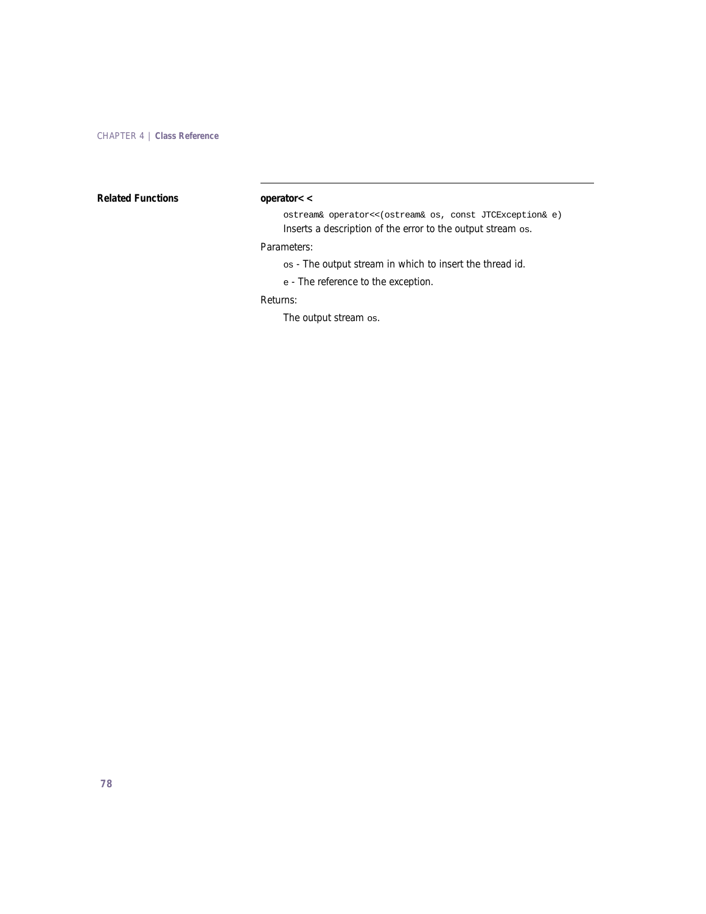**Related Functions**

**operator< <**

```
ostream& operator<<(ostream& os, const JTCException& e)
```

Inserts a description of the error to the output stream `os`.

Parameters:

`os` - The output stream in which to insert the thread id.

`e` - The reference to the exception.

Returns:

The output stream `os`.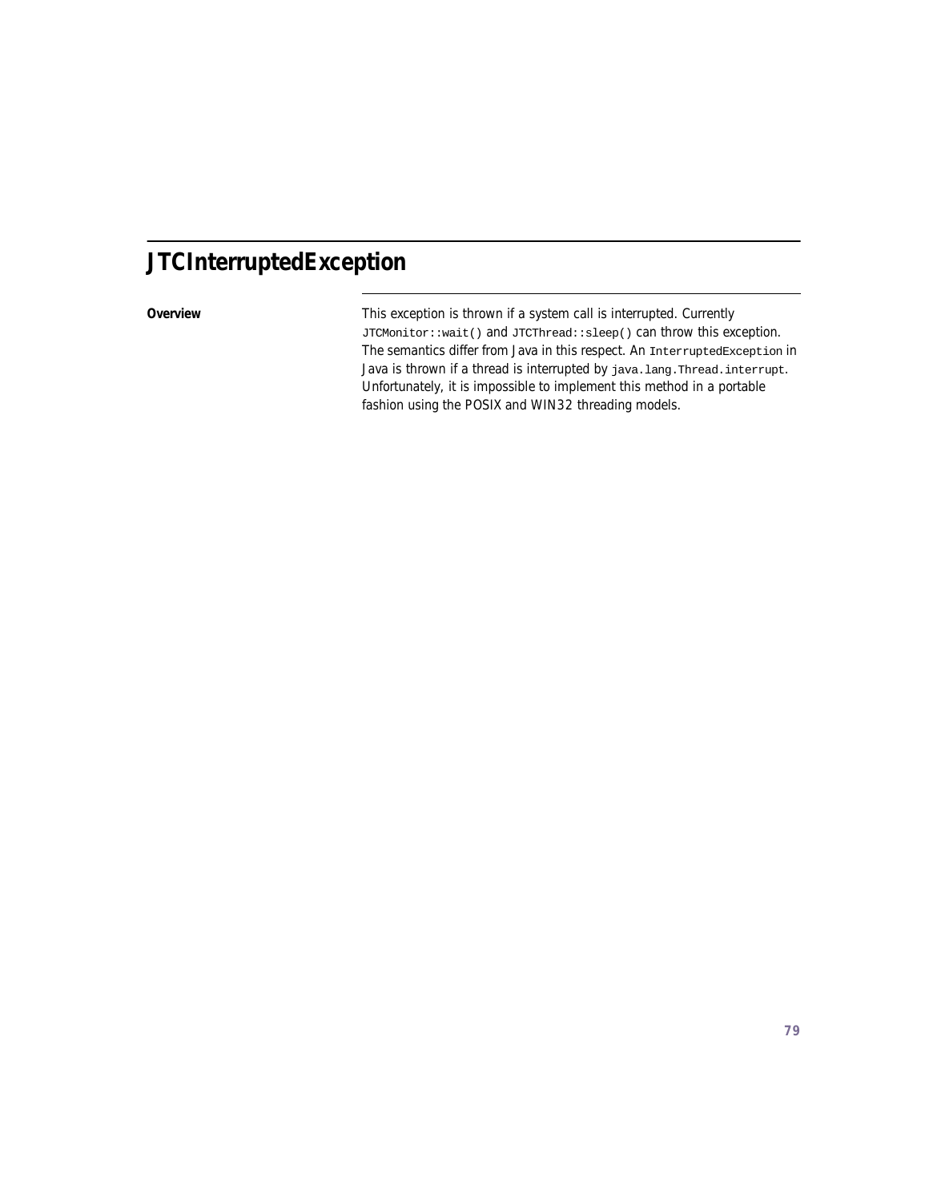# JTCInterruptedException

**Overview**

This exception is thrown if a system call is interrupted. Currently `JTCMonitor::wait()` and `JTCThread::sleep()` can throw this exception. The semantics differ from Java in this respect. An `InterruptedException` in Java is thrown if a thread is interrupted by `java.lang.Thread.interrupt`. Unfortunately, it is impossible to implement this method in a portable fashion using the POSIX and WIN32 threading models.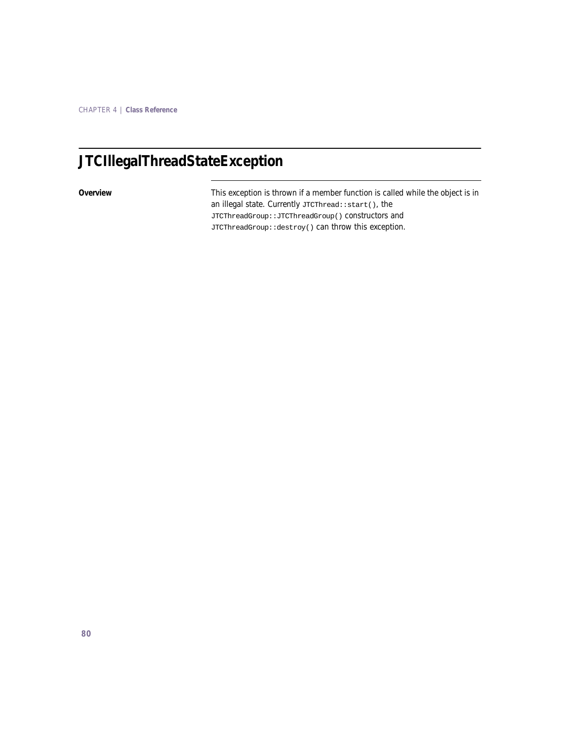# JTCIllegalThreadStateException

**Overview**

This exception is thrown if a member function is called while the object is in an illegal state. Currently `JTCThread::start()`, the `JTCThreadGroup::JTCThreadGroup()` constructors and `JTCThreadGroup::destroy()` can throw this exception.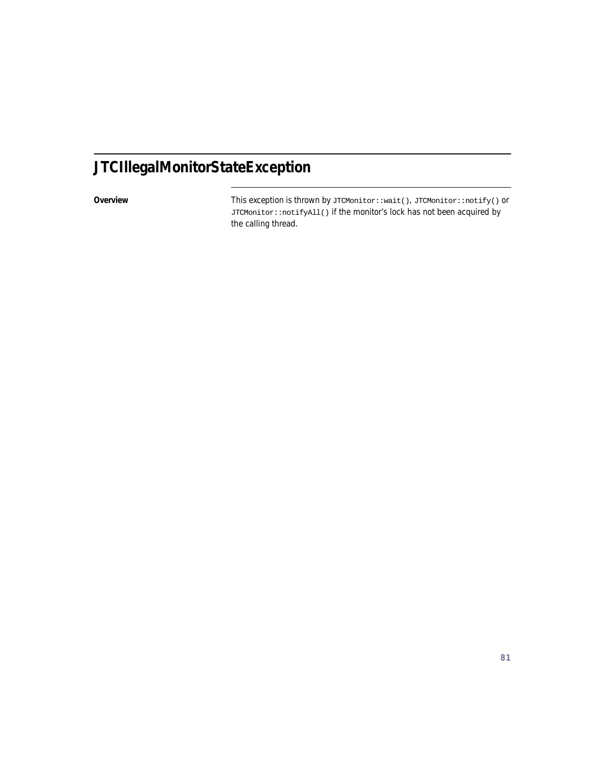# JTCIllegalMonitorStateException

**Overview**

This exception is thrown by `JTCMonitor::wait()`, `JTCMonitor::notify()` or `JTCMonitor::notifyAll()` if the monitor's lock has not been acquired by the calling thread.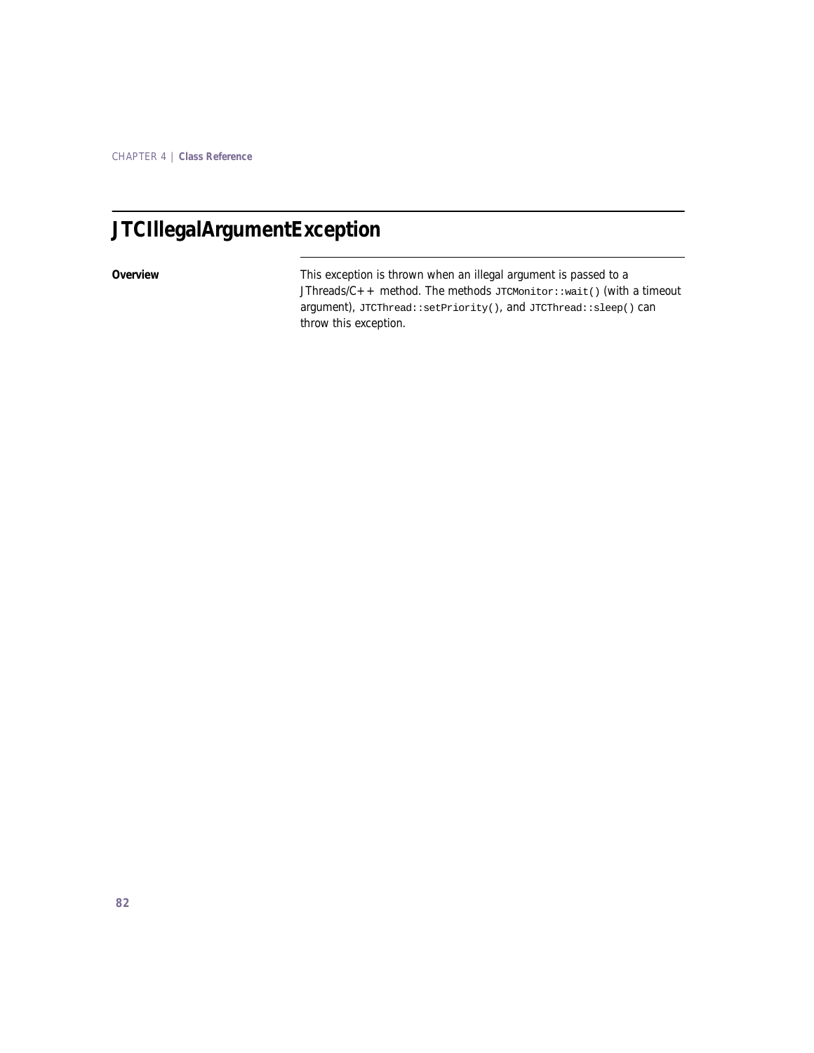# JTCIllegalArgumentException

**Overview**

This exception is thrown when an illegal argument is passed to a JThreads/C++ method. The methods `JTCMonitor::wait()` (with a timeout argument), `JTCThread::setPriority()`, and `JTCThread::sleep()` can throw this exception.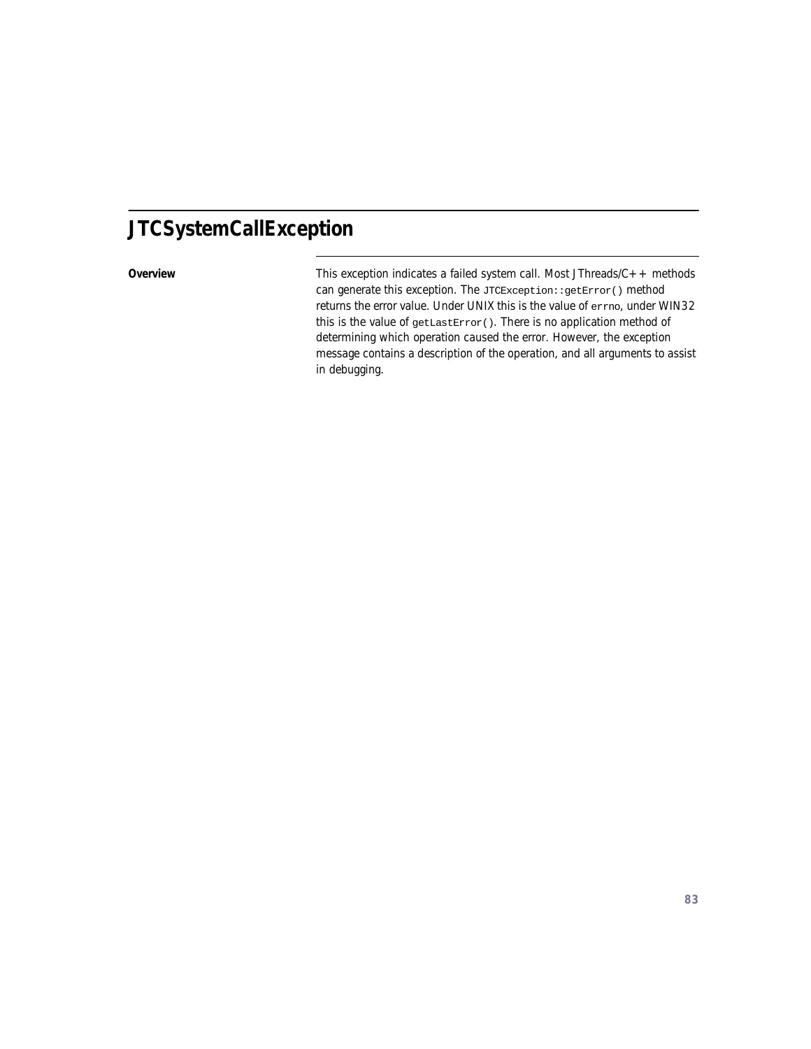# JTCSystemCallException

**Overview**

This exception indicates a failed system call. Most JThreads/C++ methods can generate this exception. The `JTCException::getError()` method returns the error value. Under UNIX this is the value of `errno`, under WIN32 this is the value of `getLastError()`. There is no application method of determining which operation caused the error. However, the exception message contains a description of the operation, and all arguments to assist in debugging.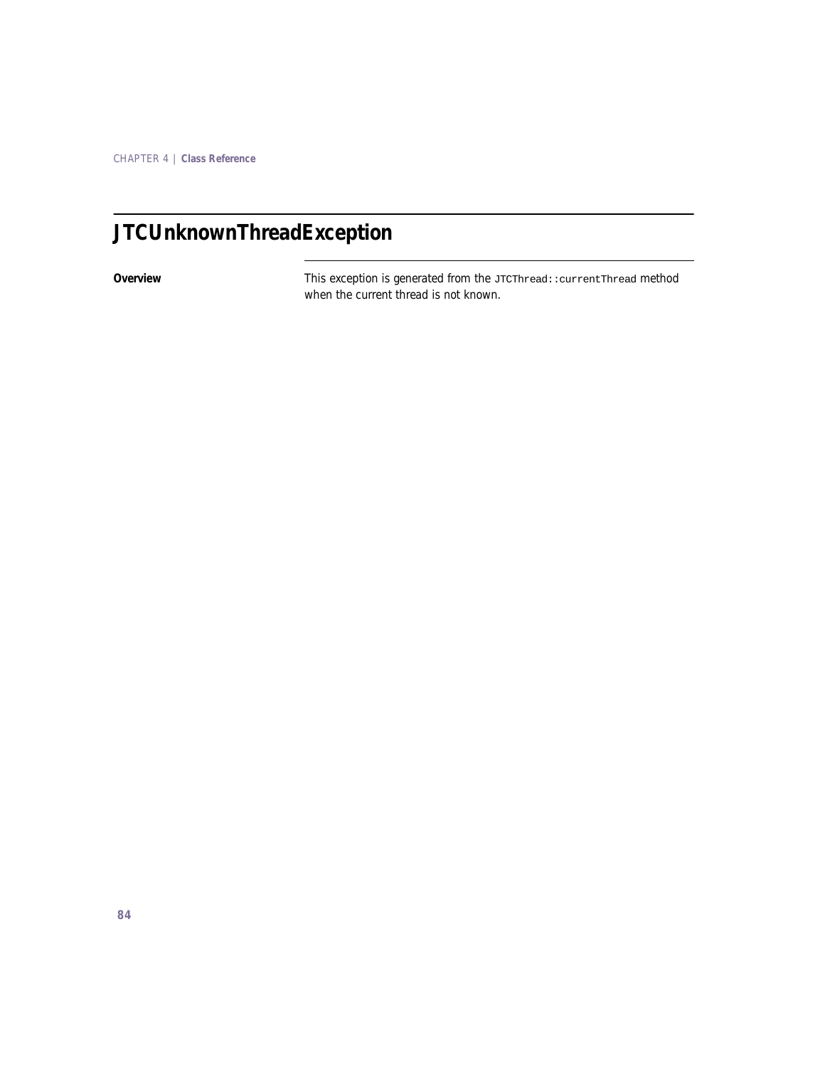# JTCUnknownThreadException

**Overview**

This exception is generated from the `JTCThread::currentThread` method when the current thread is not known.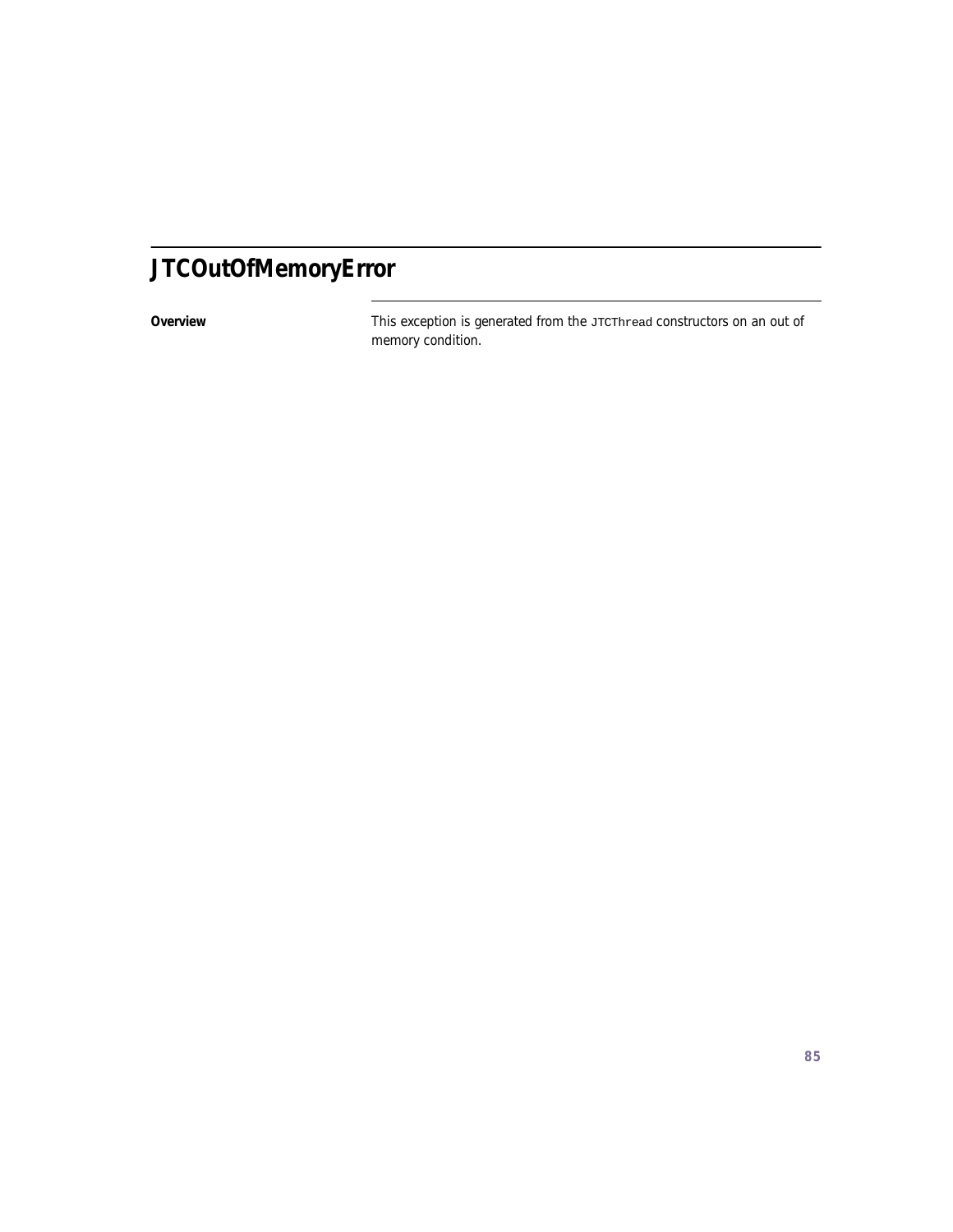# JTCOutOfMemoryError

**Overview**

This exception is generated from the `JTCThread` constructors on an out of memory condition.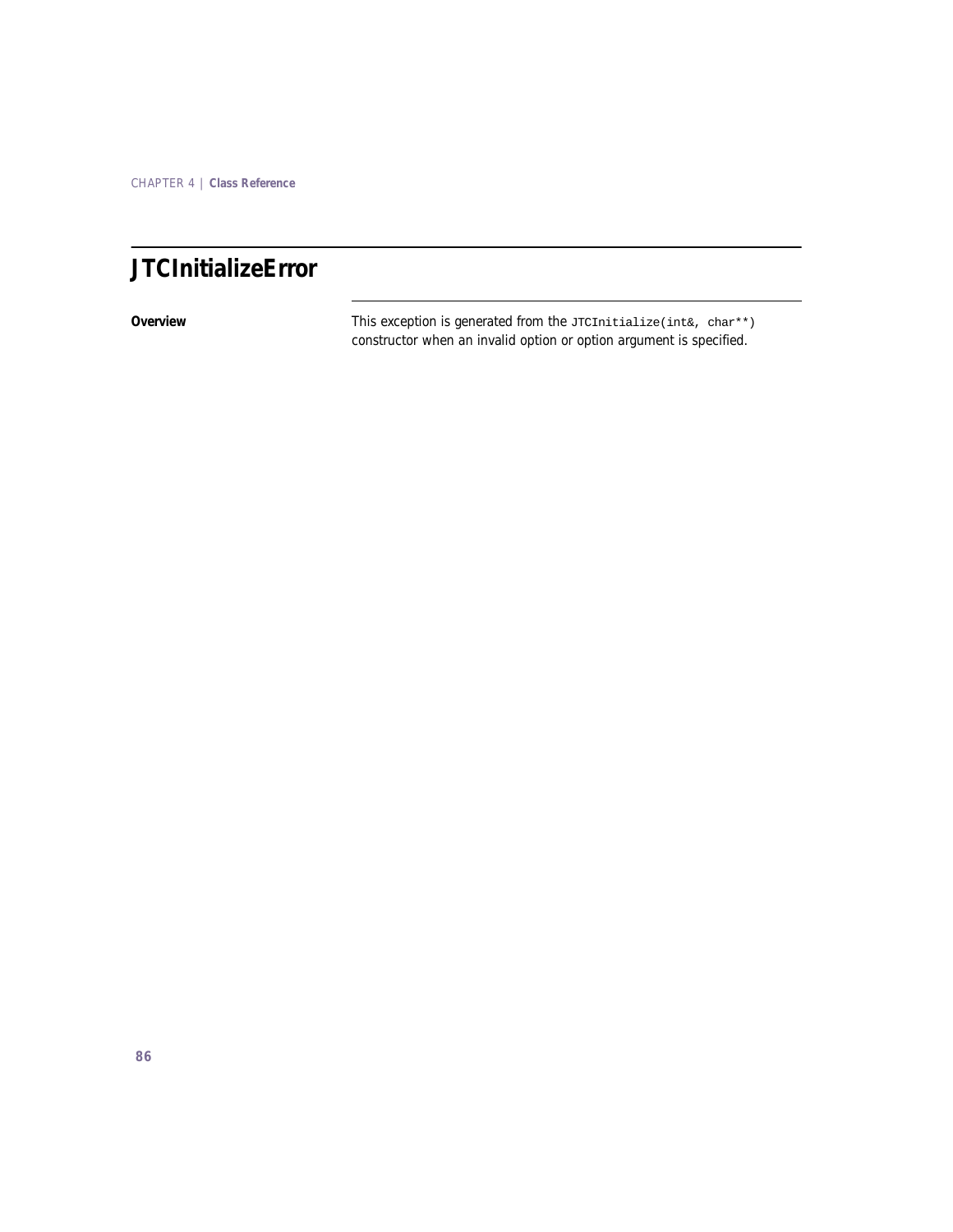# JTCInitializeError

**Overview**

This exception is generated from the `JTCInitialize(int&, char**)` constructor when an invalid option or option argument is specified.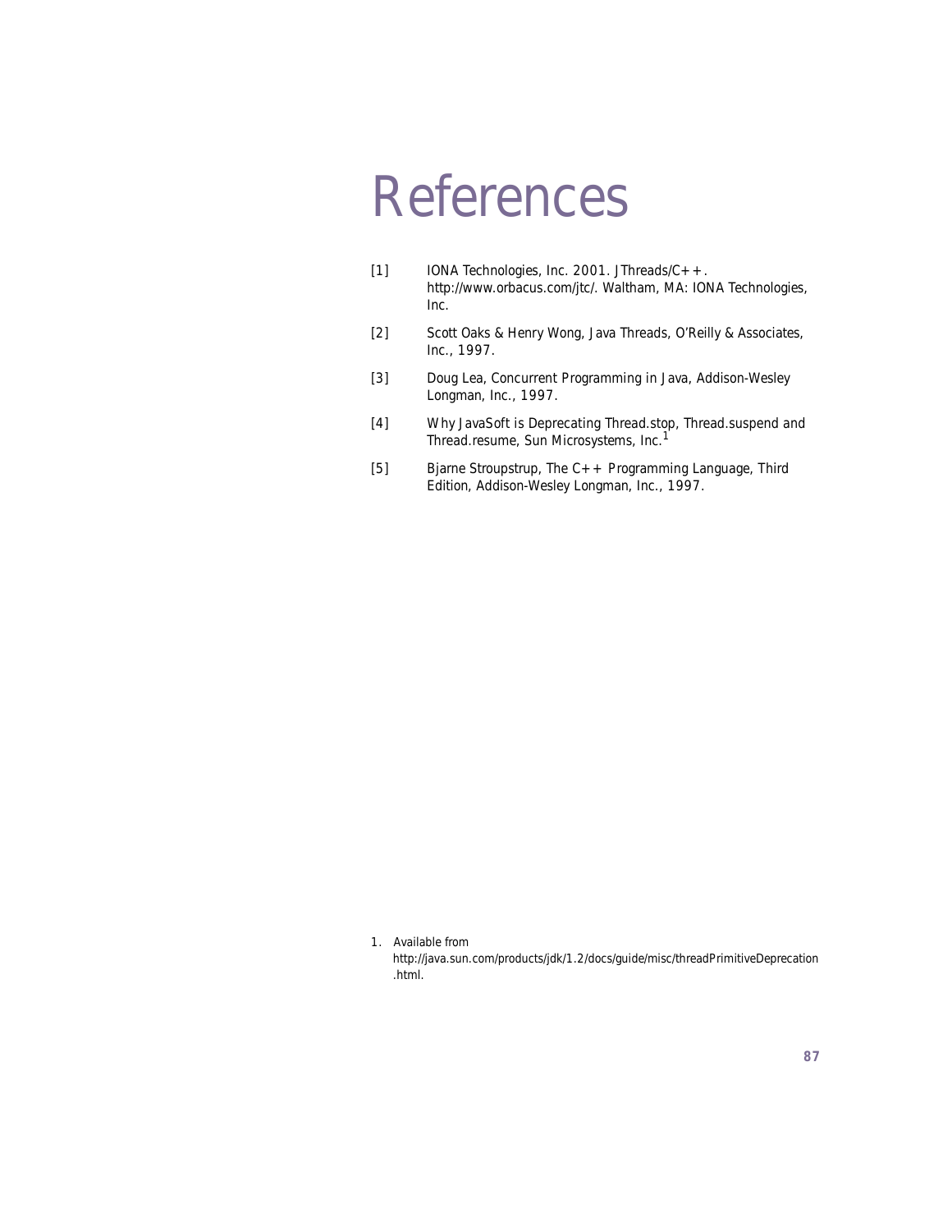# References

[1] IONA Technologies, Inc. 2001. JThreads/C++. http://www.orbacus.com/jtc/. Waltham, MA: IONA Technologies, Inc.

[2] Scott Oaks & Henry Wong, Java Threads, O'Reilly & Associates, Inc., 1997.

[3] Doug Lea, Concurrent Programming in Java, Addison-Wesley Longman, Inc., 1997.

[4] Why JavaSoft is Deprecating Thread.stop, Thread.suspend and Thread.resume, Sun Microsystems, Inc.[1]

[5] Bjarne Stroupstrup, The C++ Programming Language, Third Edition, Addison-Wesley Longman, Inc., 1997.

1. Available from http://java.sun.com/products/jdk/1.2/docs/guide/misc/threadPrimitiveDeprecation.html.